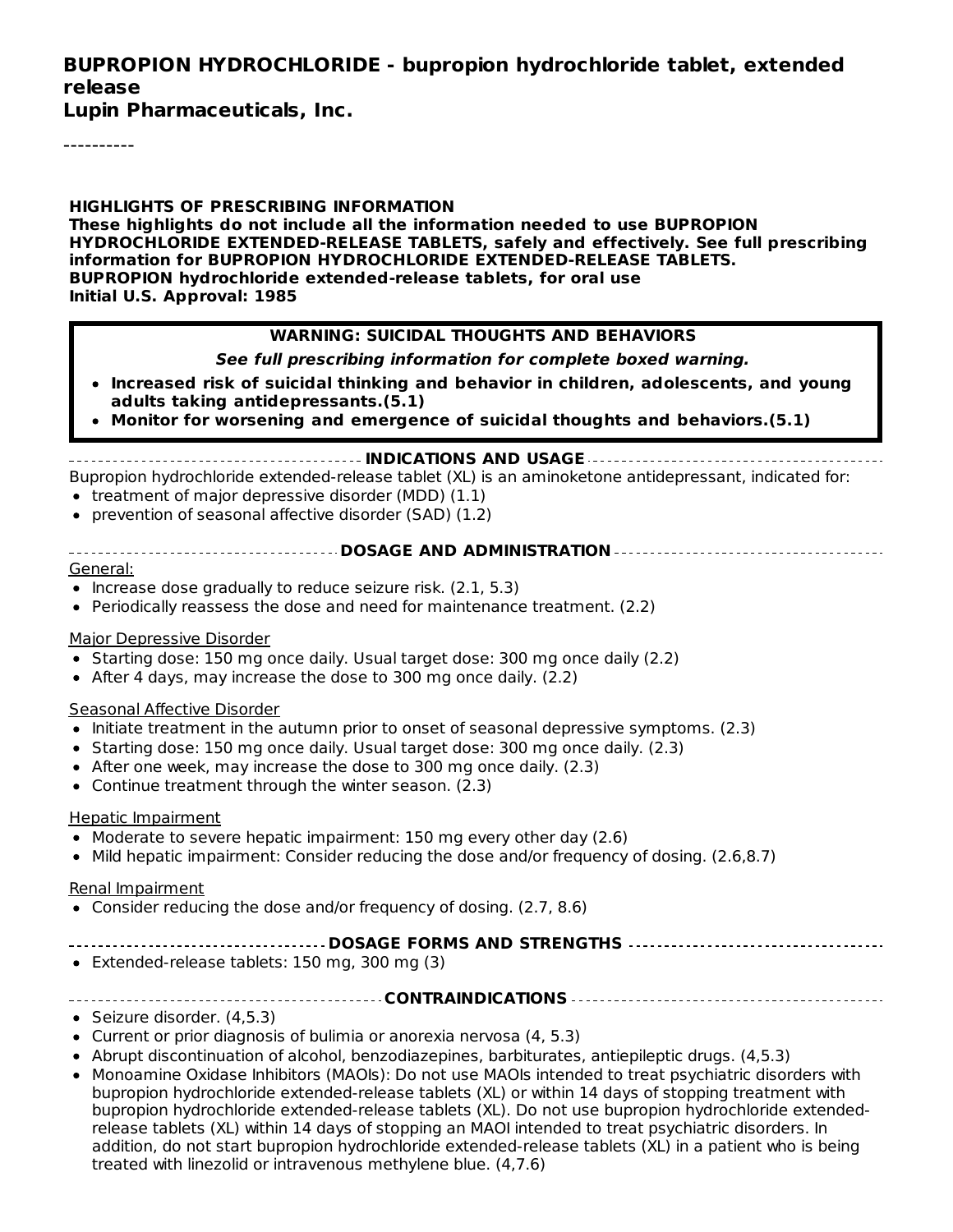**BUPROPION HYDROCHLORIDE - bupropion hydrochloride tablet, extended release**
**Lupin Pharmaceuticals, Inc.**

----------

**HIGHLIGHTS OF PRESCRIBING INFORMATION**
**These highlights do not include all the information needed to use BUPROPION HYDROCHLORIDE EXTENDED-RELEASE TABLETS, safely and effectively. See full prescribing information for BUPROPION HYDROCHLORIDE EXTENDED-RELEASE TABLETS.**
**BUPROPION hydrochloride extended-release tablets, for oral use**
**Initial U.S. Approval: 1985**

> **WARNING: SUICIDAL THOUGHTS AND BEHAVIORS**
>
> ***See full prescribing information for complete boxed warning.***
>
> - **Increased risk of suicidal thinking and behavior in children, adolescents, and young adults taking antidepressants.(5.1)**
> - **Monitor for worsening and emergence of suicidal thoughts and behaviors.(5.1)**

**INDICATIONS AND USAGE**

Bupropion hydrochloride extended-release tablet (XL) is an aminoketone antidepressant, indicated for:

- treatment of major depressive disorder (MDD) (1.1)
- prevention of seasonal affective disorder (SAD) (1.2)

**DOSAGE AND ADMINISTRATION**

General:

- Increase dose gradually to reduce seizure risk. (2.1, 5.3)
- Periodically reassess the dose and need for maintenance treatment. (2.2)

Major Depressive Disorder

- Starting dose: 150 mg once daily. Usual target dose: 300 mg once daily (2.2)
- After 4 days, may increase the dose to 300 mg once daily. (2.2)

Seasonal Affective Disorder

- Initiate treatment in the autumn prior to onset of seasonal depressive symptoms. (2.3)
- Starting dose: 150 mg once daily. Usual target dose: 300 mg once daily. (2.3)
- After one week, may increase the dose to 300 mg once daily. (2.3)
- Continue treatment through the winter season. (2.3)

Hepatic Impairment

- Moderate to severe hepatic impairment: 150 mg every other day (2.6)
- Mild hepatic impairment: Consider reducing the dose and/or frequency of dosing. (2.6,8.7)

Renal Impairment

- Consider reducing the dose and/or frequency of dosing. (2.7, 8.6)

**DOSAGE FORMS AND STRENGTHS**

- Extended-release tablets: 150 mg, 300 mg (3)

**CONTRAINDICATIONS**

- Seizure disorder. (4,5.3)
- Current or prior diagnosis of bulimia or anorexia nervosa (4, 5.3)
- Abrupt discontinuation of alcohol, benzodiazepines, barbiturates, antiepileptic drugs. (4,5.3)
- Monoamine Oxidase Inhibitors (MAOIs): Do not use MAOIs intended to treat psychiatric disorders with bupropion hydrochloride extended-release tablets (XL) or within 14 days of stopping treatment with bupropion hydrochloride extended-release tablets (XL). Do not use bupropion hydrochloride extended-release tablets (XL) within 14 days of stopping an MAOI intended to treat psychiatric disorders. In addition, do not start bupropion hydrochloride extended-release tablets (XL) in a patient who is being treated with linezolid or intravenous methylene blue. (4,7.6)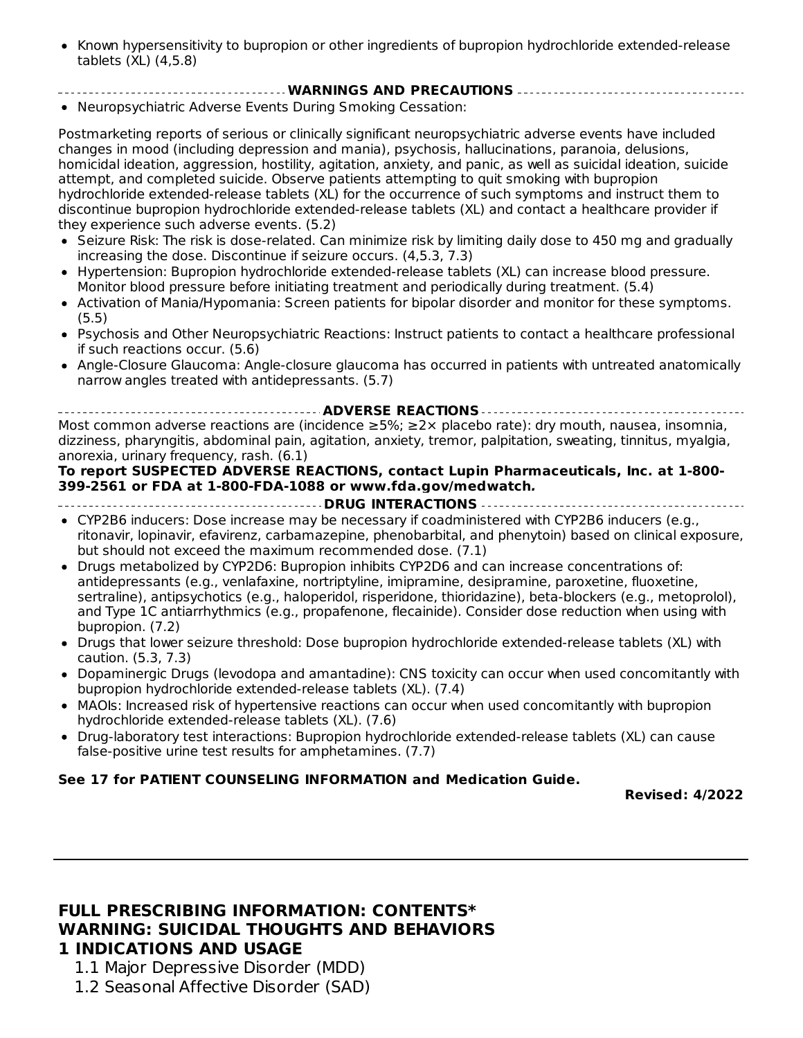- Known hypersensitivity to bupropion or other ingredients of bupropion hydrochloride extended-release tablets (XL) (4,5.8)

## WARNINGS AND PRECAUTIONS

- Neuropsychiatric Adverse Events During Smoking Cessation:

Postmarketing reports of serious or clinically significant neuropsychiatric adverse events have included changes in mood (including depression and mania), psychosis, hallucinations, paranoia, delusions, homicidal ideation, aggression, hostility, agitation, anxiety, and panic, as well as suicidal ideation, suicide attempt, and completed suicide. Observe patients attempting to quit smoking with bupropion hydrochloride extended-release tablets (XL) for the occurrence of such symptoms and instruct them to discontinue bupropion hydrochloride extended-release tablets (XL) and contact a healthcare provider if they experience such adverse events. (5.2)

- Seizure Risk: The risk is dose-related. Can minimize risk by limiting daily dose to 450 mg and gradually increasing the dose. Discontinue if seizure occurs. (4,5.3, 7.3)
- Hypertension: Bupropion hydrochloride extended-release tablets (XL) can increase blood pressure. Monitor blood pressure before initiating treatment and periodically during treatment. (5.4)
- Activation of Mania/Hypomania: Screen patients for bipolar disorder and monitor for these symptoms. (5.5)
- Psychosis and Other Neuropsychiatric Reactions: Instruct patients to contact a healthcare professional if such reactions occur. (5.6)
- Angle-Closure Glaucoma: Angle-closure glaucoma has occurred in patients with untreated anatomically narrow angles treated with antidepressants. (5.7)

## ADVERSE REACTIONS

Most common adverse reactions are (incidence ≥5%; ≥2× placebo rate): dry mouth, nausea, insomnia, dizziness, pharyngitis, abdominal pain, agitation, anxiety, tremor, palpitation, sweating, tinnitus, myalgia, anorexia, urinary frequency, rash. (6.1)

**To report SUSPECTED ADVERSE REACTIONS, contact Lupin Pharmaceuticals, Inc. at 1-800-399-2561 or FDA at 1-800-FDA-1088 or www.fda.gov/medwatch.**

## DRUG INTERACTIONS

- CYP2B6 inducers: Dose increase may be necessary if coadministered with CYP2B6 inducers (e.g., ritonavir, lopinavir, efavirenz, carbamazepine, phenobarbital, and phenytoin) based on clinical exposure, but should not exceed the maximum recommended dose. (7.1)
- Drugs metabolized by CYP2D6: Bupropion inhibits CYP2D6 and can increase concentrations of: antidepressants (e.g., venlafaxine, nortriptyline, imipramine, desipramine, paroxetine, fluoxetine, sertraline), antipsychotics (e.g., haloperidol, risperidone, thioridazine), beta-blockers (e.g., metoprolol), and Type 1C antiarrhythmics (e.g., propafenone, flecainide). Consider dose reduction when using with bupropion. (7.2)
- Drugs that lower seizure threshold: Dose bupropion hydrochloride extended-release tablets (XL) with caution. (5.3, 7.3)
- Dopaminergic Drugs (levodopa and amantadine): CNS toxicity can occur when used concomitantly with bupropion hydrochloride extended-release tablets (XL). (7.4)
- MAOIs: Increased risk of hypertensive reactions can occur when used concomitantly with bupropion hydrochloride extended-release tablets (XL). (7.6)
- Drug-laboratory test interactions: Bupropion hydrochloride extended-release tablets (XL) can cause false-positive urine test results for amphetamines. (7.7)

**See 17 for PATIENT COUNSELING INFORMATION and Medication Guide.**

**Revised: 4/2022**

---

## FULL PRESCRIBING INFORMATION: CONTENTS*

## WARNING: SUICIDAL THOUGHTS AND BEHAVIORS

## 1 INDICATIONS AND USAGE

1.1 Major Depressive Disorder (MDD)

1.2 Seasonal Affective Disorder (SAD)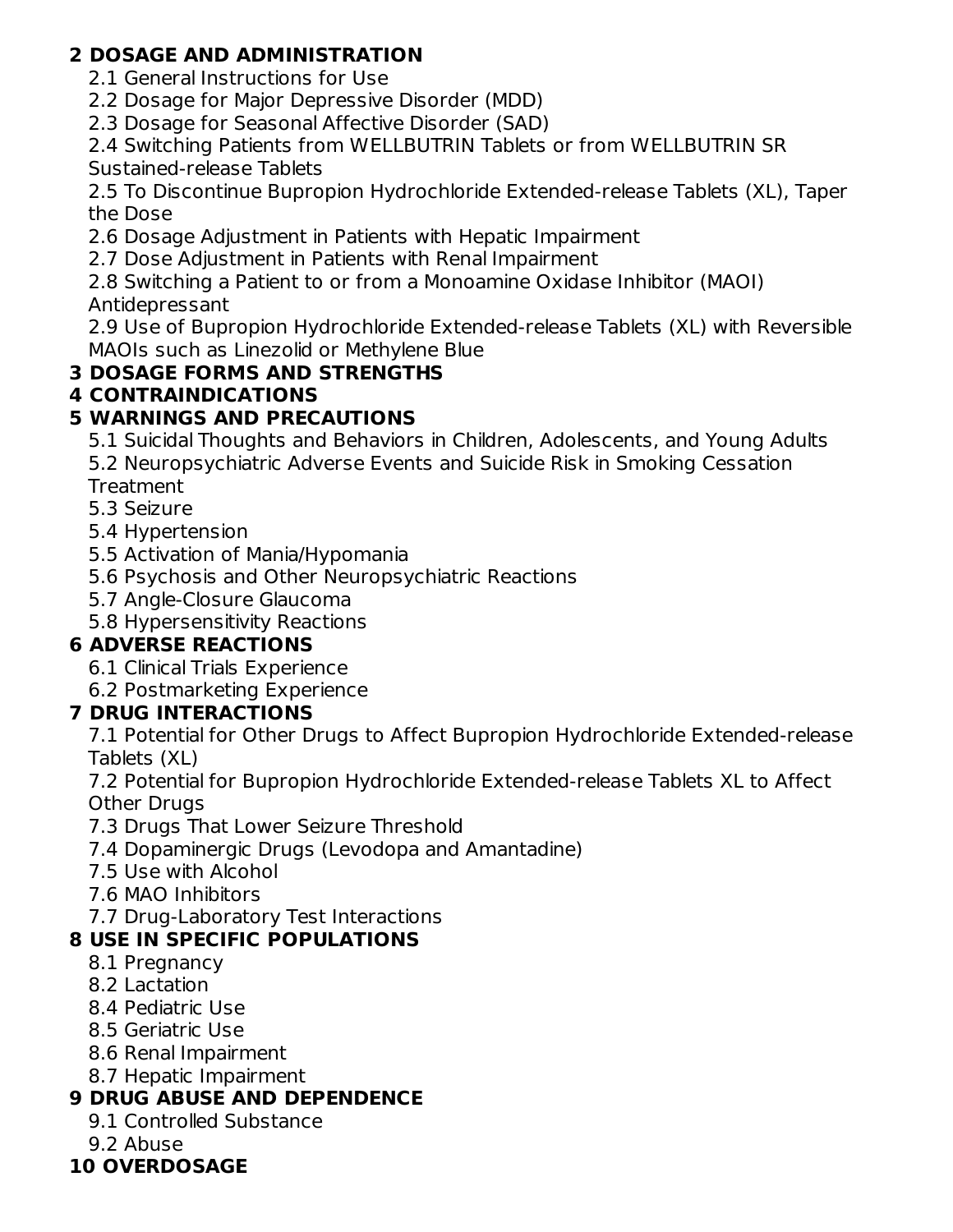**2 DOSAGE AND ADMINISTRATION**

- 2.1 General Instructions for Use
- 2.2 Dosage for Major Depressive Disorder (MDD)
- 2.3 Dosage for Seasonal Affective Disorder (SAD)
- 2.4 Switching Patients from WELLBUTRIN Tablets or from WELLBUTRIN SR Sustained-release Tablets
- 2.5 To Discontinue Bupropion Hydrochloride Extended-release Tablets (XL), Taper the Dose
- 2.6 Dosage Adjustment in Patients with Hepatic Impairment
- 2.7 Dose Adjustment in Patients with Renal Impairment
- 2.8 Switching a Patient to or from a Monoamine Oxidase Inhibitor (MAOI) Antidepressant
- 2.9 Use of Bupropion Hydrochloride Extended-release Tablets (XL) with Reversible MAOIs such as Linezolid or Methylene Blue

**3 DOSAGE FORMS AND STRENGTHS**

**4 CONTRAINDICATIONS**

**5 WARNINGS AND PRECAUTIONS**

- 5.1 Suicidal Thoughts and Behaviors in Children, Adolescents, and Young Adults
- 5.2 Neuropsychiatric Adverse Events and Suicide Risk in Smoking Cessation Treatment
- 5.3 Seizure
- 5.4 Hypertension
- 5.5 Activation of Mania/Hypomania
- 5.6 Psychosis and Other Neuropsychiatric Reactions
- 5.7 Angle-Closure Glaucoma
- 5.8 Hypersensitivity Reactions

**6 ADVERSE REACTIONS**

- 6.1 Clinical Trials Experience
- 6.2 Postmarketing Experience

**7 DRUG INTERACTIONS**

- 7.1 Potential for Other Drugs to Affect Bupropion Hydrochloride Extended-release Tablets (XL)
- 7.2 Potential for Bupropion Hydrochloride Extended-release Tablets XL to Affect Other Drugs
- 7.3 Drugs That Lower Seizure Threshold
- 7.4 Dopaminergic Drugs (Levodopa and Amantadine)
- 7.5 Use with Alcohol
- 7.6 MAO Inhibitors
- 7.7 Drug-Laboratory Test Interactions

**8 USE IN SPECIFIC POPULATIONS**

- 8.1 Pregnancy
- 8.2 Lactation
- 8.4 Pediatric Use
- 8.5 Geriatric Use
- 8.6 Renal Impairment
- 8.7 Hepatic Impairment

**9 DRUG ABUSE AND DEPENDENCE**

- 9.1 Controlled Substance
- 9.2 Abuse

**10 OVERDOSAGE**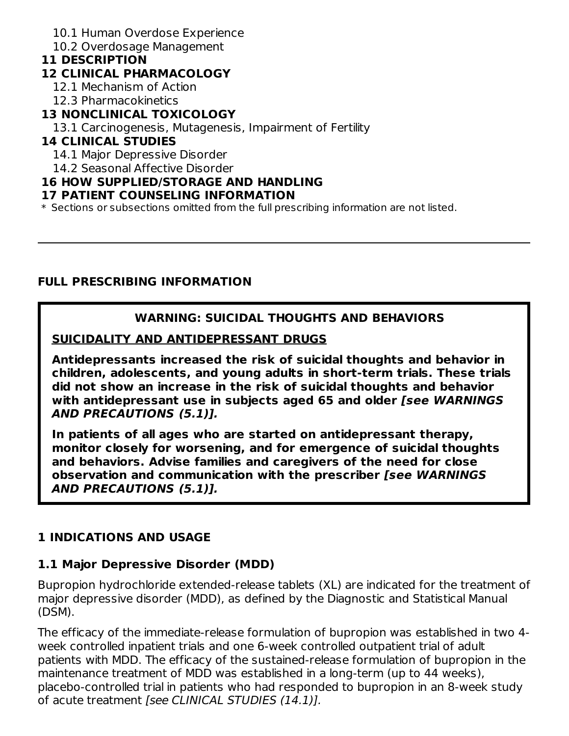10.1 Human Overdose Experience
10.2 Overdosage Management

**11 DESCRIPTION**

**12 CLINICAL PHARMACOLOGY**

12.1 Mechanism of Action
12.3 Pharmacokinetics

**13 NONCLINICAL TOXICOLOGY**

13.1 Carcinogenesis, Mutagenesis, Impairment of Fertility

**14 CLINICAL STUDIES**

14.1 Major Depressive Disorder
14.2 Seasonal Affective Disorder

**16 HOW SUPPLIED/STORAGE AND HANDLING**

**17 PATIENT COUNSELING INFORMATION**

* Sections or subsections omitted from the full prescribing information are not listed.

---

## FULL PRESCRIBING INFORMATION

> **WARNING: SUICIDAL THOUGHTS AND BEHAVIORS**
>
> **SUICIDALITY AND ANTIDEPRESSANT DRUGS**
>
> **Antidepressants increased the risk of suicidal thoughts and behavior in children, adolescents, and young adults in short-term trials. These trials did not show an increase in the risk of suicidal thoughts and behavior with antidepressant use in subjects aged 65 and older *[see WARNINGS AND PRECAUTIONS (5.1)]*.**
>
> **In patients of all ages who are started on antidepressant therapy, monitor closely for worsening, and for emergence of suicidal thoughts and behaviors. Advise families and caregivers of the need for close observation and communication with the prescriber *[see WARNINGS AND PRECAUTIONS (5.1)]*.**

## 1 INDICATIONS AND USAGE

### 1.1 Major Depressive Disorder (MDD)

Bupropion hydrochloride extended-release tablets (XL) are indicated for the treatment of major depressive disorder (MDD), as defined by the Diagnostic and Statistical Manual (DSM).

The efficacy of the immediate-release formulation of bupropion was established in two 4-week controlled inpatient trials and one 6-week controlled outpatient trial of adult patients with MDD. The efficacy of the sustained-release formulation of bupropion in the maintenance treatment of MDD was established in a long-term (up to 44 weeks), placebo-controlled trial in patients who had responded to bupropion in an 8-week study of acute treatment *[see CLINICAL STUDIES (14.1)]*.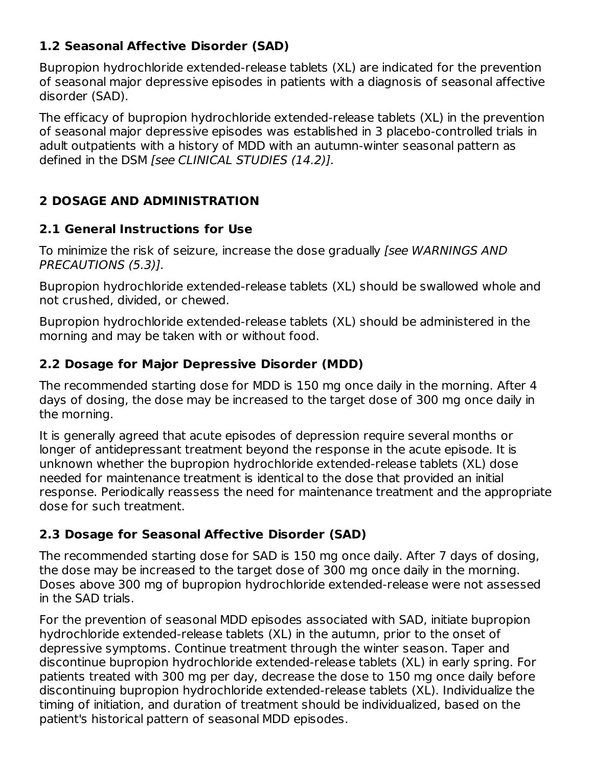### 1.2 Seasonal Affective Disorder (SAD)

Bupropion hydrochloride extended-release tablets (XL) are indicated for the prevention of seasonal major depressive episodes in patients with a diagnosis of seasonal affective disorder (SAD).

The efficacy of bupropion hydrochloride extended-release tablets (XL) in the prevention of seasonal major depressive episodes was established in 3 placebo-controlled trials in adult outpatients with a history of MDD with an autumn-winter seasonal pattern as defined in the DSM *[see CLINICAL STUDIES (14.2)].*

## 2 DOSAGE AND ADMINISTRATION

### 2.1 General Instructions for Use

To minimize the risk of seizure, increase the dose gradually *[see WARNINGS AND PRECAUTIONS (5.3)].*

Bupropion hydrochloride extended-release tablets (XL) should be swallowed whole and not crushed, divided, or chewed.

Bupropion hydrochloride extended-release tablets (XL) should be administered in the morning and may be taken with or without food.

### 2.2 Dosage for Major Depressive Disorder (MDD)

The recommended starting dose for MDD is 150 mg once daily in the morning. After 4 days of dosing, the dose may be increased to the target dose of 300 mg once daily in the morning.

It is generally agreed that acute episodes of depression require several months or longer of antidepressant treatment beyond the response in the acute episode. It is unknown whether the bupropion hydrochloride extended-release tablets (XL) dose needed for maintenance treatment is identical to the dose that provided an initial response. Periodically reassess the need for maintenance treatment and the appropriate dose for such treatment.

### 2.3 Dosage for Seasonal Affective Disorder (SAD)

The recommended starting dose for SAD is 150 mg once daily. After 7 days of dosing, the dose may be increased to the target dose of 300 mg once daily in the morning. Doses above 300 mg of bupropion hydrochloride extended-release were not assessed in the SAD trials.

For the prevention of seasonal MDD episodes associated with SAD, initiate bupropion hydrochloride extended-release tablets (XL) in the autumn, prior to the onset of depressive symptoms. Continue treatment through the winter season. Taper and discontinue bupropion hydrochloride extended-release tablets (XL) in early spring. For patients treated with 300 mg per day, decrease the dose to 150 mg once daily before discontinuing bupropion hydrochloride extended-release tablets (XL). Individualize the timing of initiation, and duration of treatment should be individualized, based on the patient's historical pattern of seasonal MDD episodes.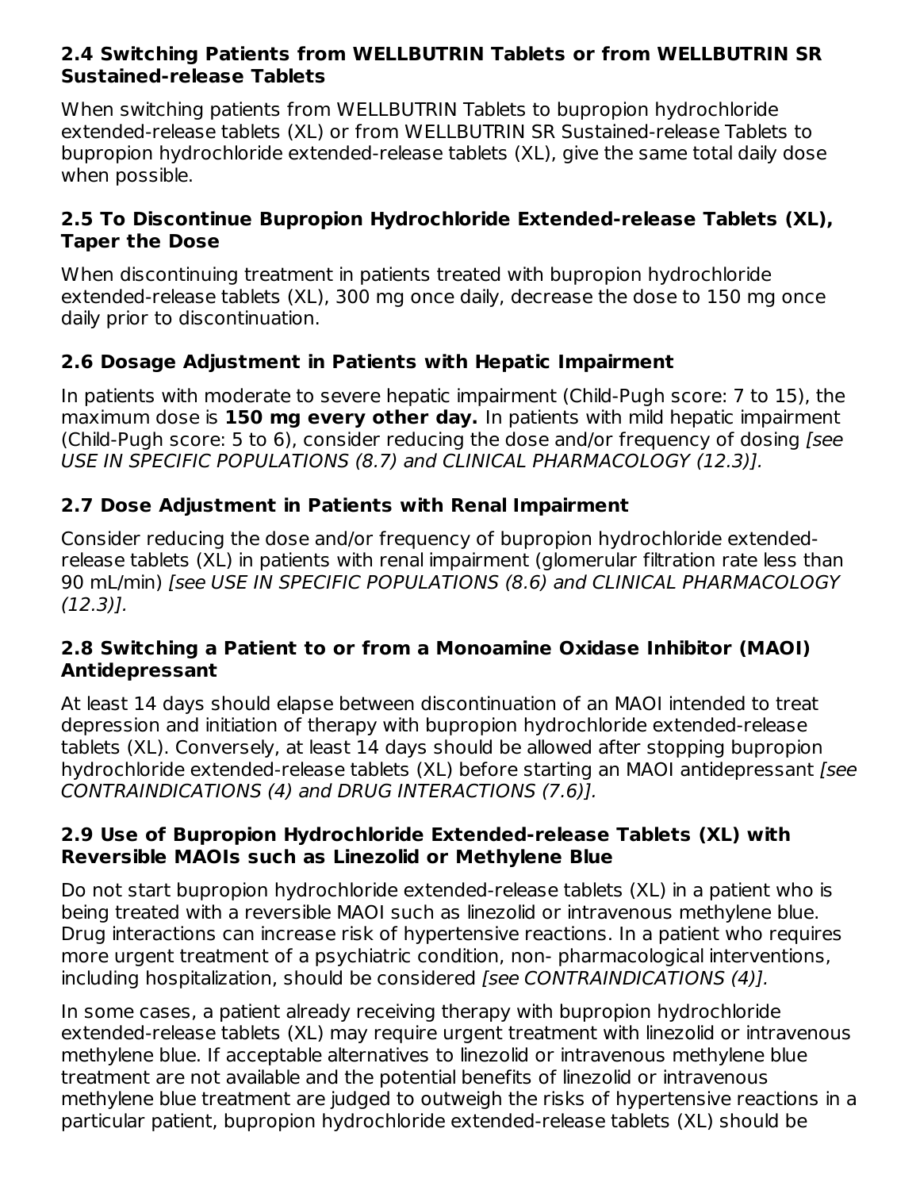### 2.4 Switching Patients from WELLBUTRIN Tablets or from WELLBUTRIN SR Sustained-release Tablets

When switching patients from WELLBUTRIN Tablets to bupropion hydrochloride extended-release tablets (XL) or from WELLBUTRIN SR Sustained-release Tablets to bupropion hydrochloride extended-release tablets (XL), give the same total daily dose when possible.

### 2.5 To Discontinue Bupropion Hydrochloride Extended-release Tablets (XL), Taper the Dose

When discontinuing treatment in patients treated with bupropion hydrochloride extended-release tablets (XL), 300 mg once daily, decrease the dose to 150 mg once daily prior to discontinuation.

### 2.6 Dosage Adjustment in Patients with Hepatic Impairment

In patients with moderate to severe hepatic impairment (Child-Pugh score: 7 to 15), the maximum dose is **150 mg every other day.** In patients with mild hepatic impairment (Child-Pugh score: 5 to 6), consider reducing the dose and/or frequency of dosing *[see USE IN SPECIFIC POPULATIONS (8.7) and CLINICAL PHARMACOLOGY (12.3)].*

### 2.7 Dose Adjustment in Patients with Renal Impairment

Consider reducing the dose and/or frequency of bupropion hydrochloride extended-release tablets (XL) in patients with renal impairment (glomerular filtration rate less than 90 mL/min) *[see USE IN SPECIFIC POPULATIONS (8.6) and CLINICAL PHARMACOLOGY (12.3)].*

### 2.8 Switching a Patient to or from a Monoamine Oxidase Inhibitor (MAOI) Antidepressant

At least 14 days should elapse between discontinuation of an MAOI intended to treat depression and initiation of therapy with bupropion hydrochloride extended-release tablets (XL). Conversely, at least 14 days should be allowed after stopping bupropion hydrochloride extended-release tablets (XL) before starting an MAOI antidepressant *[see CONTRAINDICATIONS (4) and DRUG INTERACTIONS (7.6)].*

### 2.9 Use of Bupropion Hydrochloride Extended-release Tablets (XL) with Reversible MAOIs such as Linezolid or Methylene Blue

Do not start bupropion hydrochloride extended-release tablets (XL) in a patient who is being treated with a reversible MAOI such as linezolid or intravenous methylene blue. Drug interactions can increase risk of hypertensive reactions. In a patient who requires more urgent treatment of a psychiatric condition, non- pharmacological interventions, including hospitalization, should be considered *[see CONTRAINDICATIONS (4)].*

In some cases, a patient already receiving therapy with bupropion hydrochloride extended-release tablets (XL) may require urgent treatment with linezolid or intravenous methylene blue. If acceptable alternatives to linezolid or intravenous methylene blue treatment are not available and the potential benefits of linezolid or intravenous methylene blue treatment are judged to outweigh the risks of hypertensive reactions in a particular patient, bupropion hydrochloride extended-release tablets (XL) should be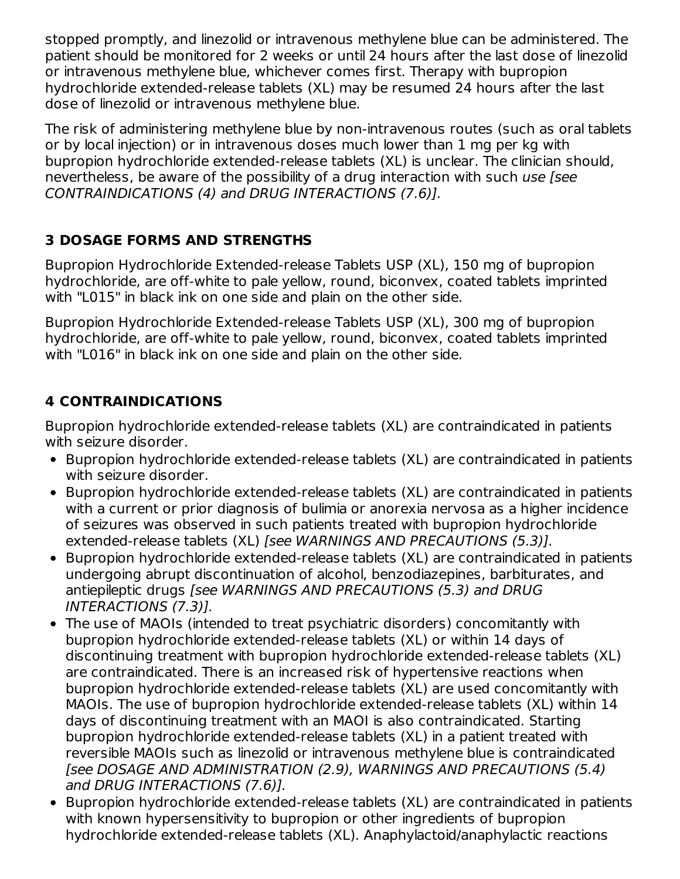stopped promptly, and linezolid or intravenous methylene blue can be administered. The patient should be monitored for 2 weeks or until 24 hours after the last dose of linezolid or intravenous methylene blue, whichever comes first. Therapy with bupropion hydrochloride extended-release tablets (XL) may be resumed 24 hours after the last dose of linezolid or intravenous methylene blue.

The risk of administering methylene blue by non-intravenous routes (such as oral tablets or by local injection) or in intravenous doses much lower than 1 mg per kg with bupropion hydrochloride extended-release tablets (XL) is unclear. The clinician should, nevertheless, be aware of the possibility of a drug interaction with such *use [see CONTRAINDICATIONS (4) and DRUG INTERACTIONS (7.6)].*

## 3 DOSAGE FORMS AND STRENGTHS

Bupropion Hydrochloride Extended-release Tablets USP (XL), 150 mg of bupropion hydrochloride, are off-white to pale yellow, round, biconvex, coated tablets imprinted with "L015" in black ink on one side and plain on the other side.

Bupropion Hydrochloride Extended-release Tablets USP (XL), 300 mg of bupropion hydrochloride, are off-white to pale yellow, round, biconvex, coated tablets imprinted with "L016" in black ink on one side and plain on the other side.

## 4 CONTRAINDICATIONS

Bupropion hydrochloride extended-release tablets (XL) are contraindicated in patients with seizure disorder.

- Bupropion hydrochloride extended-release tablets (XL) are contraindicated in patients with seizure disorder.
- Bupropion hydrochloride extended-release tablets (XL) are contraindicated in patients with a current or prior diagnosis of bulimia or anorexia nervosa as a higher incidence of seizures was observed in such patients treated with bupropion hydrochloride extended-release tablets (XL) *[see WARNINGS AND PRECAUTIONS (5.3)].*
- Bupropion hydrochloride extended-release tablets (XL) are contraindicated in patients undergoing abrupt discontinuation of alcohol, benzodiazepines, barbiturates, and antiepileptic drugs *[see WARNINGS AND PRECAUTIONS (5.3) and DRUG INTERACTIONS (7.3)].*
- The use of MAOIs (intended to treat psychiatric disorders) concomitantly with bupropion hydrochloride extended-release tablets (XL) or within 14 days of discontinuing treatment with bupropion hydrochloride extended-release tablets (XL) are contraindicated. There is an increased risk of hypertensive reactions when bupropion hydrochloride extended-release tablets (XL) are used concomitantly with MAOIs. The use of bupropion hydrochloride extended-release tablets (XL) within 14 days of discontinuing treatment with an MAOI is also contraindicated. Starting bupropion hydrochloride extended-release tablets (XL) in a patient treated with reversible MAOIs such as linezolid or intravenous methylene blue is contraindicated *[see DOSAGE AND ADMINISTRATION (2.9), WARNINGS AND PRECAUTIONS (5.4) and DRUG INTERACTIONS (7.6)].*
- Bupropion hydrochloride extended-release tablets (XL) are contraindicated in patients with known hypersensitivity to bupropion or other ingredients of bupropion hydrochloride extended-release tablets (XL). Anaphylactoid/anaphylactic reactions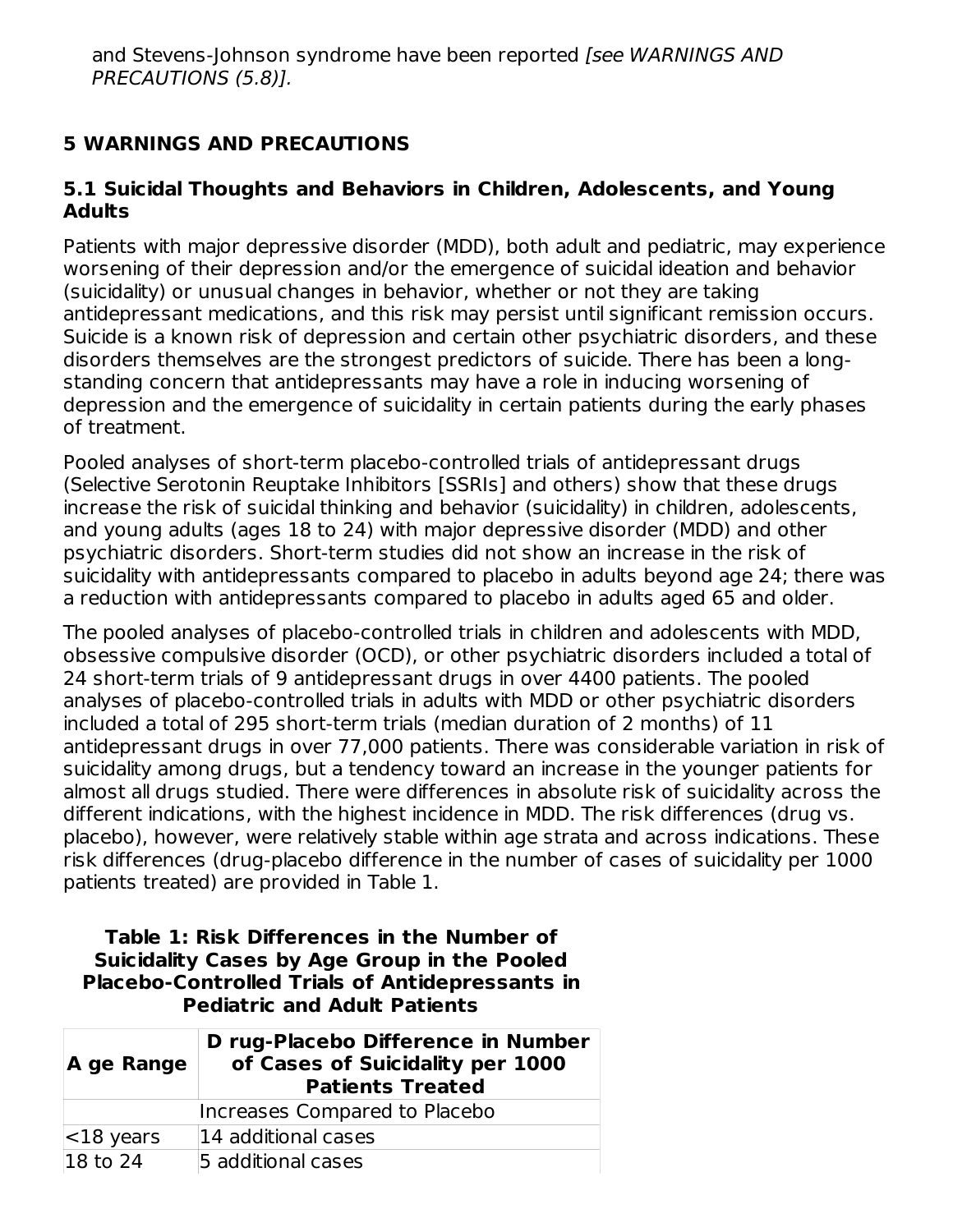and Stevens-Johnson syndrome have been reported *[see WARNINGS AND PRECAUTIONS (5.8)].*

## 5 WARNINGS AND PRECAUTIONS

### 5.1 Suicidal Thoughts and Behaviors in Children, Adolescents, and Young Adults

Patients with major depressive disorder (MDD), both adult and pediatric, may experience worsening of their depression and/or the emergence of suicidal ideation and behavior (suicidality) or unusual changes in behavior, whether or not they are taking antidepressant medications, and this risk may persist until significant remission occurs. Suicide is a known risk of depression and certain other psychiatric disorders, and these disorders themselves are the strongest predictors of suicide. There has been a long-standing concern that antidepressants may have a role in inducing worsening of depression and the emergence of suicidality in certain patients during the early phases of treatment.

Pooled analyses of short-term placebo-controlled trials of antidepressant drugs (Selective Serotonin Reuptake Inhibitors [SSRIs] and others) show that these drugs increase the risk of suicidal thinking and behavior (suicidality) in children, adolescents, and young adults (ages 18 to 24) with major depressive disorder (MDD) and other psychiatric disorders. Short-term studies did not show an increase in the risk of suicidality with antidepressants compared to placebo in adults beyond age 24; there was a reduction with antidepressants compared to placebo in adults aged 65 and older.

The pooled analyses of placebo-controlled trials in children and adolescents with MDD, obsessive compulsive disorder (OCD), or other psychiatric disorders included a total of 24 short-term trials of 9 antidepressant drugs in over 4400 patients. The pooled analyses of placebo-controlled trials in adults with MDD or other psychiatric disorders included a total of 295 short-term trials (median duration of 2 months) of 11 antidepressant drugs in over 77,000 patients. There was considerable variation in risk of suicidality among drugs, but a tendency toward an increase in the younger patients for almost all drugs studied. There were differences in absolute risk of suicidality across the different indications, with the highest incidence in MDD. The risk differences (drug vs. placebo), however, were relatively stable within age strata and across indications. These risk differences (drug-placebo difference in the number of cases of suicidality per 1000 patients treated) are provided in Table 1.

**Table 1: Risk Differences in the Number of Suicidality Cases by Age Group in the Pooled Placebo-Controlled Trials of Antidepressants in Pediatric and Adult Patients**

| Age Range | Drug-Placebo Difference in Number of Cases of Suicidality per 1000 Patients Treated |
|---|---|
| | Increases Compared to Placebo |
| <18 years | 14 additional cases |
| 18 to 24 | 5 additional cases |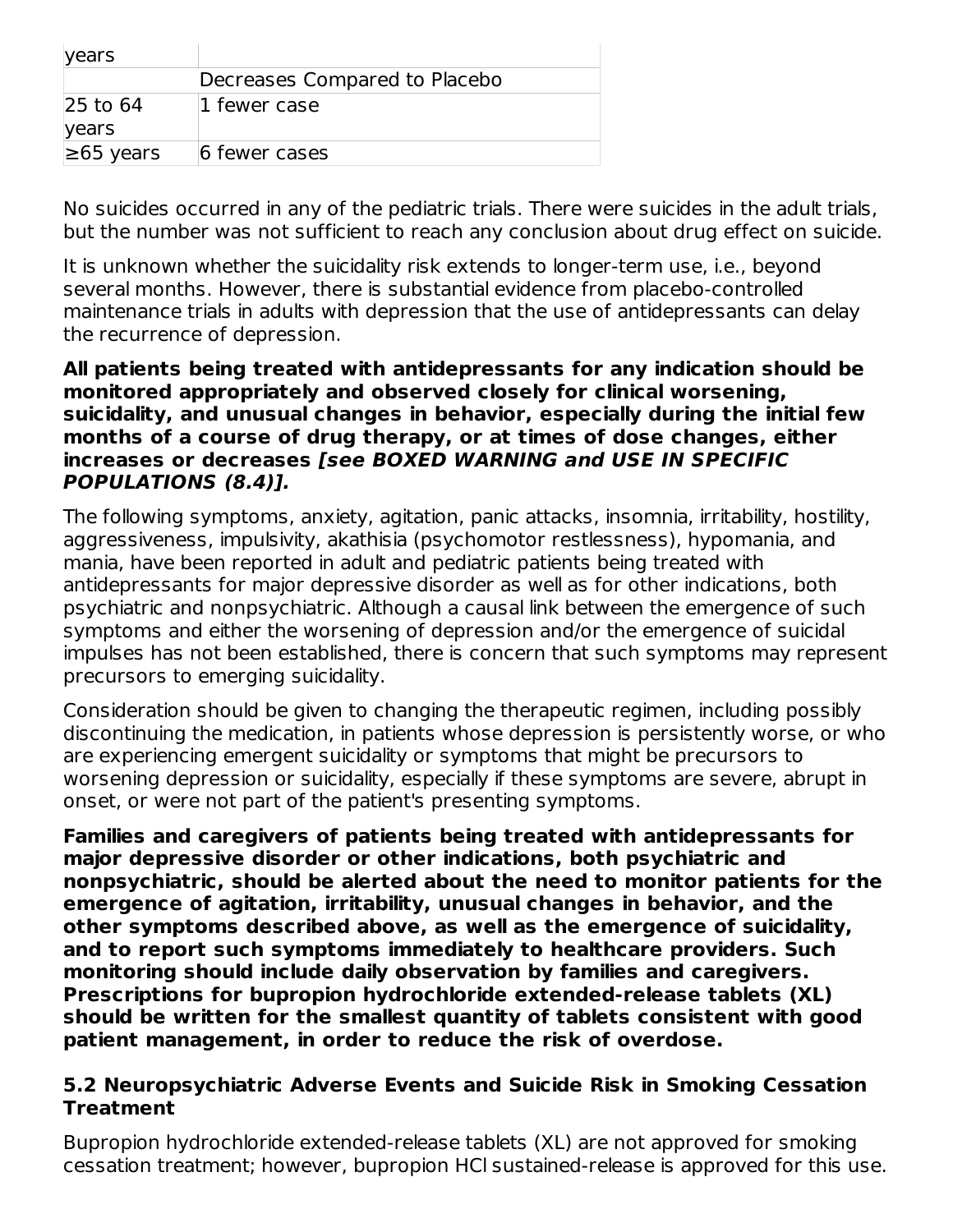| years | |
|---|---|
| | Decreases Compared to Placebo |
| 25 to 64 years | 1 fewer case |
| ≥65 years | 6 fewer cases |

No suicides occurred in any of the pediatric trials. There were suicides in the adult trials, but the number was not sufficient to reach any conclusion about drug effect on suicide.

It is unknown whether the suicidality risk extends to longer-term use, i.e., beyond several months. However, there is substantial evidence from placebo-controlled maintenance trials in adults with depression that the use of antidepressants can delay the recurrence of depression.

**All patients being treated with antidepressants for any indication should be monitored appropriately and observed closely for clinical worsening, suicidality, and unusual changes in behavior, especially during the initial few months of a course of drug therapy, or at times of dose changes, either increases or decreases *[see BOXED WARNING and USE IN SPECIFIC POPULATIONS (8.4)]*.**

The following symptoms, anxiety, agitation, panic attacks, insomnia, irritability, hostility, aggressiveness, impulsivity, akathisia (psychomotor restlessness), hypomania, and mania, have been reported in adult and pediatric patients being treated with antidepressants for major depressive disorder as well as for other indications, both psychiatric and nonpsychiatric. Although a causal link between the emergence of such symptoms and either the worsening of depression and/or the emergence of suicidal impulses has not been established, there is concern that such symptoms may represent precursors to emerging suicidality.

Consideration should be given to changing the therapeutic regimen, including possibly discontinuing the medication, in patients whose depression is persistently worse, or who are experiencing emergent suicidality or symptoms that might be precursors to worsening depression or suicidality, especially if these symptoms are severe, abrupt in onset, or were not part of the patient's presenting symptoms.

**Families and caregivers of patients being treated with antidepressants for major depressive disorder or other indications, both psychiatric and nonpsychiatric, should be alerted about the need to monitor patients for the emergence of agitation, irritability, unusual changes in behavior, and the other symptoms described above, as well as the emergence of suicidality, and to report such symptoms immediately to healthcare providers. Such monitoring should include daily observation by families and caregivers. Prescriptions for bupropion hydrochloride extended-release tablets (XL) should be written for the smallest quantity of tablets consistent with good patient management, in order to reduce the risk of overdose.**

### 5.2 Neuropsychiatric Adverse Events and Suicide Risk in Smoking Cessation Treatment

Bupropion hydrochloride extended-release tablets (XL) are not approved for smoking cessation treatment; however, bupropion HCl sustained-release is approved for this use.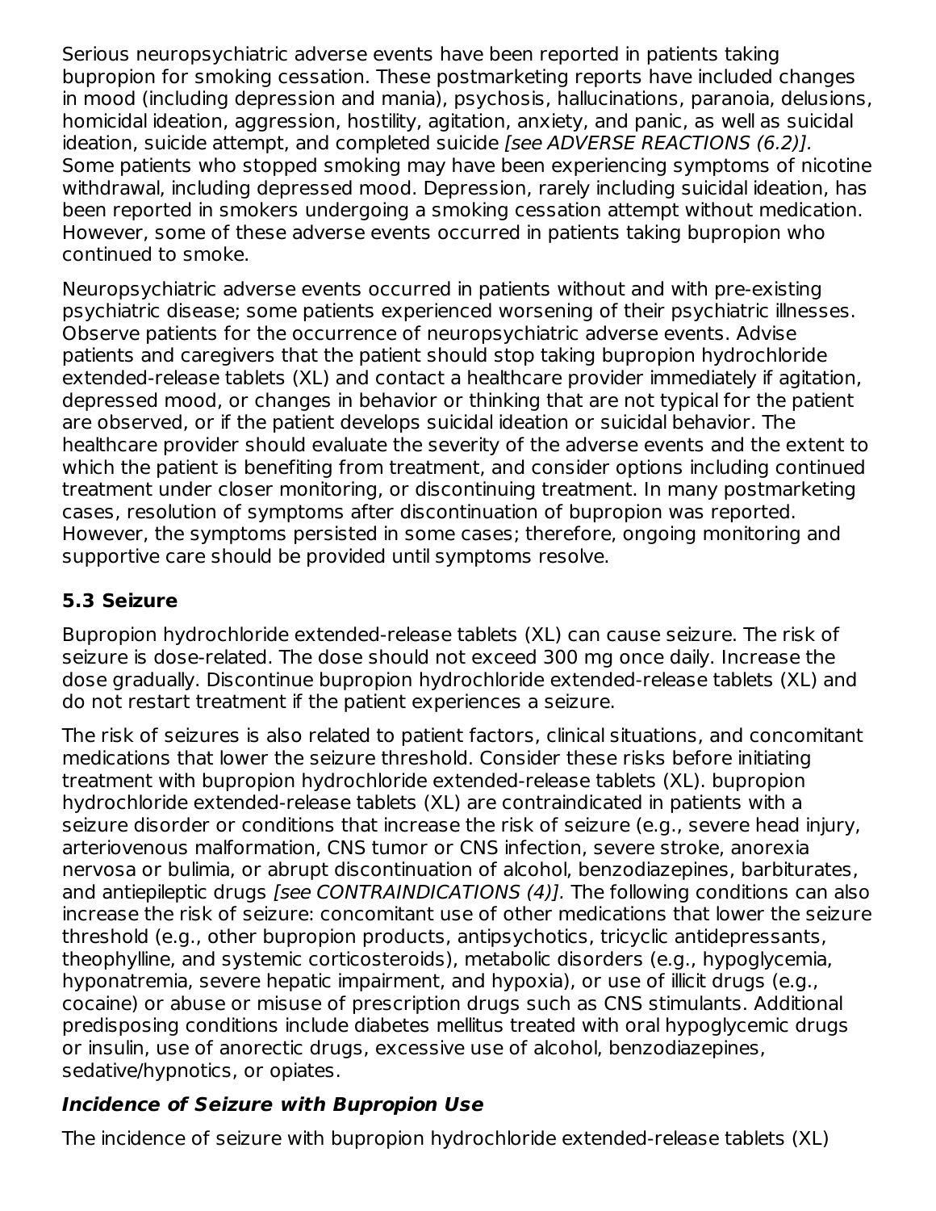Serious neuropsychiatric adverse events have been reported in patients taking bupropion for smoking cessation. These postmarketing reports have included changes in mood (including depression and mania), psychosis, hallucinations, paranoia, delusions, homicidal ideation, aggression, hostility, agitation, anxiety, and panic, as well as suicidal ideation, suicide attempt, and completed suicide *[see ADVERSE REACTIONS (6.2)]*. Some patients who stopped smoking may have been experiencing symptoms of nicotine withdrawal, including depressed mood. Depression, rarely including suicidal ideation, has been reported in smokers undergoing a smoking cessation attempt without medication. However, some of these adverse events occurred in patients taking bupropion who continued to smoke.

Neuropsychiatric adverse events occurred in patients without and with pre-existing psychiatric disease; some patients experienced worsening of their psychiatric illnesses. Observe patients for the occurrence of neuropsychiatric adverse events. Advise patients and caregivers that the patient should stop taking bupropion hydrochloride extended-release tablets (XL) and contact a healthcare provider immediately if agitation, depressed mood, or changes in behavior or thinking that are not typical for the patient are observed, or if the patient develops suicidal ideation or suicidal behavior. The healthcare provider should evaluate the severity of the adverse events and the extent to which the patient is benefiting from treatment, and consider options including continued treatment under closer monitoring, or discontinuing treatment. In many postmarketing cases, resolution of symptoms after discontinuation of bupropion was reported. However, the symptoms persisted in some cases; therefore, ongoing monitoring and supportive care should be provided until symptoms resolve.

### 5.3 Seizure

Bupropion hydrochloride extended-release tablets (XL) can cause seizure. The risk of seizure is dose-related. The dose should not exceed 300 mg once daily. Increase the dose gradually. Discontinue bupropion hydrochloride extended-release tablets (XL) and do not restart treatment if the patient experiences a seizure.

The risk of seizures is also related to patient factors, clinical situations, and concomitant medications that lower the seizure threshold. Consider these risks before initiating treatment with bupropion hydrochloride extended-release tablets (XL). bupropion hydrochloride extended-release tablets (XL) are contraindicated in patients with a seizure disorder or conditions that increase the risk of seizure (e.g., severe head injury, arteriovenous malformation, CNS tumor or CNS infection, severe stroke, anorexia nervosa or bulimia, or abrupt discontinuation of alcohol, benzodiazepines, barbiturates, and antiepileptic drugs *[see CONTRAINDICATIONS (4)]*. The following conditions can also increase the risk of seizure: concomitant use of other medications that lower the seizure threshold (e.g., other bupropion products, antipsychotics, tricyclic antidepressants, theophylline, and systemic corticosteroids), metabolic disorders (e.g., hypoglycemia, hyponatremia, severe hepatic impairment, and hypoxia), or use of illicit drugs (e.g., cocaine) or abuse or misuse of prescription drugs such as CNS stimulants. Additional predisposing conditions include diabetes mellitus treated with oral hypoglycemic drugs or insulin, use of anorectic drugs, excessive use of alcohol, benzodiazepines, sedative/hypnotics, or opiates.

#### *Incidence of Seizure with Bupropion Use*

The incidence of seizure with bupropion hydrochloride extended-release tablets (XL)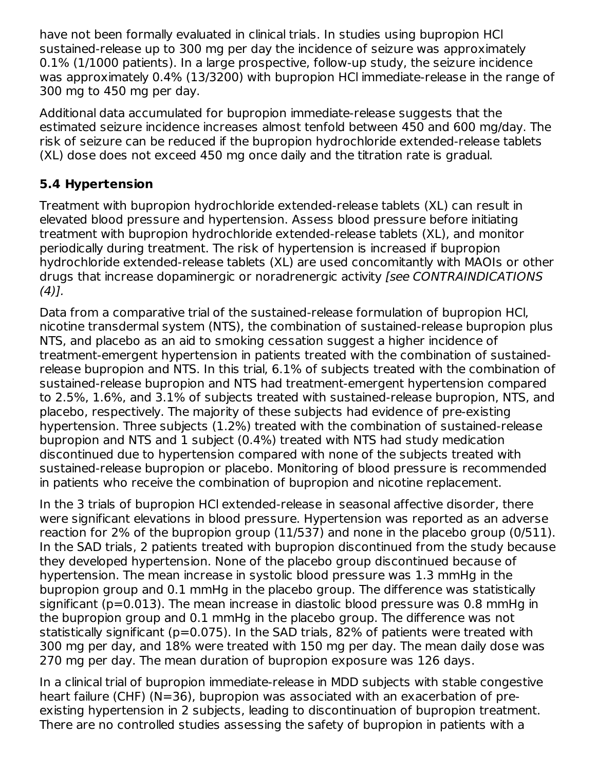have not been formally evaluated in clinical trials. In studies using bupropion HCl sustained-release up to 300 mg per day the incidence of seizure was approximately 0.1% (1/1000 patients). In a large prospective, follow-up study, the seizure incidence was approximately 0.4% (13/3200) with bupropion HCl immediate-release in the range of 300 mg to 450 mg per day.

Additional data accumulated for bupropion immediate-release suggests that the estimated seizure incidence increases almost tenfold between 450 and 600 mg/day. The risk of seizure can be reduced if the bupropion hydrochloride extended-release tablets (XL) dose does not exceed 450 mg once daily and the titration rate is gradual.

### 5.4 Hypertension

Treatment with bupropion hydrochloride extended-release tablets (XL) can result in elevated blood pressure and hypertension. Assess blood pressure before initiating treatment with bupropion hydrochloride extended-release tablets (XL), and monitor periodically during treatment. The risk of hypertension is increased if bupropion hydrochloride extended-release tablets (XL) are used concomitantly with MAOIs or other drugs that increase dopaminergic or noradrenergic activity *[see CONTRAINDICATIONS (4)]*.

Data from a comparative trial of the sustained-release formulation of bupropion HCl, nicotine transdermal system (NTS), the combination of sustained-release bupropion plus NTS, and placebo as an aid to smoking cessation suggest a higher incidence of treatment-emergent hypertension in patients treated with the combination of sustained-release bupropion and NTS. In this trial, 6.1% of subjects treated with the combination of sustained-release bupropion and NTS had treatment-emergent hypertension compared to 2.5%, 1.6%, and 3.1% of subjects treated with sustained-release bupropion, NTS, and placebo, respectively. The majority of these subjects had evidence of pre-existing hypertension. Three subjects (1.2%) treated with the combination of sustained-release bupropion and NTS and 1 subject (0.4%) treated with NTS had study medication discontinued due to hypertension compared with none of the subjects treated with sustained-release bupropion or placebo. Monitoring of blood pressure is recommended in patients who receive the combination of bupropion and nicotine replacement.

In the 3 trials of bupropion HCl extended-release in seasonal affective disorder, there were significant elevations in blood pressure. Hypertension was reported as an adverse reaction for 2% of the bupropion group (11/537) and none in the placebo group (0/511). In the SAD trials, 2 patients treated with bupropion discontinued from the study because they developed hypertension. None of the placebo group discontinued because of hypertension. The mean increase in systolic blood pressure was 1.3 mmHg in the bupropion group and 0.1 mmHg in the placebo group. The difference was statistically significant ($p=0.013$). The mean increase in diastolic blood pressure was 0.8 mmHg in the bupropion group and 0.1 mmHg in the placebo group. The difference was not statistically significant ($p=0.075$). In the SAD trials, 82% of patients were treated with 300 mg per day, and 18% were treated with 150 mg per day. The mean daily dose was 270 mg per day. The mean duration of bupropion exposure was 126 days.

In a clinical trial of bupropion immediate-release in MDD subjects with stable congestive heart failure (CHF) (N=36), bupropion was associated with an exacerbation of pre-existing hypertension in 2 subjects, leading to discontinuation of bupropion treatment. There are no controlled studies assessing the safety of bupropion in patients with a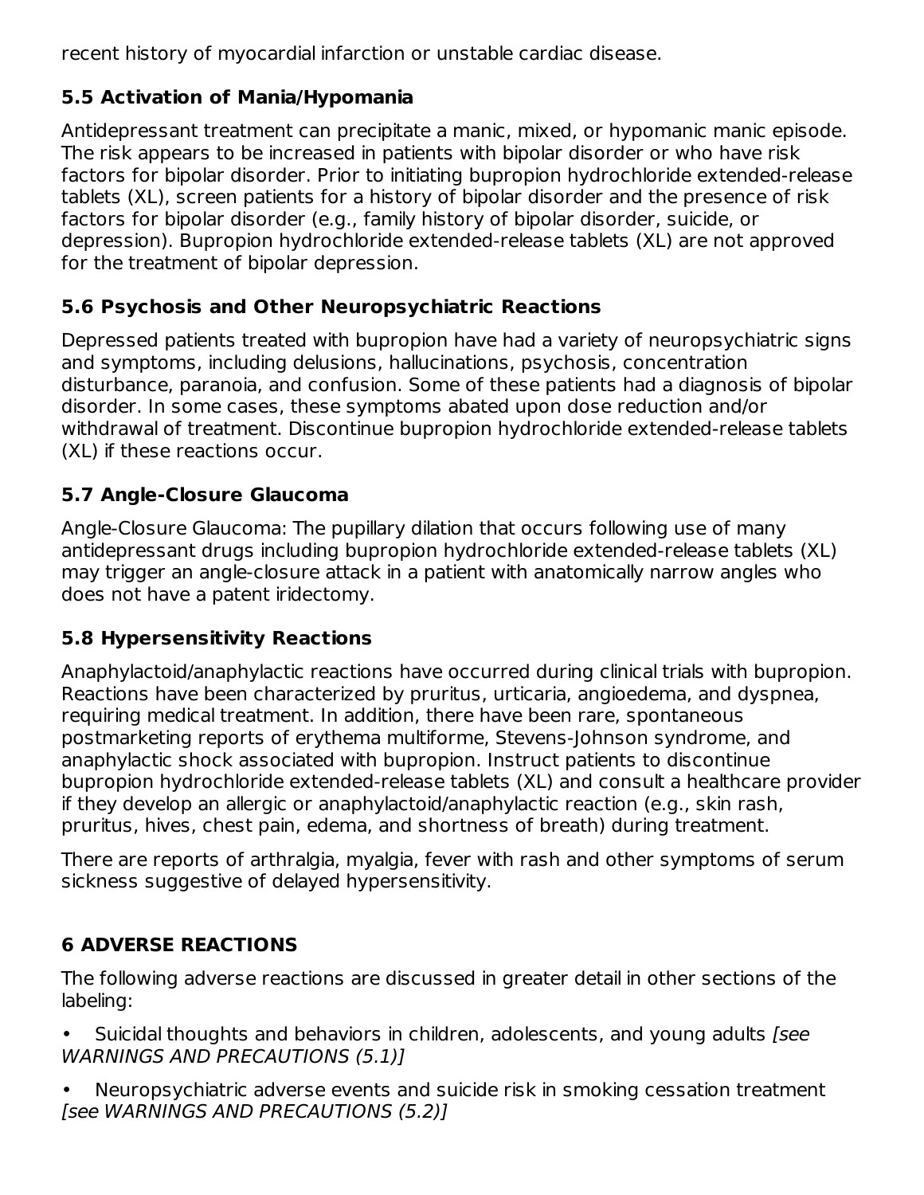recent history of myocardial infarction or unstable cardiac disease.

### 5.5 Activation of Mania/Hypomania

Antidepressant treatment can precipitate a manic, mixed, or hypomanic manic episode. The risk appears to be increased in patients with bipolar disorder or who have risk factors for bipolar disorder. Prior to initiating bupropion hydrochloride extended-release tablets (XL), screen patients for a history of bipolar disorder and the presence of risk factors for bipolar disorder (e.g., family history of bipolar disorder, suicide, or depression). Bupropion hydrochloride extended-release tablets (XL) are not approved for the treatment of bipolar depression.

### 5.6 Psychosis and Other Neuropsychiatric Reactions

Depressed patients treated with bupropion have had a variety of neuropsychiatric signs and symptoms, including delusions, hallucinations, psychosis, concentration disturbance, paranoia, and confusion. Some of these patients had a diagnosis of bipolar disorder. In some cases, these symptoms abated upon dose reduction and/or withdrawal of treatment. Discontinue bupropion hydrochloride extended-release tablets (XL) if these reactions occur.

### 5.7 Angle-Closure Glaucoma

Angle-Closure Glaucoma: The pupillary dilation that occurs following use of many antidepressant drugs including bupropion hydrochloride extended-release tablets (XL) may trigger an angle-closure attack in a patient with anatomically narrow angles who does not have a patent iridectomy.

### 5.8 Hypersensitivity Reactions

Anaphylactoid/anaphylactic reactions have occurred during clinical trials with bupropion. Reactions have been characterized by pruritus, urticaria, angioedema, and dyspnea, requiring medical treatment. In addition, there have been rare, spontaneous postmarketing reports of erythema multiforme, Stevens-Johnson syndrome, and anaphylactic shock associated with bupropion. Instruct patients to discontinue bupropion hydrochloride extended-release tablets (XL) and consult a healthcare provider if they develop an allergic or anaphylactoid/anaphylactic reaction (e.g., skin rash, pruritus, hives, chest pain, edema, and shortness of breath) during treatment.

There are reports of arthralgia, myalgia, fever with rash and other symptoms of serum sickness suggestive of delayed hypersensitivity.

## 6 ADVERSE REACTIONS

The following adverse reactions are discussed in greater detail in other sections of the labeling:

- Suicidal thoughts and behaviors in children, adolescents, and young adults *[see WARNINGS AND PRECAUTIONS (5.1)]*
- Neuropsychiatric adverse events and suicide risk in smoking cessation treatment *[see WARNINGS AND PRECAUTIONS (5.2)]*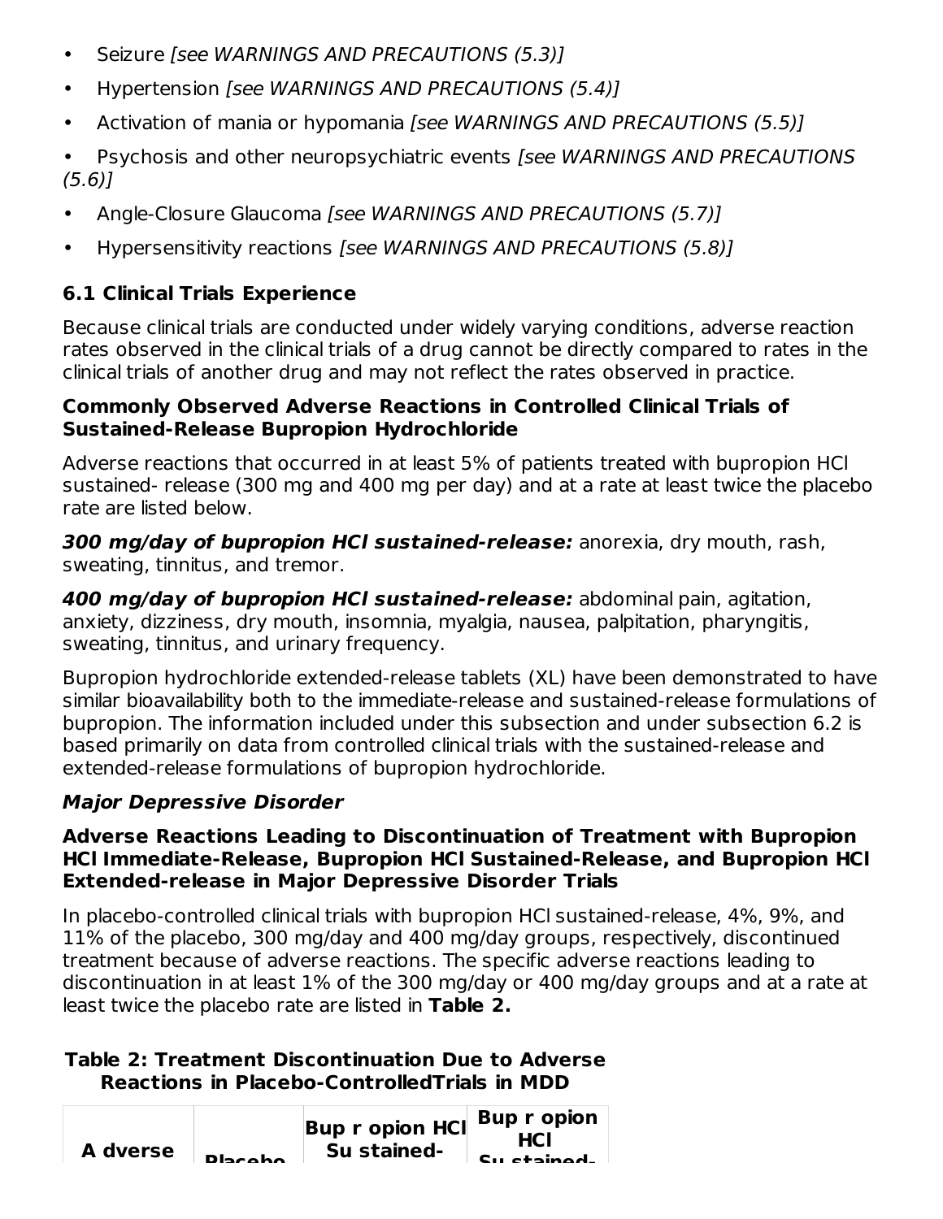- Seizure *[see WARNINGS AND PRECAUTIONS (5.3)]*
- Hypertension *[see WARNINGS AND PRECAUTIONS (5.4)]*
- Activation of mania or hypomania *[see WARNINGS AND PRECAUTIONS (5.5)]*
- Psychosis and other neuropsychiatric events *[see WARNINGS AND PRECAUTIONS (5.6)]*
- Angle-Closure Glaucoma *[see WARNINGS AND PRECAUTIONS (5.7)]*
- Hypersensitivity reactions *[see WARNINGS AND PRECAUTIONS (5.8)]*

### 6.1 Clinical Trials Experience

Because clinical trials are conducted under widely varying conditions, adverse reaction rates observed in the clinical trials of a drug cannot be directly compared to rates in the clinical trials of another drug and may not reflect the rates observed in practice.

**Commonly Observed Adverse Reactions in Controlled Clinical Trials of Sustained-Release Bupropion Hydrochloride**

Adverse reactions that occurred in at least 5% of patients treated with bupropion HCl sustained- release (300 mg and 400 mg per day) and at a rate at least twice the placebo rate are listed below.

***300 mg/day of bupropion HCl sustained-release:*** anorexia, dry mouth, rash, sweating, tinnitus, and tremor.

***400 mg/day of bupropion HCl sustained-release:*** abdominal pain, agitation, anxiety, dizziness, dry mouth, insomnia, myalgia, nausea, palpitation, pharyngitis, sweating, tinnitus, and urinary frequency.

Bupropion hydrochloride extended-release tablets (XL) have been demonstrated to have similar bioavailability both to the immediate-release and sustained-release formulations of bupropion. The information included under this subsection and under subsection 6.2 is based primarily on data from controlled clinical trials with the sustained-release and extended-release formulations of bupropion hydrochloride.

***Major Depressive Disorder***

**Adverse Reactions Leading to Discontinuation of Treatment with Bupropion HCl Immediate-Release, Bupropion HCl Sustained-Release, and Bupropion HCl Extended-release in Major Depressive Disorder Trials**

In placebo-controlled clinical trials with bupropion HCl sustained-release, 4%, 9%, and 11% of the placebo, 300 mg/day and 400 mg/day groups, respectively, discontinued treatment because of adverse reactions. The specific adverse reactions leading to discontinuation in at least 1% of the 300 mg/day or 400 mg/day groups and at a rate at least twice the placebo rate are listed in **Table 2.**

**Table 2: Treatment Discontinuation Due to Adverse Reactions in Placebo-ControlledTrials in MDD**

| Adverse | Placebo | Bupropion HCl Sustained- | Bupropion HCl Sustained- |
|---|---|---|---|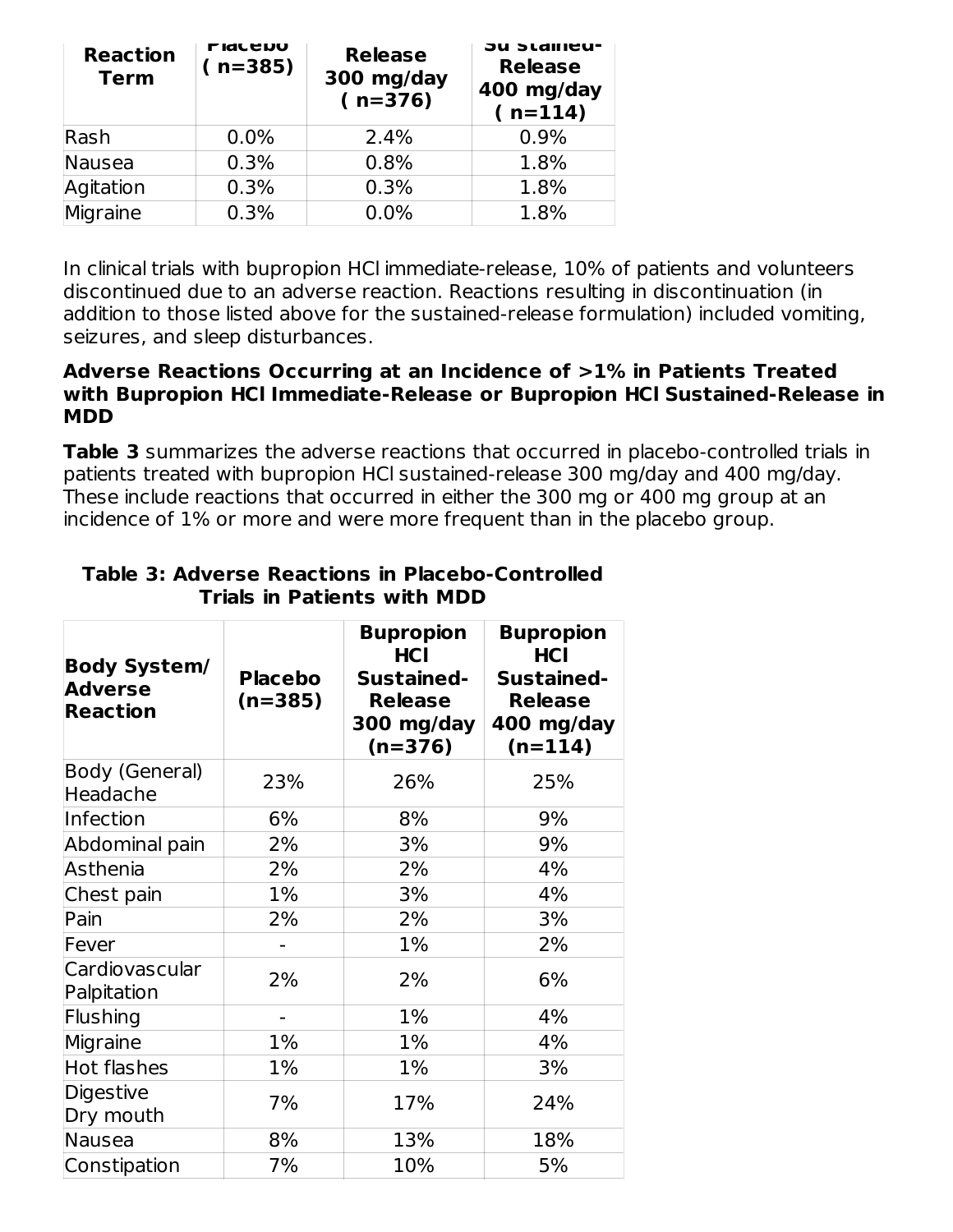| Adverse Reaction Term | Placebo (n=385) | Bupropion HCl Sustained-Release 300 mg/day (n=376) | Bupropion HCl Sustained-Release 400 mg/day (n=114) |
|---|---|---|---|
| Rash | 0.0% | 2.4% | 0.9% |
| Nausea | 0.3% | 0.8% | 1.8% |
| Agitation | 0.3% | 0.3% | 1.8% |
| Migraine | 0.3% | 0.0% | 1.8% |

In clinical trials with bupropion HCl immediate-release, 10% of patients and volunteers discontinued due to an adverse reaction. Reactions resulting in discontinuation (in addition to those listed above for the sustained-release formulation) included vomiting, seizures, and sleep disturbances.

**Adverse Reactions Occurring at an Incidence of >1% in Patients Treated with Bupropion HCl Immediate-Release or Bupropion HCl Sustained-Release in MDD**

**Table 3** summarizes the adverse reactions that occurred in placebo-controlled trials in patients treated with bupropion HCl sustained-release 300 mg/day and 400 mg/day. These include reactions that occurred in either the 300 mg or 400 mg group at an incidence of 1% or more and were more frequent than in the placebo group.

**Table 3: Adverse Reactions in Placebo-Controlled Trials in Patients with MDD**

| Body System/ Adverse Reaction | Placebo (n=385) | Bupropion HCl Sustained-Release 300 mg/day (n=376) | Bupropion HCl Sustained-Release 400 mg/day (n=114) |
|---|---|---|---|
| Body (General) Headache | 23% | 26% | 25% |
| Infection | 6% | 8% | 9% |
| Abdominal pain | 2% | 3% | 9% |
| Asthenia | 2% | 2% | 4% |
| Chest pain | 1% | 3% | 4% |
| Pain | 2% | 2% | 3% |
| Fever | - | 1% | 2% |
| Cardiovascular Palpitation | 2% | 2% | 6% |
| Flushing | - | 1% | 4% |
| Migraine | 1% | 1% | 4% |
| Hot flashes | 1% | 1% | 3% |
| Digestive Dry mouth | 7% | 17% | 24% |
| Nausea | 8% | 13% | 18% |
| Constipation | 7% | 10% | 5% |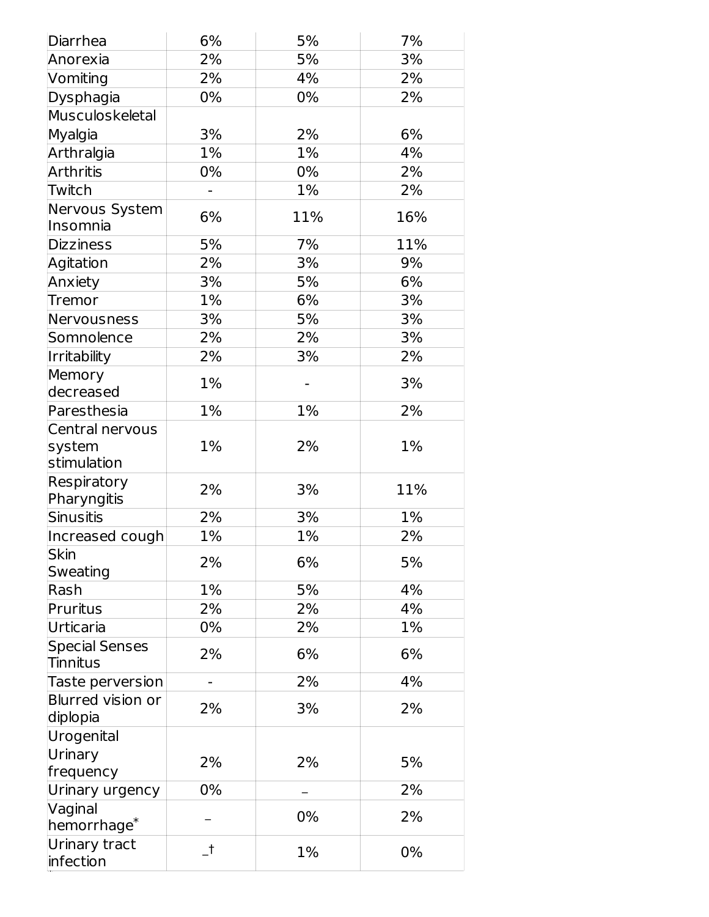| | | | |
|---|---|---|---|
| Diarrhea | 6% | 5% | 7% |
| Anorexia | 2% | 5% | 3% |
| Vomiting | 2% | 4% | 2% |
| Dysphagia | 0% | 0% | 2% |
| Musculoskeletal Myalgia | 3% | 2% | 6% |
| Arthralgia | 1% | 1% | 4% |
| Arthritis | 0% | 0% | 2% |
| Twitch | - | 1% | 2% |
| Nervous System Insomnia | 6% | 11% | 16% |
| Dizziness | 5% | 7% | 11% |
| Agitation | 2% | 3% | 9% |
| Anxiety | 3% | 5% | 6% |
| Tremor | 1% | 6% | 3% |
| Nervousness | 3% | 5% | 3% |
| Somnolence | 2% | 2% | 3% |
| Irritability | 2% | 3% | 2% |
| Memory decreased | 1% | - | 3% |
| Paresthesia | 1% | 1% | 2% |
| Central nervous system stimulation | 1% | 2% | 1% |
| Respiratory Pharyngitis | 2% | 3% | 11% |
| Sinusitis | 2% | 3% | 1% |
| Increased cough | 1% | 1% | 2% |
| Skin Sweating | 2% | 6% | 5% |
| Rash | 1% | 5% | 4% |
| Pruritus | 2% | 2% | 4% |
| Urticaria | 0% | 2% | 1% |
| Special Senses Tinnitus | 2% | 6% | 6% |
| Taste perversion | - | 2% | 4% |
| Blurred vision or diplopia | 2% | 3% | 2% |
| Urogenital Urinary frequency | 2% | 2% | 5% |
| Urinary urgency | 0% | – | 2% |
| Vaginal hemorrhage* | – | 0% | 2% |
| Urinary tract infection | –† | 1% | 0% |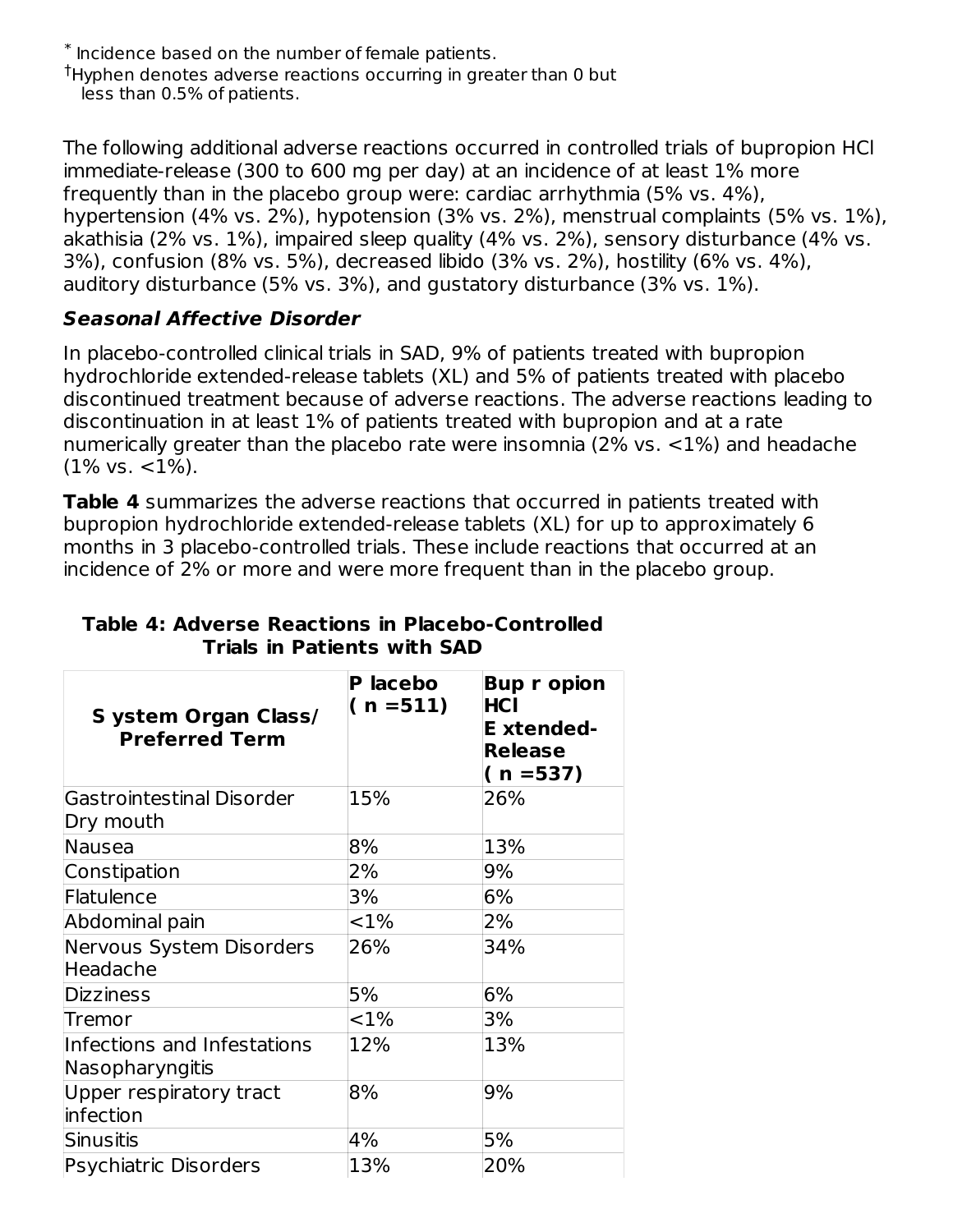* Incidence based on the number of female patients.
†Hyphen denotes adverse reactions occurring in greater than 0 but less than 0.5% of patients.

The following additional adverse reactions occurred in controlled trials of bupropion HCl immediate-release (300 to 600 mg per day) at an incidence of at least 1% more frequently than in the placebo group were: cardiac arrhythmia (5% vs. 4%), hypertension (4% vs. 2%), hypotension (3% vs. 2%), menstrual complaints (5% vs. 1%), akathisia (2% vs. 1%), impaired sleep quality (4% vs. 2%), sensory disturbance (4% vs. 3%), confusion (8% vs. 5%), decreased libido (3% vs. 2%), hostility (6% vs. 4%), auditory disturbance (5% vs. 3%), and gustatory disturbance (3% vs. 1%).

### *Seasonal Affective Disorder*

In placebo-controlled clinical trials in SAD, 9% of patients treated with bupropion hydrochloride extended-release tablets (XL) and 5% of patients treated with placebo discontinued treatment because of adverse reactions. The adverse reactions leading to discontinuation in at least 1% of patients treated with bupropion and at a rate numerically greater than the placebo rate were insomnia (2% vs. <1%) and headache (1% vs. <1%).

**Table 4** summarizes the adverse reactions that occurred in patients treated with bupropion hydrochloride extended-release tablets (XL) for up to approximately 6 months in 3 placebo-controlled trials. These include reactions that occurred at an incidence of 2% or more and were more frequent than in the placebo group.

**Table 4: Adverse Reactions in Placebo-Controlled Trials in Patients with SAD**

| System Organ Class/ Preferred Term | Placebo (n =511) | Bupropion HCl Extended-Release (n =537) |
|---|---|---|
| Gastrointestinal Disorder Dry mouth | 15% | 26% |
| Nausea | 8% | 13% |
| Constipation | 2% | 9% |
| Flatulence | 3% | 6% |
| Abdominal pain | <1% | 2% |
| Nervous System Disorders Headache | 26% | 34% |
| Dizziness | 5% | 6% |
| Tremor | <1% | 3% |
| Infections and Infestations Nasopharyngitis | 12% | 13% |
| Upper respiratory tract infection | 8% | 9% |
| Sinusitis | 4% | 5% |
| Psychiatric Disorders | 13% | 20% |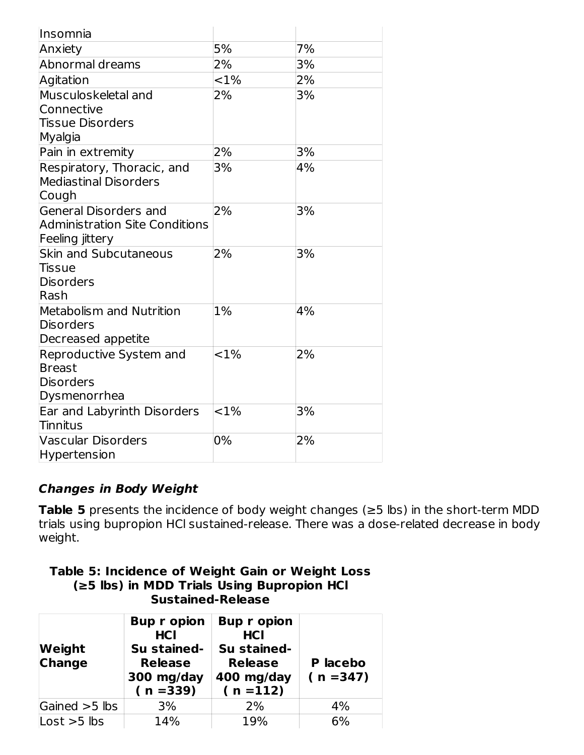| | | |
|---|---|---|
| Insomnia | | |
| Anxiety | 5% | 7% |
| Abnormal dreams | 2% | 3% |
| Agitation | <1% | 2% |
| Musculoskeletal and Connective Tissue Disorders Myalgia | 2% | 3% |
| Pain in extremity | 2% | 3% |
| Respiratory, Thoracic, and Mediastinal Disorders Cough | 3% | 4% |
| General Disorders and Administration Site Conditions Feeling jittery | 2% | 3% |
| Skin and Subcutaneous Tissue Disorders Rash | 2% | 3% |
| Metabolism and Nutrition Disorders Decreased appetite | 1% | 4% |
| Reproductive System and Breast Disorders Dysmenorrhea | <1% | 2% |
| Ear and Labyrinth Disorders Tinnitus | <1% | 3% |
| Vascular Disorders Hypertension | 0% | 2% |

***Changes in Body Weight***

**Table 5** presents the incidence of body weight changes (≥5 lbs) in the short-term MDD trials using bupropion HCl sustained-release. There was a dose-related decrease in body weight.

**Table 5: Incidence of Weight Gain or Weight Loss (≥5 lbs) in MDD Trials Using Bupropion HCl Sustained-Release**

| Weight Change | Bupropion HCl Sustained-Release 300 mg/day (n =339) | Bupropion HCl Sustained-Release 400 mg/day (n =112) | Placebo (n =347) |
|---|---|---|---|
| Gained >5 lbs | 3% | 2% | 4% |
| Lost >5 lbs | 14% | 19% | 6% |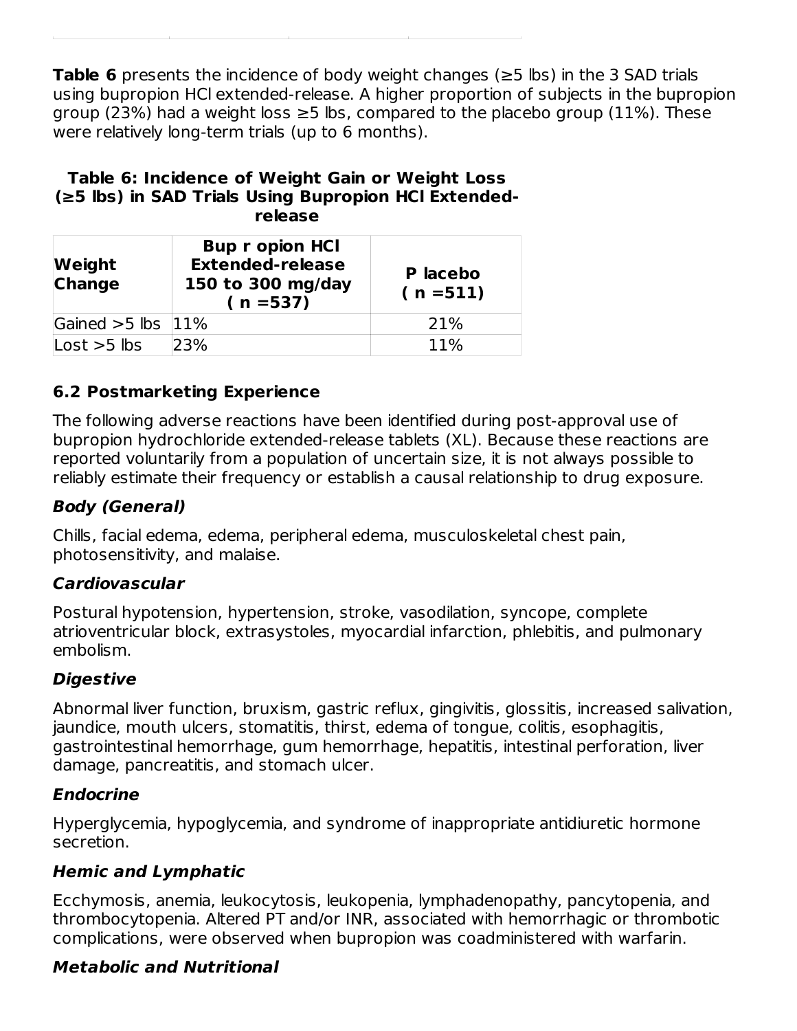**Table 6** presents the incidence of body weight changes (≥5 lbs) in the 3 SAD trials using bupropion HCl extended-release. A higher proportion of subjects in the bupropion group (23%) had a weight loss ≥5 lbs, compared to the placebo group (11%). These were relatively long-term trials (up to 6 months).

**Table 6: Incidence of Weight Gain or Weight Loss (≥5 lbs) in SAD Trials Using Bupropion HCl Extended-release**

| Weight Change | Bup r opion HCl Extended-release 150 to 300 mg/day ( n =537) | P lacebo ( n =511) |
|---|---|---|
| Gained >5 lbs | 11% | 21% |
| Lost >5 lbs | 23% | 11% |

## 6.2 Postmarketing Experience

The following adverse reactions have been identified during post-approval use of bupropion hydrochloride extended-release tablets (XL). Because these reactions are reported voluntarily from a population of uncertain size, it is not always possible to reliably estimate their frequency or establish a causal relationship to drug exposure.

### *Body (General)*

Chills, facial edema, edema, peripheral edema, musculoskeletal chest pain, photosensitivity, and malaise.

### *Cardiovascular*

Postural hypotension, hypertension, stroke, vasodilation, syncope, complete atrioventricular block, extrasystoles, myocardial infarction, phlebitis, and pulmonary embolism.

### *Digestive*

Abnormal liver function, bruxism, gastric reflux, gingivitis, glossitis, increased salivation, jaundice, mouth ulcers, stomatitis, thirst, edema of tongue, colitis, esophagitis, gastrointestinal hemorrhage, gum hemorrhage, hepatitis, intestinal perforation, liver damage, pancreatitis, and stomach ulcer.

### *Endocrine*

Hyperglycemia, hypoglycemia, and syndrome of inappropriate antidiuretic hormone secretion.

### *Hemic and Lymphatic*

Ecchymosis, anemia, leukocytosis, leukopenia, lymphadenopathy, pancytopenia, and thrombocytopenia. Altered PT and/or INR, associated with hemorrhagic or thrombotic complications, were observed when bupropion was coadministered with warfarin.

### *Metabolic and Nutritional*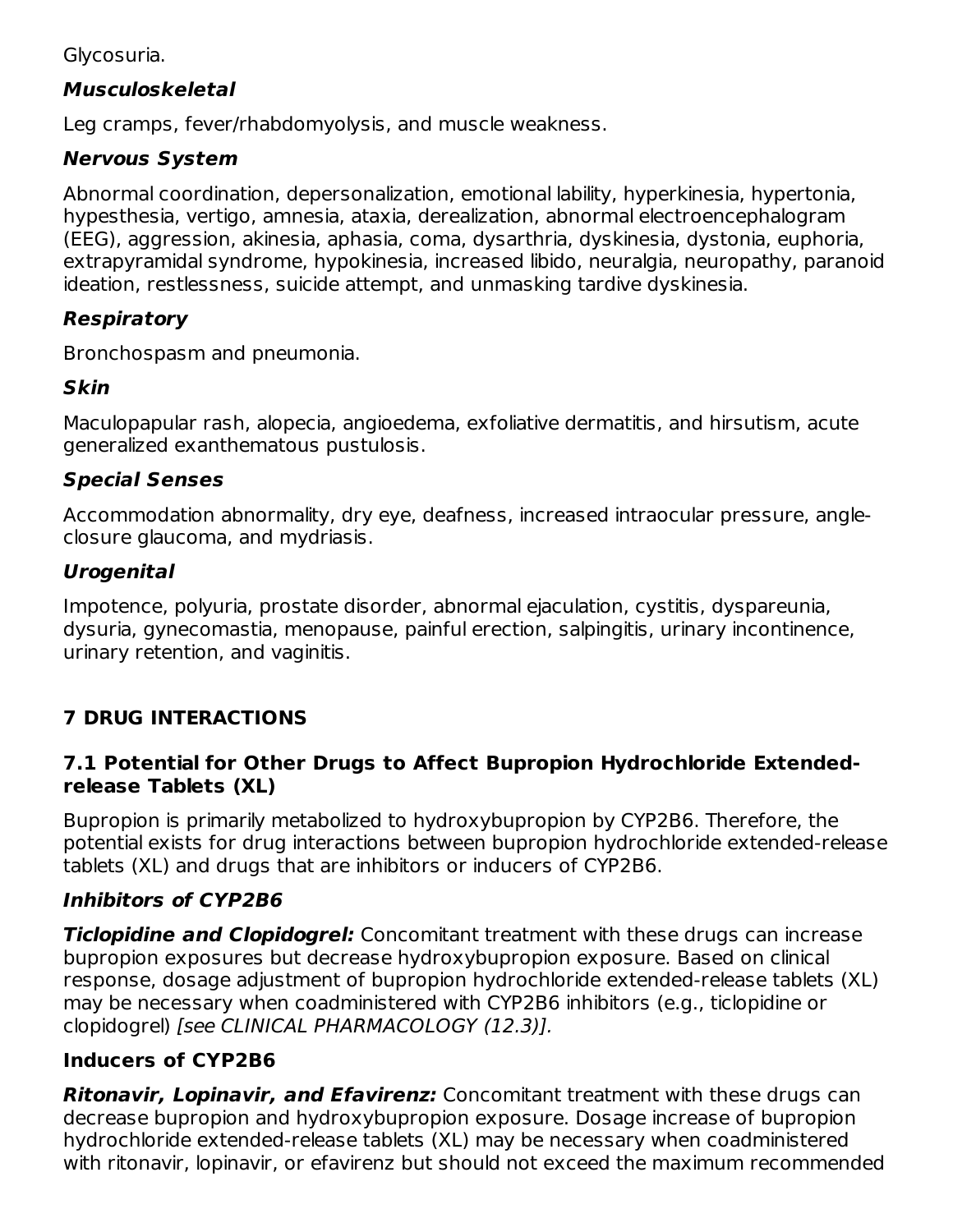Glycosuria.

#### *Musculoskeletal*

Leg cramps, fever/rhabdomyolysis, and muscle weakness.

#### *Nervous System*

Abnormal coordination, depersonalization, emotional lability, hyperkinesia, hypertonia, hypesthesia, vertigo, amnesia, ataxia, derealization, abnormal electroencephalogram (EEG), aggression, akinesia, aphasia, coma, dysarthria, dyskinesia, dystonia, euphoria, extrapyramidal syndrome, hypokinesia, increased libido, neuralgia, neuropathy, paranoid ideation, restlessness, suicide attempt, and unmasking tardive dyskinesia.

#### *Respiratory*

Bronchospasm and pneumonia.

#### *Skin*

Maculopapular rash, alopecia, angioedema, exfoliative dermatitis, and hirsutism, acute generalized exanthematous pustulosis.

#### *Special Senses*

Accommodation abnormality, dry eye, deafness, increased intraocular pressure, angle-closure glaucoma, and mydriasis.

#### *Urogenital*

Impotence, polyuria, prostate disorder, abnormal ejaculation, cystitis, dyspareunia, dysuria, gynecomastia, menopause, painful erection, salpingitis, urinary incontinence, urinary retention, and vaginitis.

## 7 DRUG INTERACTIONS

### 7.1 Potential for Other Drugs to Affect Bupropion Hydrochloride Extended-release Tablets (XL)

Bupropion is primarily metabolized to hydroxybupropion by CYP2B6. Therefore, the potential exists for drug interactions between bupropion hydrochloride extended-release tablets (XL) and drugs that are inhibitors or inducers of CYP2B6.

#### *Inhibitors of CYP2B6*

***Ticlopidine and Clopidogrel:*** Concomitant treatment with these drugs can increase bupropion exposures but decrease hydroxybupropion exposure. Based on clinical response, dosage adjustment of bupropion hydrochloride extended-release tablets (XL) may be necessary when coadministered with CYP2B6 inhibitors (e.g., ticlopidine or clopidogrel) *[see CLINICAL PHARMACOLOGY (12.3)].*

#### Inducers of CYP2B6

***Ritonavir, Lopinavir, and Efavirenz:*** Concomitant treatment with these drugs can decrease bupropion and hydroxybupropion exposure. Dosage increase of bupropion hydrochloride extended-release tablets (XL) may be necessary when coadministered with ritonavir, lopinavir, or efavirenz but should not exceed the maximum recommended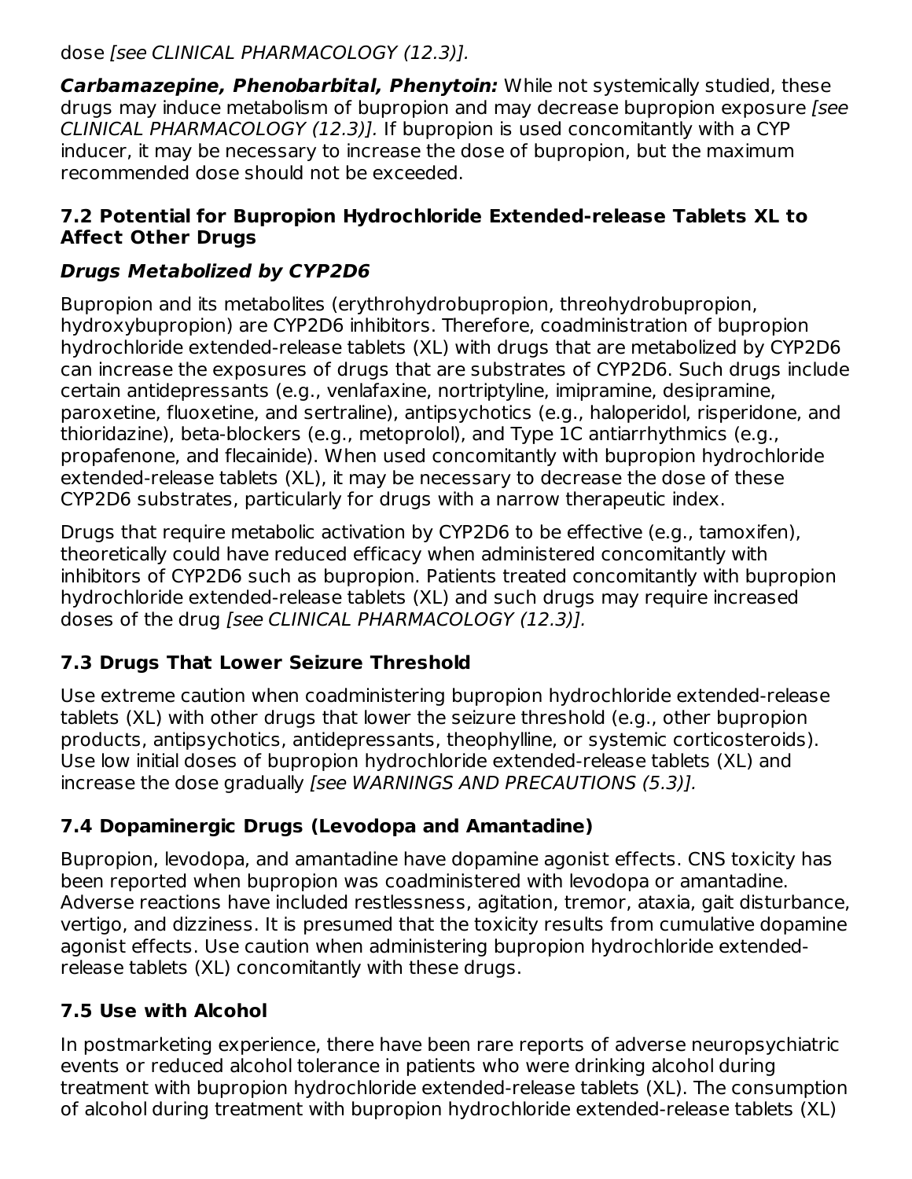dose *[see CLINICAL PHARMACOLOGY (12.3)]*.

***Carbamazepine, Phenobarbital, Phenytoin:*** While not systemically studied, these drugs may induce metabolism of bupropion and may decrease bupropion exposure *[see CLINICAL PHARMACOLOGY (12.3)]*. If bupropion is used concomitantly with a CYP inducer, it may be necessary to increase the dose of bupropion, but the maximum recommended dose should not be exceeded.

### 7.2 Potential for Bupropion Hydrochloride Extended-release Tablets XL to Affect Other Drugs

***Drugs Metabolized by CYP2D6***

Bupropion and its metabolites (erythrohydrobupropion, threohydrobupropion, hydroxybupropion) are CYP2D6 inhibitors. Therefore, coadministration of bupropion hydrochloride extended-release tablets (XL) with drugs that are metabolized by CYP2D6 can increase the exposures of drugs that are substrates of CYP2D6. Such drugs include certain antidepressants (e.g., venlafaxine, nortriptyline, imipramine, desipramine, paroxetine, fluoxetine, and sertraline), antipsychotics (e.g., haloperidol, risperidone, and thioridazine), beta-blockers (e.g., metoprolol), and Type 1C antiarrhythmics (e.g., propafenone, and flecainide). When used concomitantly with bupropion hydrochloride extended-release tablets (XL), it may be necessary to decrease the dose of these CYP2D6 substrates, particularly for drugs with a narrow therapeutic index.

Drugs that require metabolic activation by CYP2D6 to be effective (e.g., tamoxifen), theoretically could have reduced efficacy when administered concomitantly with inhibitors of CYP2D6 such as bupropion. Patients treated concomitantly with bupropion hydrochloride extended-release tablets (XL) and such drugs may require increased doses of the drug *[see CLINICAL PHARMACOLOGY (12.3)]*.

### 7.3 Drugs That Lower Seizure Threshold

Use extreme caution when coadministering bupropion hydrochloride extended-release tablets (XL) with other drugs that lower the seizure threshold (e.g., other bupropion products, antipsychotics, antidepressants, theophylline, or systemic corticosteroids). Use low initial doses of bupropion hydrochloride extended-release tablets (XL) and increase the dose gradually *[see WARNINGS AND PRECAUTIONS (5.3)]*.

### 7.4 Dopaminergic Drugs (Levodopa and Amantadine)

Bupropion, levodopa, and amantadine have dopamine agonist effects. CNS toxicity has been reported when bupropion was coadministered with levodopa or amantadine. Adverse reactions have included restlessness, agitation, tremor, ataxia, gait disturbance, vertigo, and dizziness. It is presumed that the toxicity results from cumulative dopamine agonist effects. Use caution when administering bupropion hydrochloride extended-release tablets (XL) concomitantly with these drugs.

### 7.5 Use with Alcohol

In postmarketing experience, there have been rare reports of adverse neuropsychiatric events or reduced alcohol tolerance in patients who were drinking alcohol during treatment with bupropion hydrochloride extended-release tablets (XL). The consumption of alcohol during treatment with bupropion hydrochloride extended-release tablets (XL)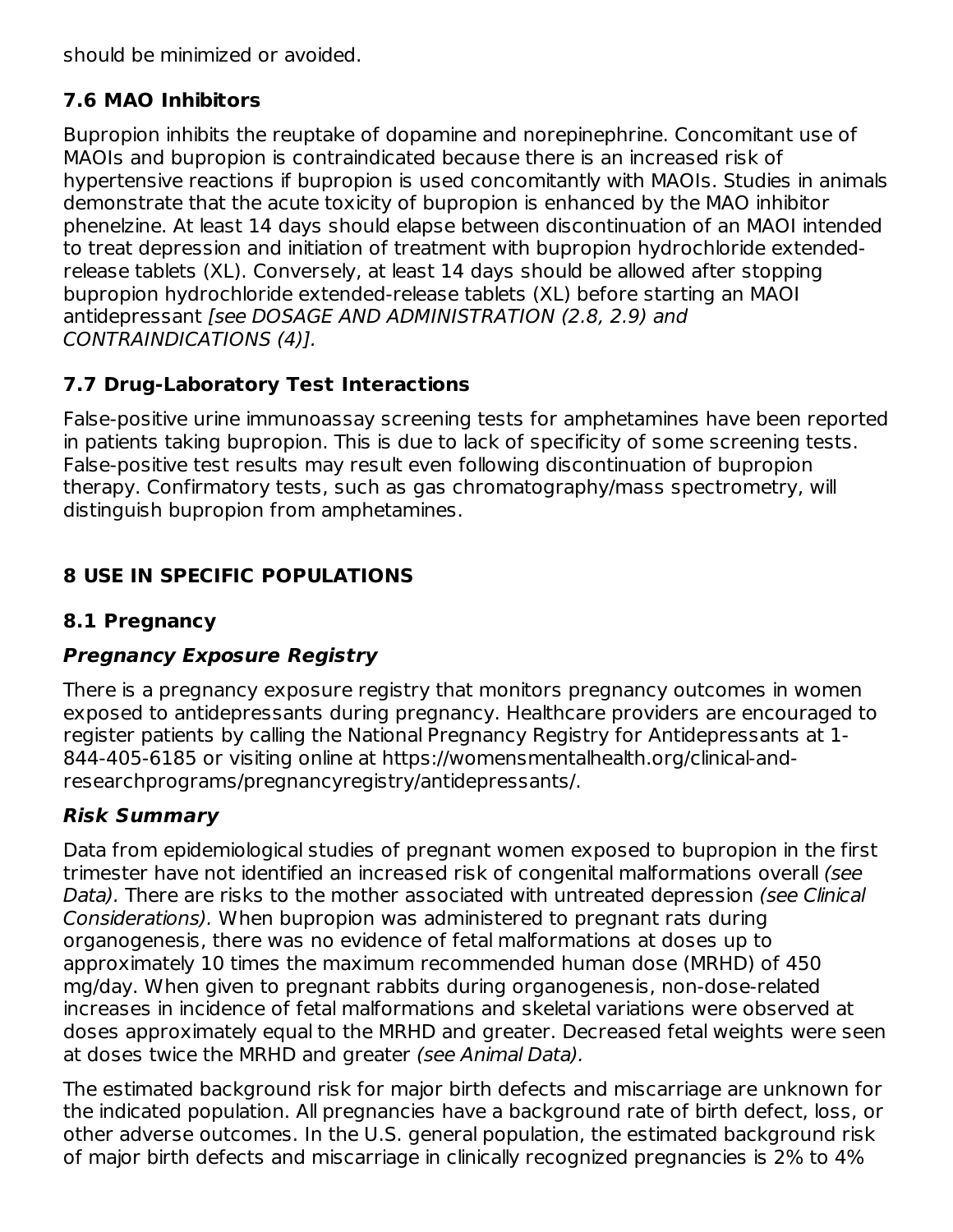should be minimized or avoided.

## 7.6 MAO Inhibitors

Bupropion inhibits the reuptake of dopamine and norepinephrine. Concomitant use of MAOIs and bupropion is contraindicated because there is an increased risk of hypertensive reactions if bupropion is used concomitantly with MAOIs. Studies in animals demonstrate that the acute toxicity of bupropion is enhanced by the MAO inhibitor phenelzine. At least 14 days should elapse between discontinuation of an MAOI intended to treat depression and initiation of treatment with bupropion hydrochloride extended-release tablets (XL). Conversely, at least 14 days should be allowed after stopping bupropion hydrochloride extended-release tablets (XL) before starting an MAOI antidepressant *[see DOSAGE AND ADMINISTRATION (2.8, 2.9) and CONTRAINDICATIONS (4)].*

## 7.7 Drug-Laboratory Test Interactions

False-positive urine immunoassay screening tests for amphetamines have been reported in patients taking bupropion. This is due to lack of specificity of some screening tests. False-positive test results may result even following discontinuation of bupropion therapy. Confirmatory tests, such as gas chromatography/mass spectrometry, will distinguish bupropion from amphetamines.

# 8 USE IN SPECIFIC POPULATIONS

## 8.1 Pregnancy

### *Pregnancy Exposure Registry*

There is a pregnancy exposure registry that monitors pregnancy outcomes in women exposed to antidepressants during pregnancy. Healthcare providers are encouraged to register patients by calling the National Pregnancy Registry for Antidepressants at 1-844-405-6185 or visiting online at https://womensmentalhealth.org/clinical-and-researchprograms/pregnancyregistry/antidepressants/.

### *Risk Summary*

Data from epidemiological studies of pregnant women exposed to bupropion in the first trimester have not identified an increased risk of congenital malformations overall *(see Data).* There are risks to the mother associated with untreated depression *(see Clinical Considerations).* When bupropion was administered to pregnant rats during organogenesis, there was no evidence of fetal malformations at doses up to approximately 10 times the maximum recommended human dose (MRHD) of 450 mg/day. When given to pregnant rabbits during organogenesis, non-dose-related increases in incidence of fetal malformations and skeletal variations were observed at doses approximately equal to the MRHD and greater. Decreased fetal weights were seen at doses twice the MRHD and greater *(see Animal Data).*

The estimated background risk for major birth defects and miscarriage are unknown for the indicated population. All pregnancies have a background rate of birth defect, loss, or other adverse outcomes. In the U.S. general population, the estimated background risk of major birth defects and miscarriage in clinically recognized pregnancies is 2% to 4%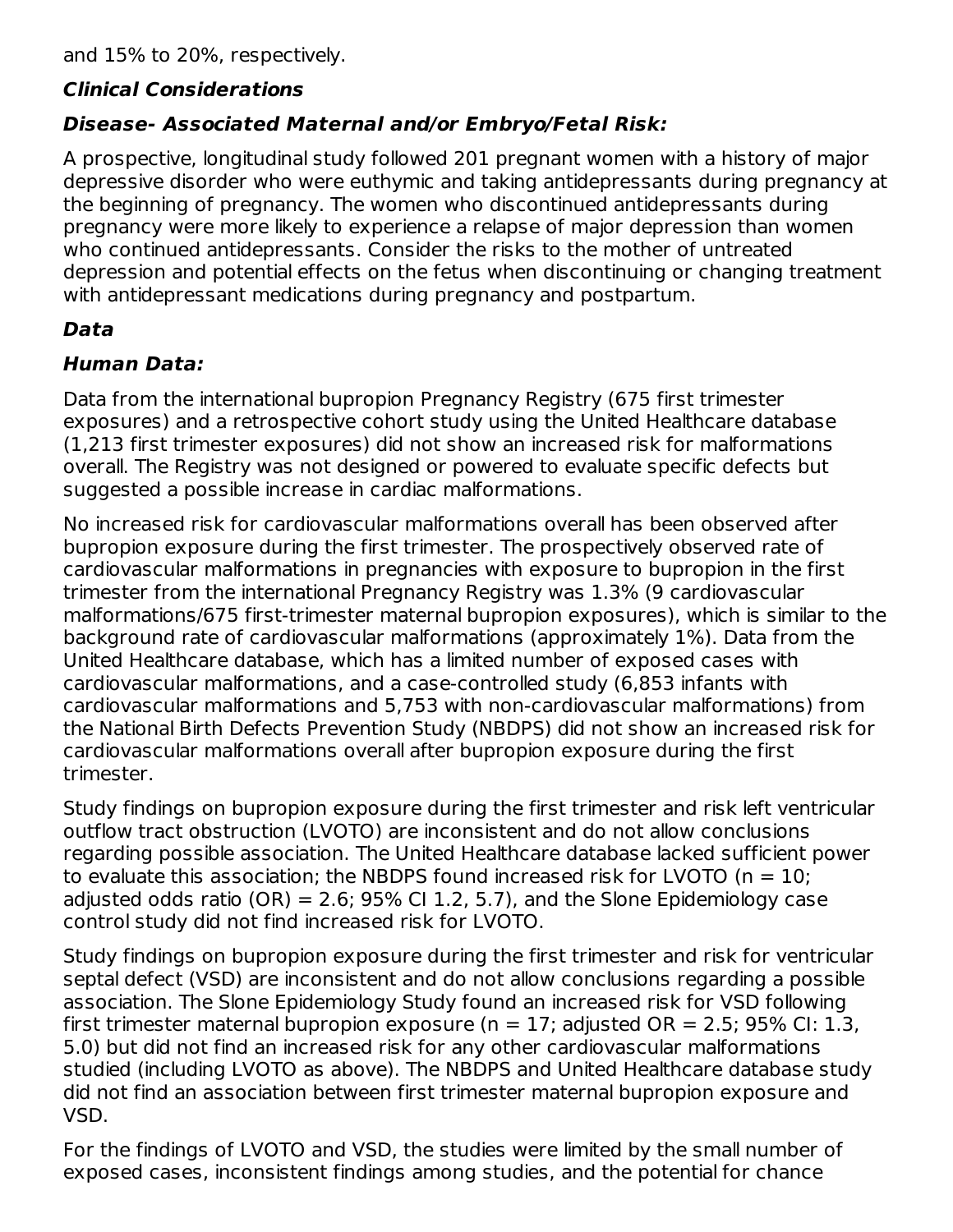and 15% to 20%, respectively.

### *Clinical Considerations*

### *Disease- Associated Maternal and/or Embryo/Fetal Risk:*

A prospective, longitudinal study followed 201 pregnant women with a history of major depressive disorder who were euthymic and taking antidepressants during pregnancy at the beginning of pregnancy. The women who discontinued antidepressants during pregnancy were more likely to experience a relapse of major depression than women who continued antidepressants. Consider the risks to the mother of untreated depression and potential effects on the fetus when discontinuing or changing treatment with antidepressant medications during pregnancy and postpartum.

### *Data*

### *Human Data:*

Data from the international bupropion Pregnancy Registry (675 first trimester exposures) and a retrospective cohort study using the United Healthcare database (1,213 first trimester exposures) did not show an increased risk for malformations overall. The Registry was not designed or powered to evaluate specific defects but suggested a possible increase in cardiac malformations.

No increased risk for cardiovascular malformations overall has been observed after bupropion exposure during the first trimester. The prospectively observed rate of cardiovascular malformations in pregnancies with exposure to bupropion in the first trimester from the international Pregnancy Registry was 1.3% (9 cardiovascular malformations/675 first-trimester maternal bupropion exposures), which is similar to the background rate of cardiovascular malformations (approximately 1%). Data from the United Healthcare database, which has a limited number of exposed cases with cardiovascular malformations, and a case-controlled study (6,853 infants with cardiovascular malformations and 5,753 with non-cardiovascular malformations) from the National Birth Defects Prevention Study (NBDPS) did not show an increased risk for cardiovascular malformations overall after bupropion exposure during the first trimester.

Study findings on bupropion exposure during the first trimester and risk left ventricular outflow tract obstruction (LVOTO) are inconsistent and do not allow conclusions regarding possible association. The United Healthcare database lacked sufficient power to evaluate this association; the NBDPS found increased risk for LVOTO ($n = 10$; adjusted odds ratio (OR) = 2.6; 95% CI 1.2, 5.7), and the Slone Epidemiology case control study did not find increased risk for LVOTO.

Study findings on bupropion exposure during the first trimester and risk for ventricular septal defect (VSD) are inconsistent and do not allow conclusions regarding a possible association. The Slone Epidemiology Study found an increased risk for VSD following first trimester maternal bupropion exposure ($n = 17$; adjusted OR = 2.5; 95% CI: 1.3, 5.0) but did not find an increased risk for any other cardiovascular malformations studied (including LVOTO as above). The NBDPS and United Healthcare database study did not find an association between first trimester maternal bupropion exposure and VSD.

For the findings of LVOTO and VSD, the studies were limited by the small number of exposed cases, inconsistent findings among studies, and the potential for chance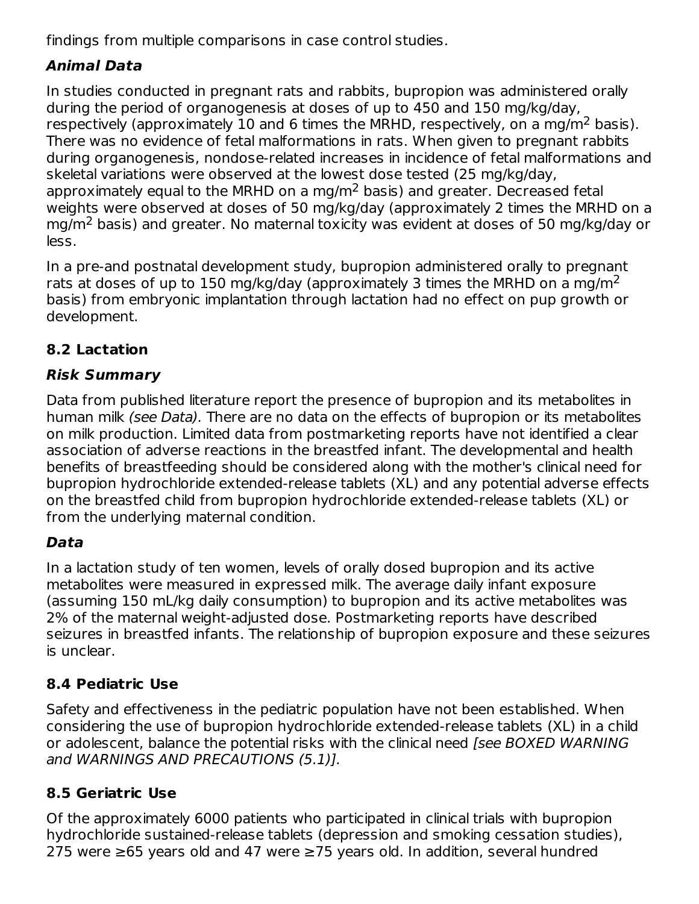findings from multiple comparisons in case control studies.

***Animal Data***

In studies conducted in pregnant rats and rabbits, bupropion was administered orally during the period of organogenesis at doses of up to 450 and 150 mg/kg/day, respectively (approximately 10 and 6 times the MRHD, respectively, on a mg/$m^2$ basis). There was no evidence of fetal malformations in rats. When given to pregnant rabbits during organogenesis, nondose-related increases in incidence of fetal malformations and skeletal variations were observed at the lowest dose tested (25 mg/kg/day, approximately equal to the MRHD on a mg/$m^2$ basis) and greater. Decreased fetal weights were observed at doses of 50 mg/kg/day (approximately 2 times the MRHD on a mg/$m^2$ basis) and greater. No maternal toxicity was evident at doses of 50 mg/kg/day or less.

In a pre-and postnatal development study, bupropion administered orally to pregnant rats at doses of up to 150 mg/kg/day (approximately 3 times the MRHD on a mg/$m^2$ basis) from embryonic implantation through lactation had no effect on pup growth or development.

## 8.2 Lactation

***Risk Summary***

Data from published literature report the presence of bupropion and its metabolites in human milk *(see Data).* There are no data on the effects of bupropion or its metabolites on milk production. Limited data from postmarketing reports have not identified a clear association of adverse reactions in the breastfed infant. The developmental and health benefits of breastfeeding should be considered along with the mother's clinical need for bupropion hydrochloride extended-release tablets (XL) and any potential adverse effects on the breastfed child from bupropion hydrochloride extended-release tablets (XL) or from the underlying maternal condition.

***Data***

In a lactation study of ten women, levels of orally dosed bupropion and its active metabolites were measured in expressed milk. The average daily infant exposure (assuming 150 mL/kg daily consumption) to bupropion and its active metabolites was 2% of the maternal weight-adjusted dose. Postmarketing reports have described seizures in breastfed infants. The relationship of bupropion exposure and these seizures is unclear.

## 8.4 Pediatric Use

Safety and effectiveness in the pediatric population have not been established. When considering the use of bupropion hydrochloride extended-release tablets (XL) in a child or adolescent, balance the potential risks with the clinical need *[see BOXED WARNING and WARNINGS AND PRECAUTIONS (5.1)].*

## 8.5 Geriatric Use

Of the approximately 6000 patients who participated in clinical trials with bupropion hydrochloride sustained-release tablets (depression and smoking cessation studies), 275 were ≥65 years old and 47 were ≥75 years old. In addition, several hundred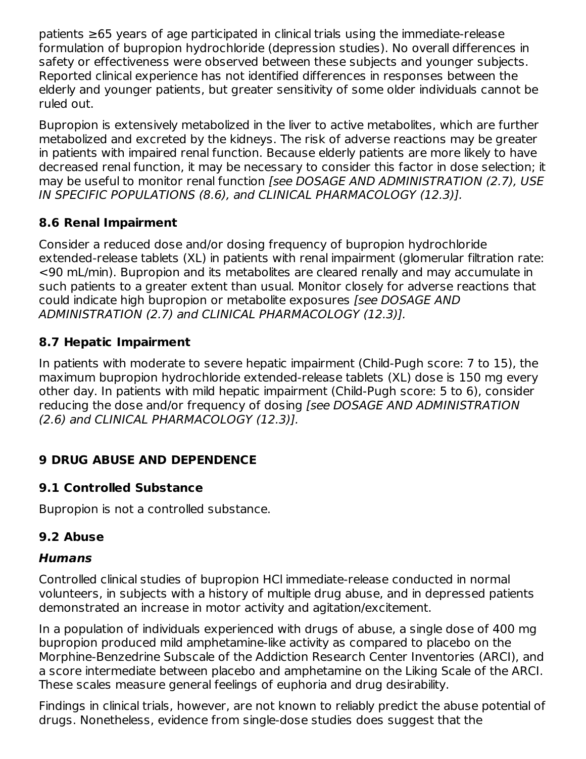patients ≥65 years of age participated in clinical trials using the immediate-release formulation of bupropion hydrochloride (depression studies). No overall differences in safety or effectiveness were observed between these subjects and younger subjects. Reported clinical experience has not identified differences in responses between the elderly and younger patients, but greater sensitivity of some older individuals cannot be ruled out.

Bupropion is extensively metabolized in the liver to active metabolites, which are further metabolized and excreted by the kidneys. The risk of adverse reactions may be greater in patients with impaired renal function. Because elderly patients are more likely to have decreased renal function, it may be necessary to consider this factor in dose selection; it may be useful to monitor renal function *[see DOSAGE AND ADMINISTRATION (2.7), USE IN SPECIFIC POPULATIONS (8.6), and CLINICAL PHARMACOLOGY (12.3)].*

### 8.6 Renal Impairment

Consider a reduced dose and/or dosing frequency of bupropion hydrochloride extended-release tablets (XL) in patients with renal impairment (glomerular filtration rate: <90 mL/min). Bupropion and its metabolites are cleared renally and may accumulate in such patients to a greater extent than usual. Monitor closely for adverse reactions that could indicate high bupropion or metabolite exposures *[see DOSAGE AND ADMINISTRATION (2.7) and CLINICAL PHARMACOLOGY (12.3)].*

### 8.7 Hepatic Impairment

In patients with moderate to severe hepatic impairment (Child-Pugh score: 7 to 15), the maximum bupropion hydrochloride extended-release tablets (XL) dose is 150 mg every other day. In patients with mild hepatic impairment (Child-Pugh score: 5 to 6), consider reducing the dose and/or frequency of dosing *[see DOSAGE AND ADMINISTRATION (2.6) and CLINICAL PHARMACOLOGY (12.3)].*

## 9 DRUG ABUSE AND DEPENDENCE

### 9.1 Controlled Substance

Bupropion is not a controlled substance.

### 9.2 Abuse

***Humans***

Controlled clinical studies of bupropion HCl immediate-release conducted in normal volunteers, in subjects with a history of multiple drug abuse, and in depressed patients demonstrated an increase in motor activity and agitation/excitement.

In a population of individuals experienced with drugs of abuse, a single dose of 400 mg bupropion produced mild amphetamine-like activity as compared to placebo on the Morphine-Benzedrine Subscale of the Addiction Research Center Inventories (ARCI), and a score intermediate between placebo and amphetamine on the Liking Scale of the ARCI. These scales measure general feelings of euphoria and drug desirability.

Findings in clinical trials, however, are not known to reliably predict the abuse potential of drugs. Nonetheless, evidence from single-dose studies does suggest that the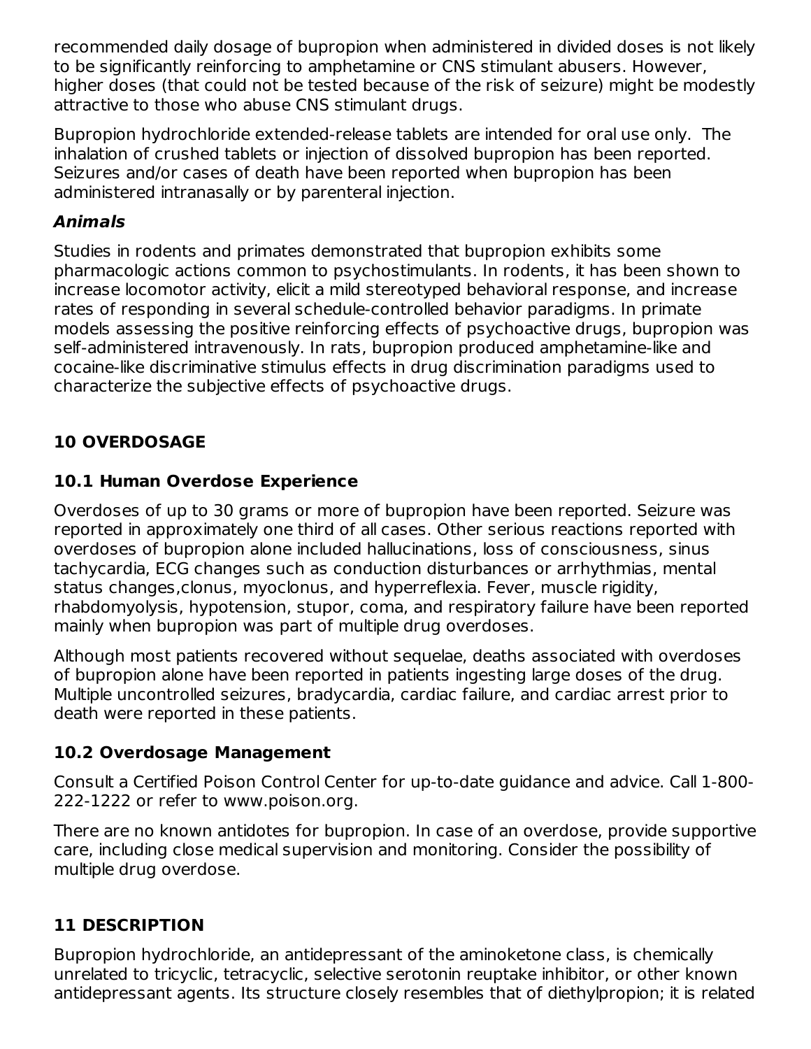recommended daily dosage of bupropion when administered in divided doses is not likely to be significantly reinforcing to amphetamine or CNS stimulant abusers. However, higher doses (that could not be tested because of the risk of seizure) might be modestly attractive to those who abuse CNS stimulant drugs.

Bupropion hydrochloride extended-release tablets are intended for oral use only. The inhalation of crushed tablets or injection of dissolved bupropion has been reported. Seizures and/or cases of death have been reported when bupropion has been administered intranasally or by parenteral injection.

***Animals***

Studies in rodents and primates demonstrated that bupropion exhibits some pharmacologic actions common to psychostimulants. In rodents, it has been shown to increase locomotor activity, elicit a mild stereotyped behavioral response, and increase rates of responding in several schedule-controlled behavior paradigms. In primate models assessing the positive reinforcing effects of psychoactive drugs, bupropion was self-administered intravenously. In rats, bupropion produced amphetamine-like and cocaine-like discriminative stimulus effects in drug discrimination paradigms used to characterize the subjective effects of psychoactive drugs.

## 10 OVERDOSAGE

### 10.1 Human Overdose Experience

Overdoses of up to 30 grams or more of bupropion have been reported. Seizure was reported in approximately one third of all cases. Other serious reactions reported with overdoses of bupropion alone included hallucinations, loss of consciousness, sinus tachycardia, ECG changes such as conduction disturbances or arrhythmias, mental status changes,clonus, myoclonus, and hyperreflexia. Fever, muscle rigidity, rhabdomyolysis, hypotension, stupor, coma, and respiratory failure have been reported mainly when bupropion was part of multiple drug overdoses.

Although most patients recovered without sequelae, deaths associated with overdoses of bupropion alone have been reported in patients ingesting large doses of the drug. Multiple uncontrolled seizures, bradycardia, cardiac failure, and cardiac arrest prior to death were reported in these patients.

### 10.2 Overdosage Management

Consult a Certified Poison Control Center for up-to-date guidance and advice. Call 1-800-222-1222 or refer to www.poison.org.

There are no known antidotes for bupropion. In case of an overdose, provide supportive care, including close medical supervision and monitoring. Consider the possibility of multiple drug overdose.

## 11 DESCRIPTION

Bupropion hydrochloride, an antidepressant of the aminoketone class, is chemically unrelated to tricyclic, tetracyclic, selective serotonin reuptake inhibitor, or other known antidepressant agents. Its structure closely resembles that of diethylpropion; it is related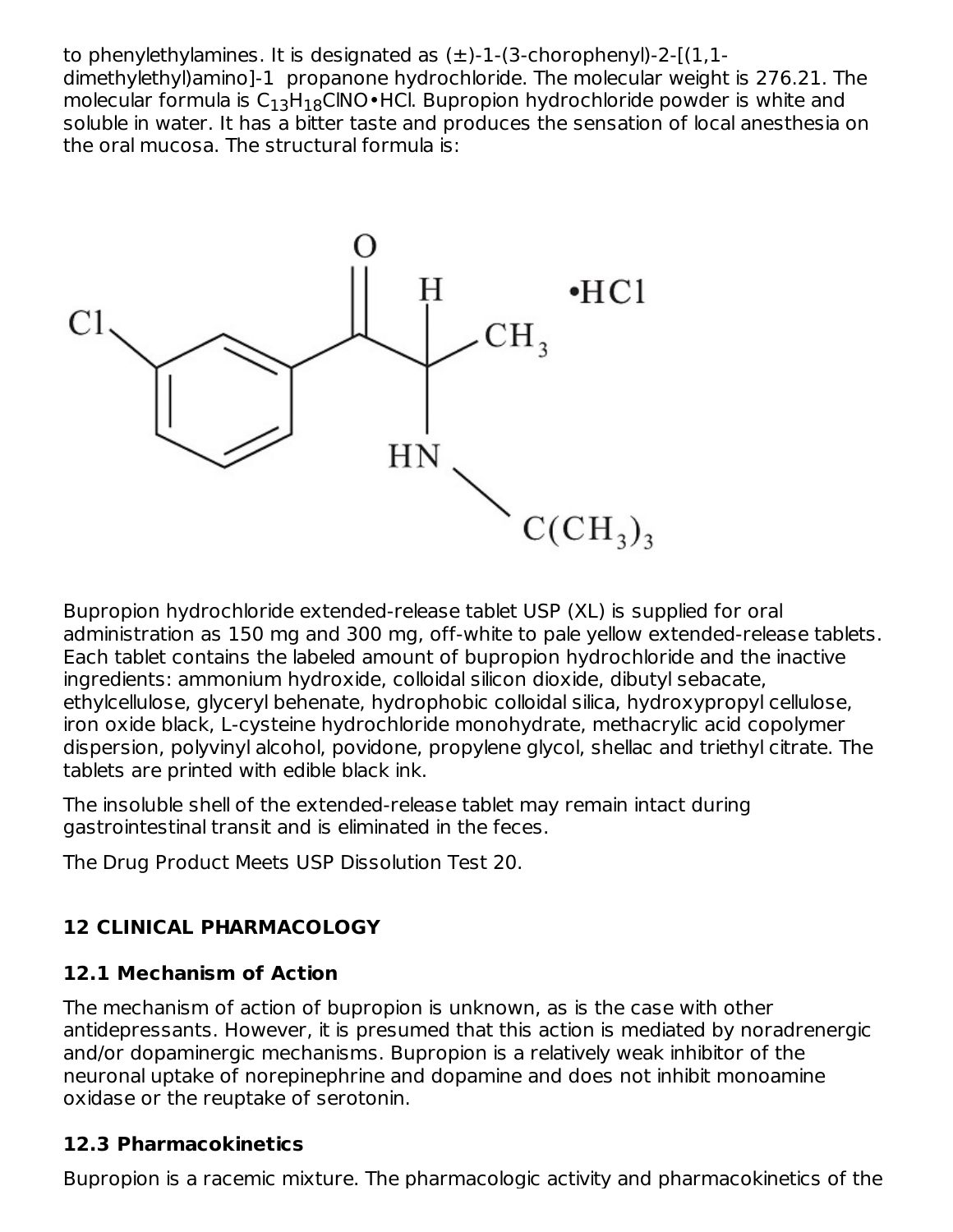to phenylethylamines. It is designated as (±)-1-(3-chorophenyl)-2-[(1,1-dimethylethyl)amino]-1 propanone hydrochloride. The molecular weight is 276.21. The molecular formula is $C_{13}H_{18}ClNO•HCl$. Bupropion hydrochloride powder is white and soluble in water. It has a bitter taste and produces the sensation of local anesthesia on the oral mucosa. The structural formula is:

Bupropion hydrochloride extended-release tablet USP (XL) is supplied for oral administration as 150 mg and 300 mg, off-white to pale yellow extended-release tablets. Each tablet contains the labeled amount of bupropion hydrochloride and the inactive ingredients: ammonium hydroxide, colloidal silicon dioxide, dibutyl sebacate, ethylcellulose, glyceryl behenate, hydrophobic colloidal silica, hydroxypropyl cellulose, iron oxide black, L-cysteine hydrochloride monohydrate, methacrylic acid copolymer dispersion, polyvinyl alcohol, povidone, propylene glycol, shellac and triethyl citrate. The tablets are printed with edible black ink.

The insoluble shell of the extended-release tablet may remain intact during gastrointestinal transit and is eliminated in the feces.

The Drug Product Meets USP Dissolution Test 20.

## 12 CLINICAL PHARMACOLOGY

### 12.1 Mechanism of Action

The mechanism of action of bupropion is unknown, as is the case with other antidepressants. However, it is presumed that this action is mediated by noradrenergic and/or dopaminergic mechanisms. Bupropion is a relatively weak inhibitor of the neuronal uptake of norepinephrine and dopamine and does not inhibit monoamine oxidase or the reuptake of serotonin.

### 12.3 Pharmacokinetics

Bupropion is a racemic mixture. The pharmacologic activity and pharmacokinetics of the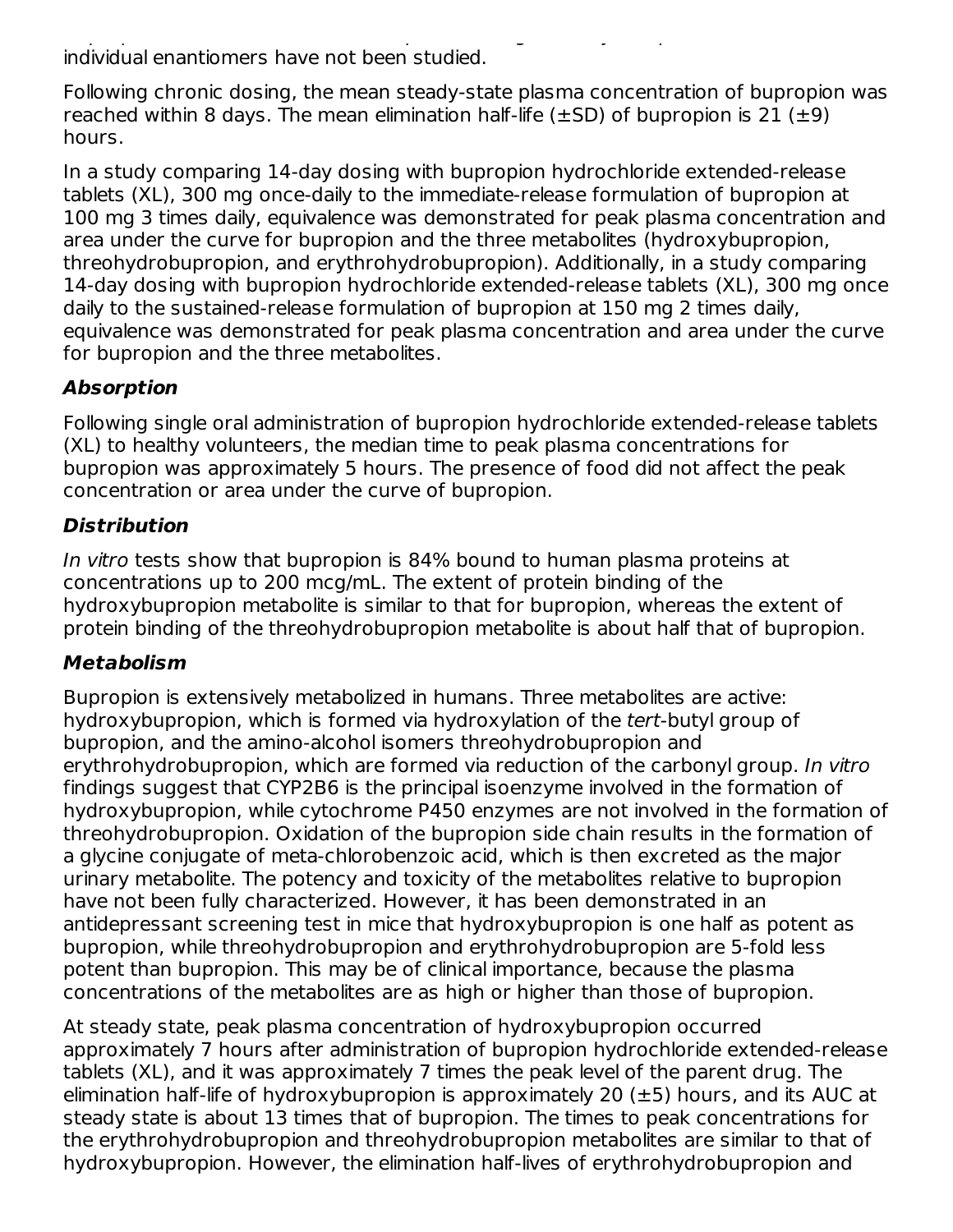individual enantiomers have not been studied.

Following chronic dosing, the mean steady-state plasma concentration of bupropion was reached within 8 days. The mean elimination half-life (±SD) of bupropion is 21 (±9) hours.

In a study comparing 14-day dosing with bupropion hydrochloride extended-release tablets (XL), 300 mg once-daily to the immediate-release formulation of bupropion at 100 mg 3 times daily, equivalence was demonstrated for peak plasma concentration and area under the curve for bupropion and the three metabolites (hydroxybupropion, threohydrobupropion, and erythrohydrobupropion). Additionally, in a study comparing 14-day dosing with bupropion hydrochloride extended-release tablets (XL), 300 mg once daily to the sustained-release formulation of bupropion at 150 mg 2 times daily, equivalence was demonstrated for peak plasma concentration and area under the curve for bupropion and the three metabolites.

### *Absorption*

Following single oral administration of bupropion hydrochloride extended-release tablets (XL) to healthy volunteers, the median time to peak plasma concentrations for bupropion was approximately 5 hours. The presence of food did not affect the peak concentration or area under the curve of bupropion.

### *Distribution*

*In vitro* tests show that bupropion is 84% bound to human plasma proteins at concentrations up to 200 mcg/mL. The extent of protein binding of the hydroxybupropion metabolite is similar to that for bupropion, whereas the extent of protein binding of the threohydrobupropion metabolite is about half that of bupropion.

### *Metabolism*

Bupropion is extensively metabolized in humans. Three metabolites are active: hydroxybupropion, which is formed via hydroxylation of the *tert*-butyl group of bupropion, and the amino-alcohol isomers threohydrobupropion and erythrohydrobupropion, which are formed via reduction of the carbonyl group. *In vitro* findings suggest that CYP2B6 is the principal isoenzyme involved in the formation of hydroxybupropion, while cytochrome P450 enzymes are not involved in the formation of threohydrobupropion. Oxidation of the bupropion side chain results in the formation of a glycine conjugate of meta-chlorobenzoic acid, which is then excreted as the major urinary metabolite. The potency and toxicity of the metabolites relative to bupropion have not been fully characterized. However, it has been demonstrated in an antidepressant screening test in mice that hydroxybupropion is one half as potent as bupropion, while threohydrobupropion and erythrohydrobupropion are 5-fold less potent than bupropion. This may be of clinical importance, because the plasma concentrations of the metabolites are as high or higher than those of bupropion.

At steady state, peak plasma concentration of hydroxybupropion occurred approximately 7 hours after administration of bupropion hydrochloride extended-release tablets (XL), and it was approximately 7 times the peak level of the parent drug. The elimination half-life of hydroxybupropion is approximately 20 (±5) hours, and its AUC at steady state is about 13 times that of bupropion. The times to peak concentrations for the erythrohydrobupropion and threohydrobupropion metabolites are similar to that of hydroxybupropion. However, the elimination half-lives of erythrohydrobupropion and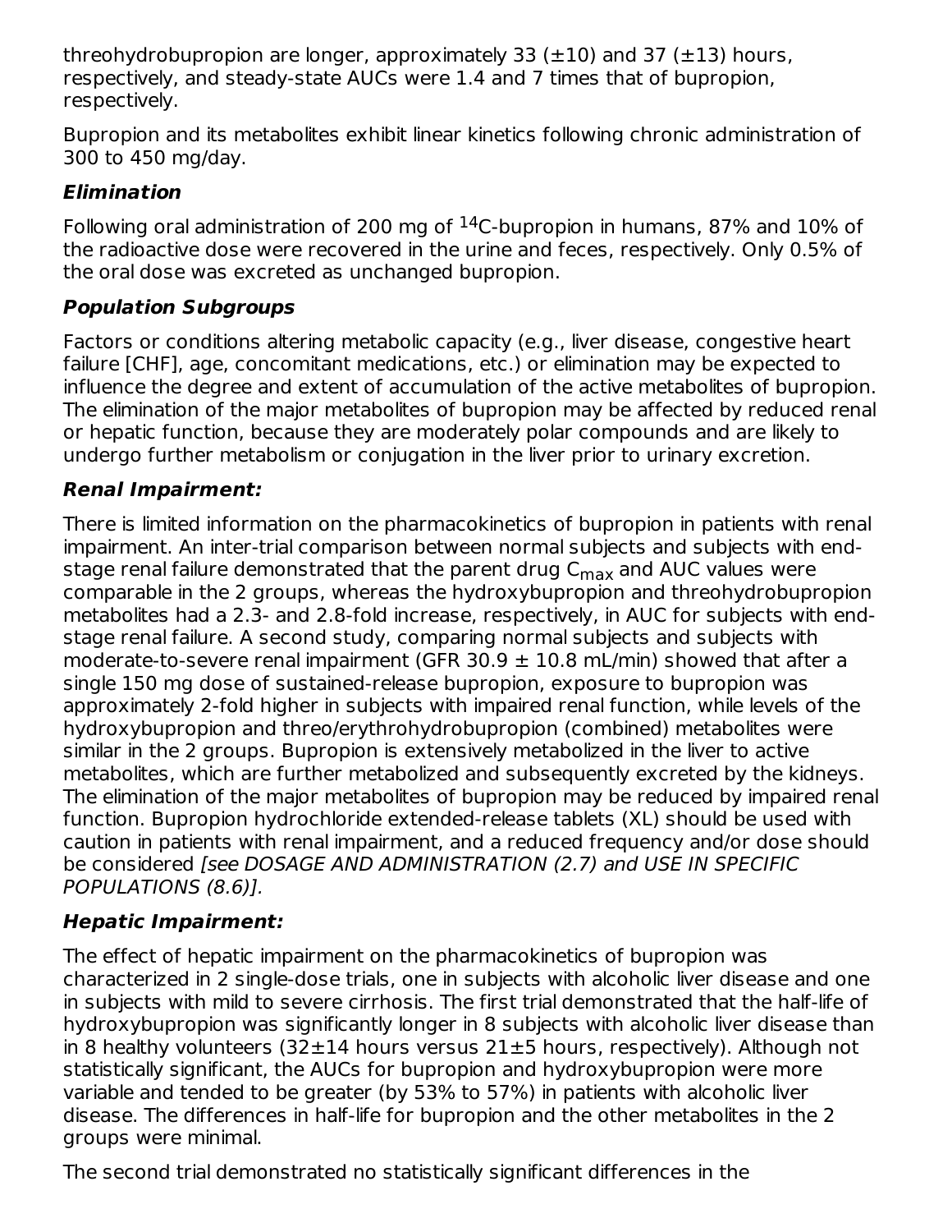threohydrobupropion are longer, approximately 33 (±10) and 37 (±13) hours, respectively, and steady-state AUCs were 1.4 and 7 times that of bupropion, respectively.

Bupropion and its metabolites exhibit linear kinetics following chronic administration of 300 to 450 mg/day.

### *Elimination*

Following oral administration of 200 mg of $^{14}$C-bupropion in humans, 87% and 10% of the radioactive dose were recovered in the urine and feces, respectively. Only 0.5% of the oral dose was excreted as unchanged bupropion.

### *Population Subgroups*

Factors or conditions altering metabolic capacity (e.g., liver disease, congestive heart failure [CHF], age, concomitant medications, etc.) or elimination may be expected to influence the degree and extent of accumulation of the active metabolites of bupropion. The elimination of the major metabolites of bupropion may be affected by reduced renal or hepatic function, because they are moderately polar compounds and are likely to undergo further metabolism or conjugation in the liver prior to urinary excretion.

### *Renal Impairment:*

There is limited information on the pharmacokinetics of bupropion in patients with renal impairment. An inter-trial comparison between normal subjects and subjects with end-stage renal failure demonstrated that the parent drug $C_{max}$ and AUC values were comparable in the 2 groups, whereas the hydroxybupropion and threohydrobupropion metabolites had a 2.3- and 2.8-fold increase, respectively, in AUC for subjects with end-stage renal failure. A second study, comparing normal subjects and subjects with moderate-to-severe renal impairment (GFR 30.9 ± 10.8 mL/min) showed that after a single 150 mg dose of sustained-release bupropion, exposure to bupropion was approximately 2-fold higher in subjects with impaired renal function, while levels of the hydroxybupropion and threo/erythrohydrobupropion (combined) metabolites were similar in the 2 groups. Bupropion is extensively metabolized in the liver to active metabolites, which are further metabolized and subsequently excreted by the kidneys. The elimination of the major metabolites of bupropion may be reduced by impaired renal function. Bupropion hydrochloride extended-release tablets (XL) should be used with caution in patients with renal impairment, and a reduced frequency and/or dose should be considered *[see DOSAGE AND ADMINISTRATION (2.7) and USE IN SPECIFIC POPULATIONS (8.6)].*

### *Hepatic Impairment:*

The effect of hepatic impairment on the pharmacokinetics of bupropion was characterized in 2 single-dose trials, one in subjects with alcoholic liver disease and one in subjects with mild to severe cirrhosis. The first trial demonstrated that the half-life of hydroxybupropion was significantly longer in 8 subjects with alcoholic liver disease than in 8 healthy volunteers (32±14 hours versus 21±5 hours, respectively). Although not statistically significant, the AUCs for bupropion and hydroxybupropion were more variable and tended to be greater (by 53% to 57%) in patients with alcoholic liver disease. The differences in half-life for bupropion and the other metabolites in the 2 groups were minimal.

The second trial demonstrated no statistically significant differences in the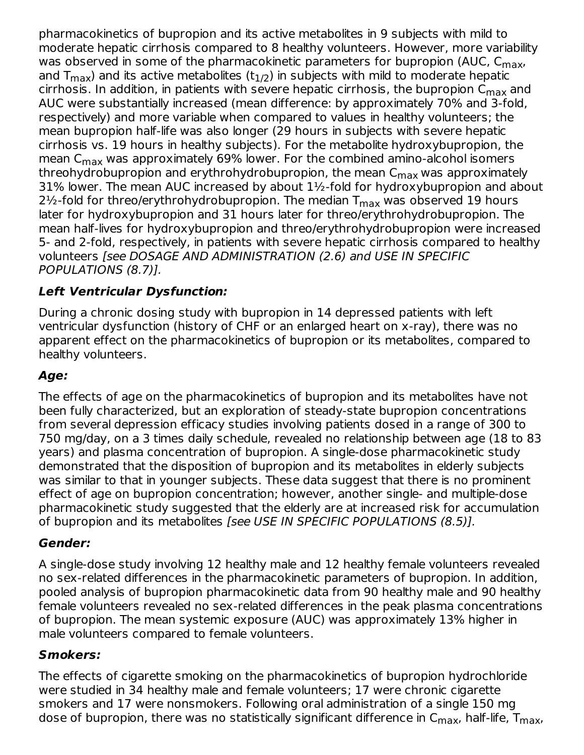pharmacokinetics of bupropion and its active metabolites in 9 subjects with mild to moderate hepatic cirrhosis compared to 8 healthy volunteers. However, more variability was observed in some of the pharmacokinetic parameters for bupropion (AUC, $C_{max}$, and $T_{max}$) and its active metabolites ($t_{1/2}$) in subjects with mild to moderate hepatic cirrhosis. In addition, in patients with severe hepatic cirrhosis, the bupropion $C_{max}$ and AUC were substantially increased (mean difference: by approximately 70% and 3-fold, respectively) and more variable when compared to values in healthy volunteers; the mean bupropion half-life was also longer (29 hours in subjects with severe hepatic cirrhosis vs. 19 hours in healthy subjects). For the metabolite hydroxybupropion, the mean $C_{max}$ was approximately 69% lower. For the combined amino-alcohol isomers threohydrobupropion and erythrohydrobupropion, the mean $C_{max}$ was approximately 31% lower. The mean AUC increased by about 1½-fold for hydroxybupropion and about 2½-fold for threo/erythrohydrobupropion. The median $T_{max}$ was observed 19 hours later for hydroxybupropion and 31 hours later for threo/erythrohydrobupropion. The mean half-lives for hydroxybupropion and threo/erythrohydrobupropion were increased 5- and 2-fold, respectively, in patients with severe hepatic cirrhosis compared to healthy volunteers *[see DOSAGE AND ADMINISTRATION (2.6) and USE IN SPECIFIC POPULATIONS (8.7)].*

***Left Ventricular Dysfunction:***

During a chronic dosing study with bupropion in 14 depressed patients with left ventricular dysfunction (history of CHF or an enlarged heart on x-ray), there was no apparent effect on the pharmacokinetics of bupropion or its metabolites, compared to healthy volunteers.

***Age:***

The effects of age on the pharmacokinetics of bupropion and its metabolites have not been fully characterized, but an exploration of steady-state bupropion concentrations from several depression efficacy studies involving patients dosed in a range of 300 to 750 mg/day, on a 3 times daily schedule, revealed no relationship between age (18 to 83 years) and plasma concentration of bupropion. A single-dose pharmacokinetic study demonstrated that the disposition of bupropion and its metabolites in elderly subjects was similar to that in younger subjects. These data suggest that there is no prominent effect of age on bupropion concentration; however, another single- and multiple-dose pharmacokinetic study suggested that the elderly are at increased risk for accumulation of bupropion and its metabolites *[see USE IN SPECIFIC POPULATIONS (8.5)].*

***Gender:***

A single-dose study involving 12 healthy male and 12 healthy female volunteers revealed no sex-related differences in the pharmacokinetic parameters of bupropion. In addition, pooled analysis of bupropion pharmacokinetic data from 90 healthy male and 90 healthy female volunteers revealed no sex-related differences in the peak plasma concentrations of bupropion. The mean systemic exposure (AUC) was approximately 13% higher in male volunteers compared to female volunteers.

***Smokers:***

The effects of cigarette smoking on the pharmacokinetics of bupropion hydrochloride were studied in 34 healthy male and female volunteers; 17 were chronic cigarette smokers and 17 were nonsmokers. Following oral administration of a single 150 mg dose of bupropion, there was no statistically significant difference in $C_{max}$, half-life, $T_{max}$,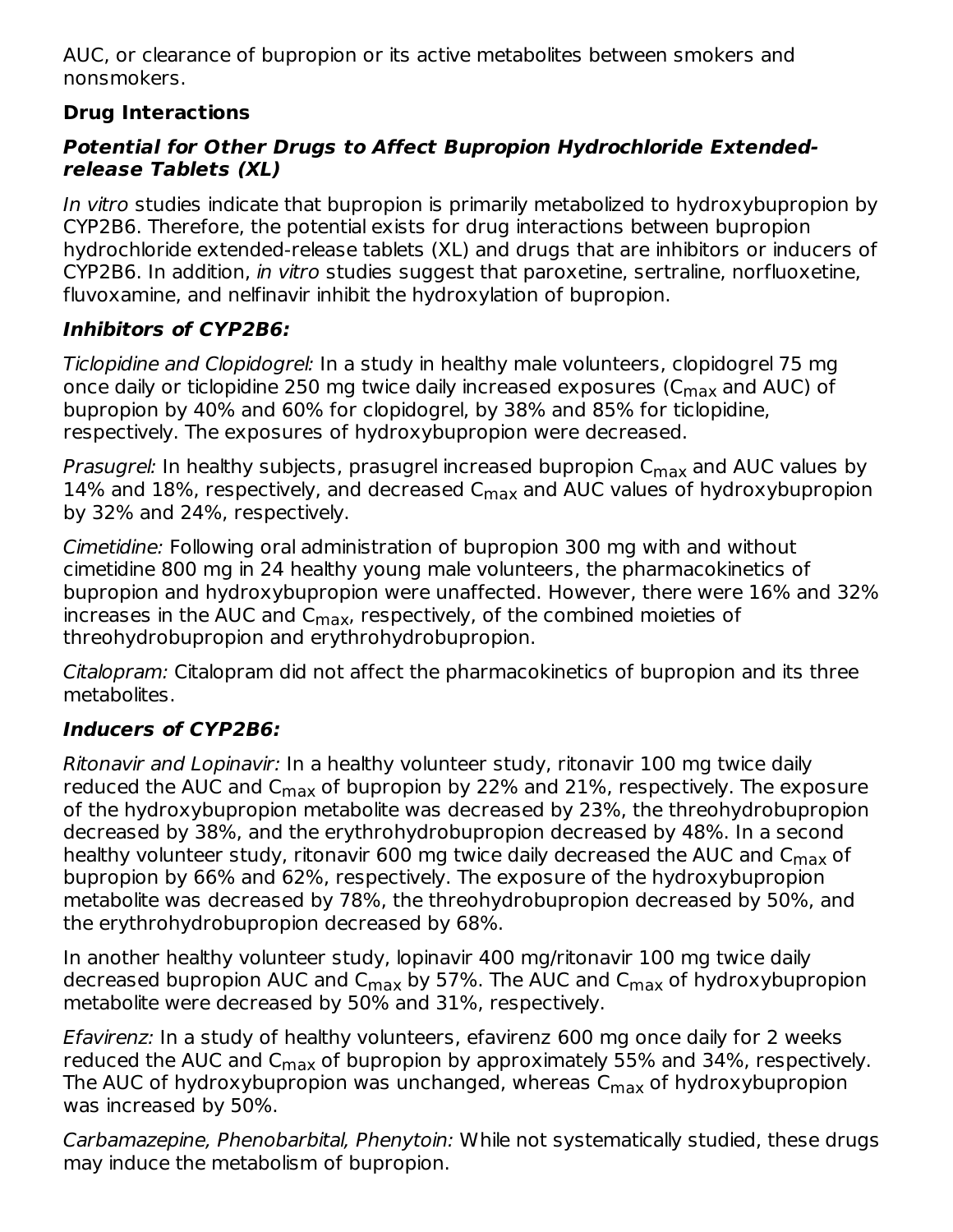AUC, or clearance of bupropion or its active metabolites between smokers and nonsmokers.

**Drug Interactions**

***Potential for Other Drugs to Affect Bupropion Hydrochloride Extended-release Tablets (XL)***

*In vitro* studies indicate that bupropion is primarily metabolized to hydroxybupropion by CYP2B6. Therefore, the potential exists for drug interactions between bupropion hydrochloride extended-release tablets (XL) and drugs that are inhibitors or inducers of CYP2B6. In addition, *in vitro* studies suggest that paroxetine, sertraline, norfluoxetine, fluvoxamine, and nelfinavir inhibit the hydroxylation of bupropion.

***Inhibitors of CYP2B6:***

*Ticlopidine and Clopidogrel:* In a study in healthy male volunteers, clopidogrel 75 mg once daily or ticlopidine 250 mg twice daily increased exposures ($C_{max}$ and AUC) of bupropion by 40% and 60% for clopidogrel, by 38% and 85% for ticlopidine, respectively. The exposures of hydroxybupropion were decreased.

*Prasugrel:* In healthy subjects, prasugrel increased bupropion $C_{max}$ and AUC values by 14% and 18%, respectively, and decreased $C_{max}$ and AUC values of hydroxybupropion by 32% and 24%, respectively.

*Cimetidine:* Following oral administration of bupropion 300 mg with and without cimetidine 800 mg in 24 healthy young male volunteers, the pharmacokinetics of bupropion and hydroxybupropion were unaffected. However, there were 16% and 32% increases in the AUC and $C_{max}$, respectively, of the combined moieties of threohydrobupropion and erythrohydrobupropion.

*Citalopram:* Citalopram did not affect the pharmacokinetics of bupropion and its three metabolites.

***Inducers of CYP2B6:***

*Ritonavir and Lopinavir:* In a healthy volunteer study, ritonavir 100 mg twice daily reduced the AUC and $C_{max}$ of bupropion by 22% and 21%, respectively. The exposure of the hydroxybupropion metabolite was decreased by 23%, the threohydrobupropion decreased by 38%, and the erythrohydrobupropion decreased by 48%. In a second healthy volunteer study, ritonavir 600 mg twice daily decreased the AUC and $C_{max}$ of bupropion by 66% and 62%, respectively. The exposure of the hydroxybupropion metabolite was decreased by 78%, the threohydrobupropion decreased by 50%, and the erythrohydrobupropion decreased by 68%.

In another healthy volunteer study, lopinavir 400 mg/ritonavir 100 mg twice daily decreased bupropion AUC and $C_{max}$ by 57%. The AUC and $C_{max}$ of hydroxybupropion metabolite were decreased by 50% and 31%, respectively.

*Efavirenz:* In a study of healthy volunteers, efavirenz 600 mg once daily for 2 weeks reduced the AUC and $C_{max}$ of bupropion by approximately 55% and 34%, respectively. The AUC of hydroxybupropion was unchanged, whereas $C_{max}$ of hydroxybupropion was increased by 50%.

*Carbamazepine, Phenobarbital, Phenytoin:* While not systematically studied, these drugs may induce the metabolism of bupropion.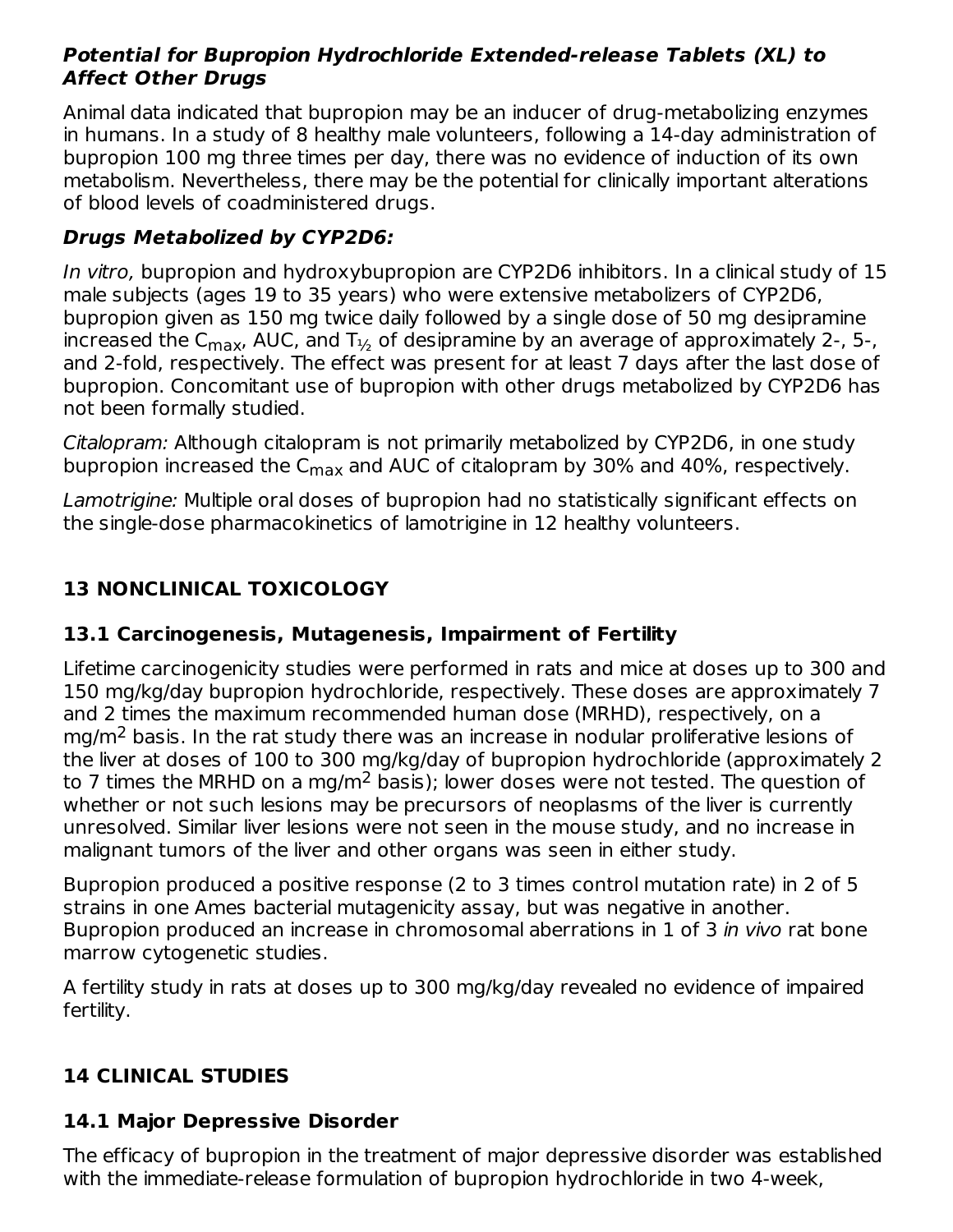#### ***Potential for Bupropion Hydrochloride Extended-release Tablets (XL) to Affect Other Drugs***

Animal data indicated that bupropion may be an inducer of drug-metabolizing enzymes in humans. In a study of 8 healthy male volunteers, following a 14-day administration of bupropion 100 mg three times per day, there was no evidence of induction of its own metabolism. Nevertheless, there may be the potential for clinically important alterations of blood levels of coadministered drugs.

#### ***Drugs Metabolized by CYP2D6:***

*In vitro,* bupropion and hydroxybupropion are CYP2D6 inhibitors. In a clinical study of 15 male subjects (ages 19 to 35 years) who were extensive metabolizers of CYP2D6, bupropion given as 150 mg twice daily followed by a single dose of 50 mg desipramine increased the $C_{max}$, AUC, and $T_{½}$ of desipramine by an average of approximately 2-, 5-, and 2-fold, respectively. The effect was present for at least 7 days after the last dose of bupropion. Concomitant use of bupropion with other drugs metabolized by CYP2D6 has not been formally studied.

*Citalopram:* Although citalopram is not primarily metabolized by CYP2D6, in one study bupropion increased the $C_{max}$ and AUC of citalopram by 30% and 40%, respectively.

*Lamotrigine:* Multiple oral doses of bupropion had no statistically significant effects on the single-dose pharmacokinetics of lamotrigine in 12 healthy volunteers.

## 13 NONCLINICAL TOXICOLOGY

### 13.1 Carcinogenesis, Mutagenesis, Impairment of Fertility

Lifetime carcinogenicity studies were performed in rats and mice at doses up to 300 and 150 mg/kg/day bupropion hydrochloride, respectively. These doses are approximately 7 and 2 times the maximum recommended human dose (MRHD), respectively, on a mg/m$^2$ basis. In the rat study there was an increase in nodular proliferative lesions of the liver at doses of 100 to 300 mg/kg/day of bupropion hydrochloride (approximately 2 to 7 times the MRHD on a mg/m$^2$ basis); lower doses were not tested. The question of whether or not such lesions may be precursors of neoplasms of the liver is currently unresolved. Similar liver lesions were not seen in the mouse study, and no increase in malignant tumors of the liver and other organs was seen in either study.

Bupropion produced a positive response (2 to 3 times control mutation rate) in 2 of 5 strains in one Ames bacterial mutagenicity assay, but was negative in another. Bupropion produced an increase in chromosomal aberrations in 1 of 3 *in vivo* rat bone marrow cytogenetic studies.

A fertility study in rats at doses up to 300 mg/kg/day revealed no evidence of impaired fertility.

## 14 CLINICAL STUDIES

### 14.1 Major Depressive Disorder

The efficacy of bupropion in the treatment of major depressive disorder was established with the immediate-release formulation of bupropion hydrochloride in two 4-week,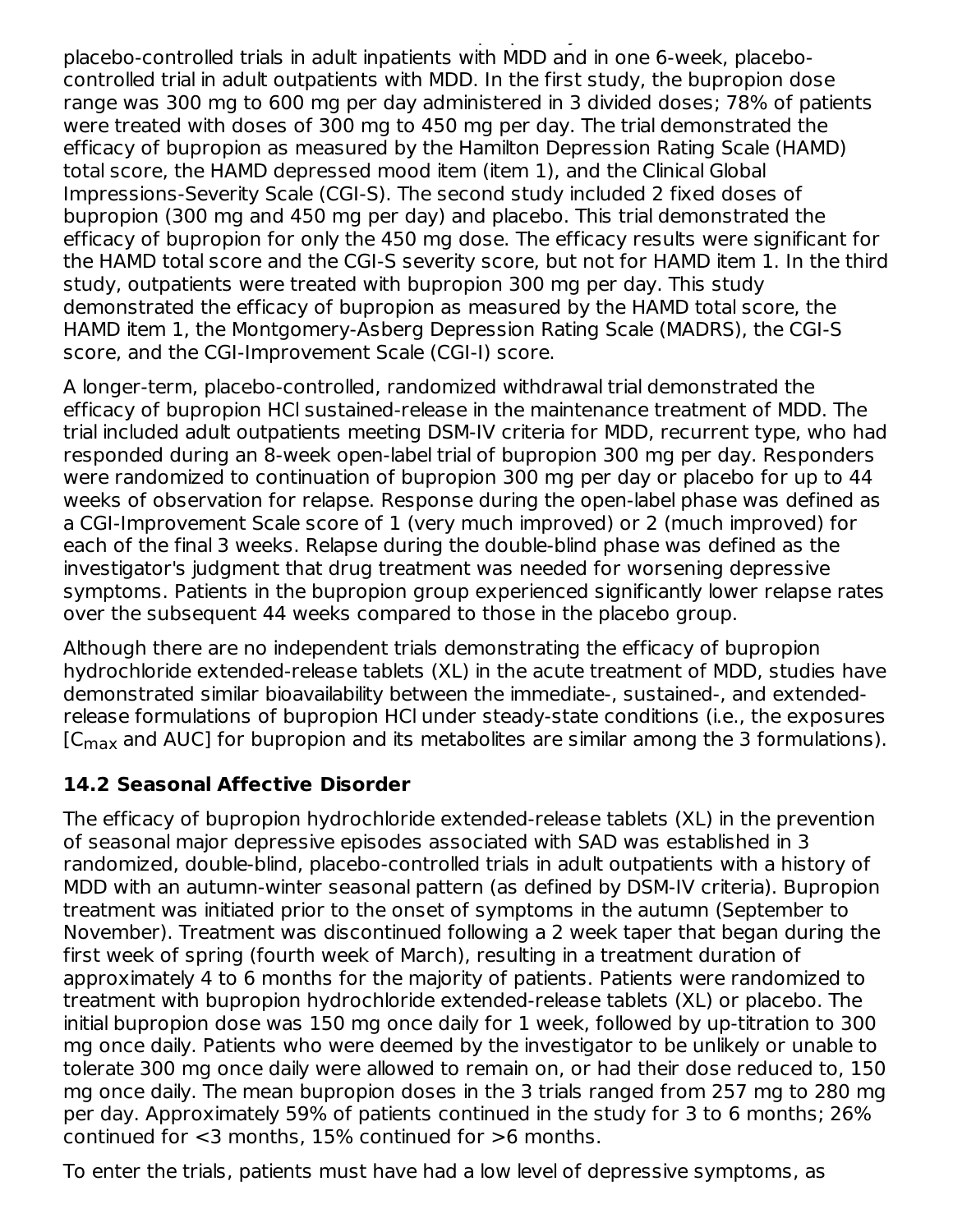placebo-controlled trials in adult inpatients with MDD and in one 6-week, placebo-controlled trial in adult outpatients with MDD. In the first study, the bupropion dose range was 300 mg to 600 mg per day administered in 3 divided doses; 78% of patients were treated with doses of 300 mg to 450 mg per day. The trial demonstrated the efficacy of bupropion as measured by the Hamilton Depression Rating Scale (HAMD) total score, the HAMD depressed mood item (item 1), and the Clinical Global Impressions-Severity Scale (CGI-S). The second study included 2 fixed doses of bupropion (300 mg and 450 mg per day) and placebo. This trial demonstrated the efficacy of bupropion for only the 450 mg dose. The efficacy results were significant for the HAMD total score and the CGI-S severity score, but not for HAMD item 1. In the third study, outpatients were treated with bupropion 300 mg per day. This study demonstrated the efficacy of bupropion as measured by the HAMD total score, the HAMD item 1, the Montgomery-Asberg Depression Rating Scale (MADRS), the CGI-S score, and the CGI-Improvement Scale (CGI-I) score.

A longer-term, placebo-controlled, randomized withdrawal trial demonstrated the efficacy of bupropion HCl sustained-release in the maintenance treatment of MDD. The trial included adult outpatients meeting DSM-IV criteria for MDD, recurrent type, who had responded during an 8-week open-label trial of bupropion 300 mg per day. Responders were randomized to continuation of bupropion 300 mg per day or placebo for up to 44 weeks of observation for relapse. Response during the open-label phase was defined as a CGI-Improvement Scale score of 1 (very much improved) or 2 (much improved) for each of the final 3 weeks. Relapse during the double-blind phase was defined as the investigator's judgment that drug treatment was needed for worsening depressive symptoms. Patients in the bupropion group experienced significantly lower relapse rates over the subsequent 44 weeks compared to those in the placebo group.

Although there are no independent trials demonstrating the efficacy of bupropion hydrochloride extended-release tablets (XL) in the acute treatment of MDD, studies have demonstrated similar bioavailability between the immediate-, sustained-, and extended-release formulations of bupropion HCl under steady-state conditions (i.e., the exposures [$C_{max}$ and AUC] for bupropion and its metabolites are similar among the 3 formulations).

### 14.2 Seasonal Affective Disorder

The efficacy of bupropion hydrochloride extended-release tablets (XL) in the prevention of seasonal major depressive episodes associated with SAD was established in 3 randomized, double-blind, placebo-controlled trials in adult outpatients with a history of MDD with an autumn-winter seasonal pattern (as defined by DSM-IV criteria). Bupropion treatment was initiated prior to the onset of symptoms in the autumn (September to November). Treatment was discontinued following a 2 week taper that began during the first week of spring (fourth week of March), resulting in a treatment duration of approximately 4 to 6 months for the majority of patients. Patients were randomized to treatment with bupropion hydrochloride extended-release tablets (XL) or placebo. The initial bupropion dose was 150 mg once daily for 1 week, followed by up-titration to 300 mg once daily. Patients who were deemed by the investigator to be unlikely or unable to tolerate 300 mg once daily were allowed to remain on, or had their dose reduced to, 150 mg once daily. The mean bupropion doses in the 3 trials ranged from 257 mg to 280 mg per day. Approximately 59% of patients continued in the study for 3 to 6 months; 26% continued for <3 months, 15% continued for >6 months.

To enter the trials, patients must have had a low level of depressive symptoms, as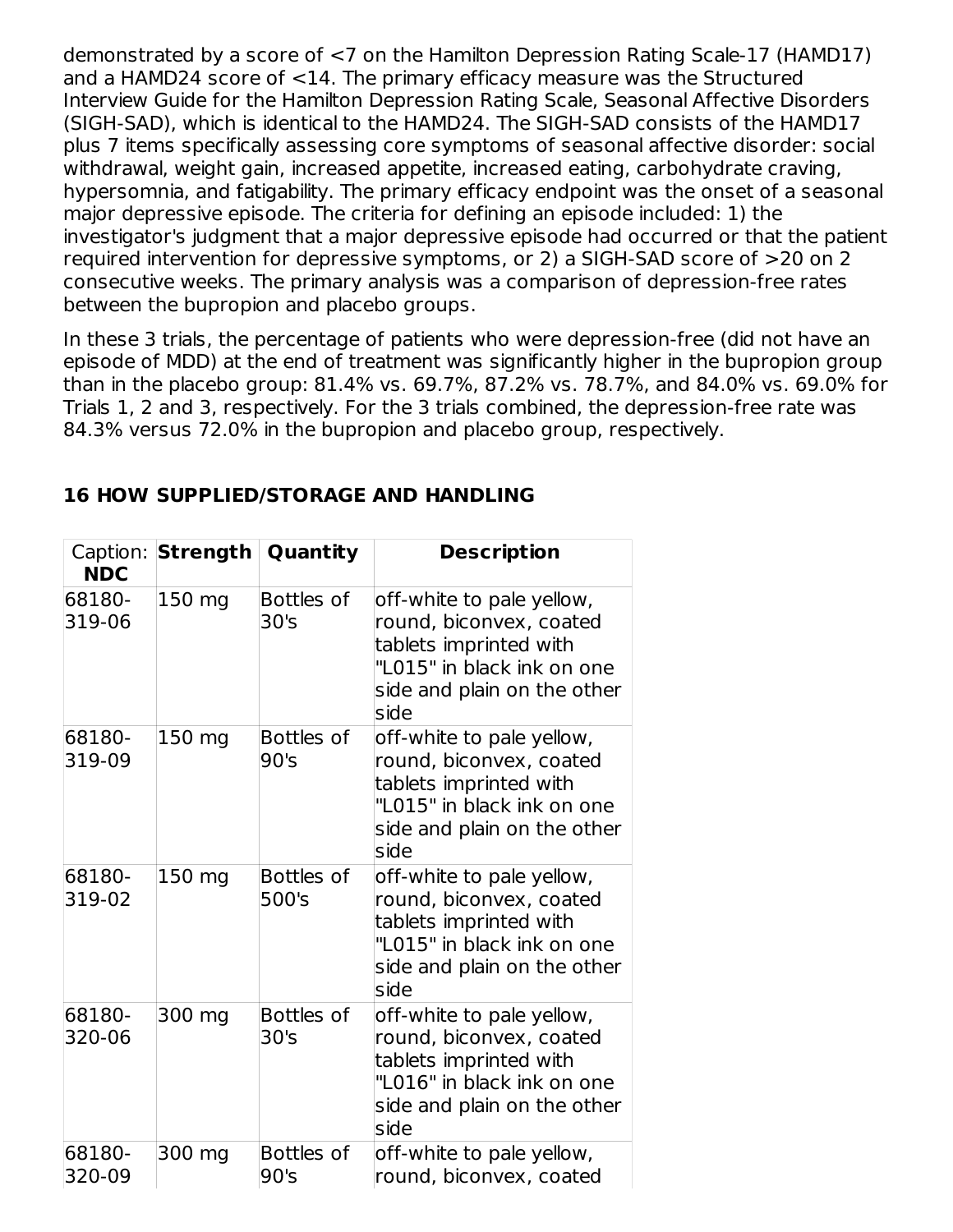demonstrated by a score of <7 on the Hamilton Depression Rating Scale-17 (HAMD17) and a HAMD24 score of <14. The primary efficacy measure was the Structured Interview Guide for the Hamilton Depression Rating Scale, Seasonal Affective Disorders (SIGH-SAD), which is identical to the HAMD24. The SIGH-SAD consists of the HAMD17 plus 7 items specifically assessing core symptoms of seasonal affective disorder: social withdrawal, weight gain, increased appetite, increased eating, carbohydrate craving, hypersomnia, and fatigability. The primary efficacy endpoint was the onset of a seasonal major depressive episode. The criteria for defining an episode included: 1) the investigator's judgment that a major depressive episode had occurred or that the patient required intervention for depressive symptoms, or 2) a SIGH-SAD score of >20 on 2 consecutive weeks. The primary analysis was a comparison of depression-free rates between the bupropion and placebo groups.

In these 3 trials, the percentage of patients who were depression-free (did not have an episode of MDD) at the end of treatment was significantly higher in the bupropion group than in the placebo group: 81.4% vs. 69.7%, 87.2% vs. 78.7%, and 84.0% vs. 69.0% for Trials 1, 2 and 3, respectively. For the 3 trials combined, the depression-free rate was 84.3% versus 72.0% in the bupropion and placebo group, respectively.

## 16 HOW SUPPLIED/STORAGE AND HANDLING

| Caption: **NDC** | **Strength** | **Quantity** | **Description** |
|---|---|---|---|
| 68180-319-06 | 150 mg | Bottles of 30's | off-white to pale yellow, round, biconvex, coated tablets imprinted with "L015" in black ink on one side and plain on the other side |
| 68180-319-09 | 150 mg | Bottles of 90's | off-white to pale yellow, round, biconvex, coated tablets imprinted with "L015" in black ink on one side and plain on the other side |
| 68180-319-02 | 150 mg | Bottles of 500's | off-white to pale yellow, round, biconvex, coated tablets imprinted with "L015" in black ink on one side and plain on the other side |
| 68180-320-06 | 300 mg | Bottles of 30's | off-white to pale yellow, round, biconvex, coated tablets imprinted with "L016" in black ink on one side and plain on the other side |
| 68180-320-09 | 300 mg | Bottles of 90's | off-white to pale yellow, round, biconvex, coated |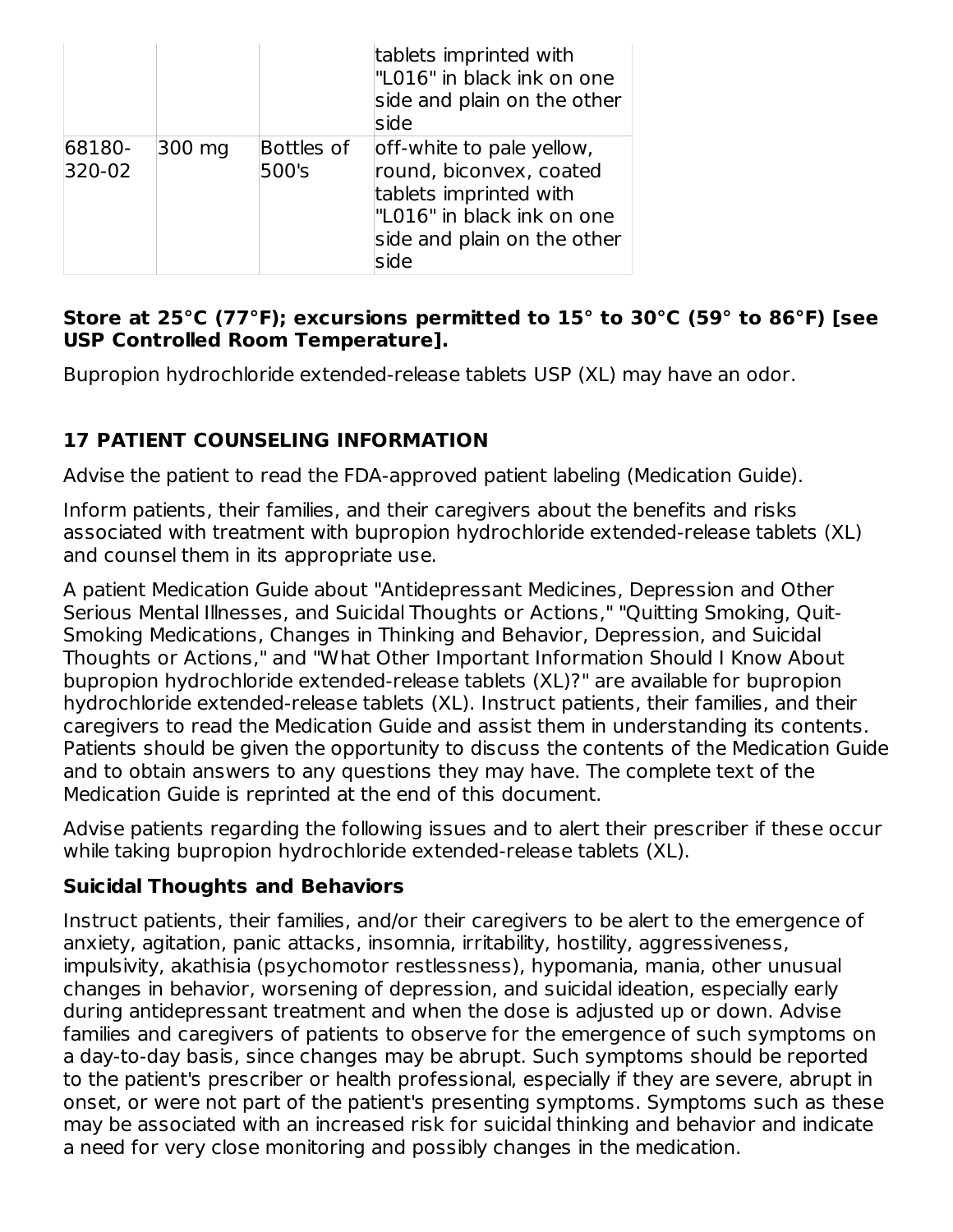| | | | tablets imprinted with "L016" in black ink on one side and plain on the other side |
|---|---|---|---|
| 68180-320-02 | 300 mg | Bottles of 500's | off-white to pale yellow, round, biconvex, coated tablets imprinted with "L016" in black ink on one side and plain on the other side |

**Store at 25°C (77°F); excursions permitted to 15° to 30°C (59° to 86°F) [see USP Controlled Room Temperature].**

Bupropion hydrochloride extended-release tablets USP (XL) may have an odor.

## 17 PATIENT COUNSELING INFORMATION

Advise the patient to read the FDA-approved patient labeling (Medication Guide).

Inform patients, their families, and their caregivers about the benefits and risks associated with treatment with bupropion hydrochloride extended-release tablets (XL) and counsel them in its appropriate use.

A patient Medication Guide about "Antidepressant Medicines, Depression and Other Serious Mental Illnesses, and Suicidal Thoughts or Actions," "Quitting Smoking, Quit-Smoking Medications, Changes in Thinking and Behavior, Depression, and Suicidal Thoughts or Actions," and "What Other Important Information Should I Know About bupropion hydrochloride extended-release tablets (XL)?" are available for bupropion hydrochloride extended-release tablets (XL). Instruct patients, their families, and their caregivers to read the Medication Guide and assist them in understanding its contents. Patients should be given the opportunity to discuss the contents of the Medication Guide and to obtain answers to any questions they may have. The complete text of the Medication Guide is reprinted at the end of this document.

Advise patients regarding the following issues and to alert their prescriber if these occur while taking bupropion hydrochloride extended-release tablets (XL).

### Suicidal Thoughts and Behaviors

Instruct patients, their families, and/or their caregivers to be alert to the emergence of anxiety, agitation, panic attacks, insomnia, irritability, hostility, aggressiveness, impulsivity, akathisia (psychomotor restlessness), hypomania, mania, other unusual changes in behavior, worsening of depression, and suicidal ideation, especially early during antidepressant treatment and when the dose is adjusted up or down. Advise families and caregivers of patients to observe for the emergence of such symptoms on a day-to-day basis, since changes may be abrupt. Such symptoms should be reported to the patient's prescriber or health professional, especially if they are severe, abrupt in onset, or were not part of the patient's presenting symptoms. Symptoms such as these may be associated with an increased risk for suicidal thinking and behavior and indicate a need for very close monitoring and possibly changes in the medication.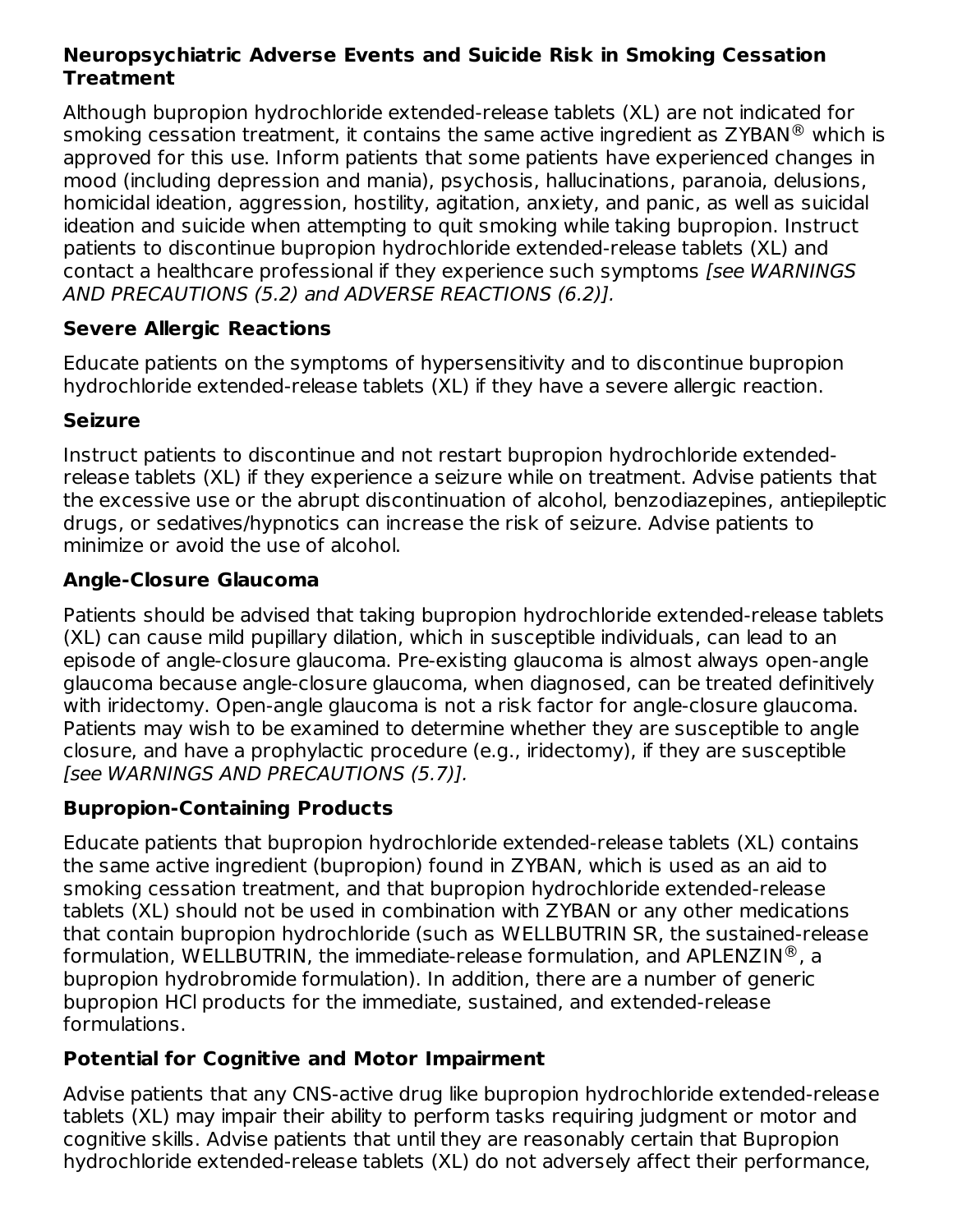**Neuropsychiatric Adverse Events and Suicide Risk in Smoking Cessation Treatment**

Although bupropion hydrochloride extended-release tablets (XL) are not indicated for smoking cessation treatment, it contains the same active ingredient as ZYBAN® which is approved for this use. Inform patients that some patients have experienced changes in mood (including depression and mania), psychosis, hallucinations, paranoia, delusions, homicidal ideation, aggression, hostility, agitation, anxiety, and panic, as well as suicidal ideation and suicide when attempting to quit smoking while taking bupropion. Instruct patients to discontinue bupropion hydrochloride extended-release tablets (XL) and contact a healthcare professional if they experience such symptoms *[see WARNINGS AND PRECAUTIONS (5.2) and ADVERSE REACTIONS (6.2)].*

**Severe Allergic Reactions**

Educate patients on the symptoms of hypersensitivity and to discontinue bupropion hydrochloride extended-release tablets (XL) if they have a severe allergic reaction.

**Seizure**

Instruct patients to discontinue and not restart bupropion hydrochloride extended-release tablets (XL) if they experience a seizure while on treatment. Advise patients that the excessive use or the abrupt discontinuation of alcohol, benzodiazepines, antiepileptic drugs, or sedatives/hypnotics can increase the risk of seizure. Advise patients to minimize or avoid the use of alcohol.

**Angle-Closure Glaucoma**

Patients should be advised that taking bupropion hydrochloride extended-release tablets (XL) can cause mild pupillary dilation, which in susceptible individuals, can lead to an episode of angle-closure glaucoma. Pre-existing glaucoma is almost always open-angle glaucoma because angle-closure glaucoma, when diagnosed, can be treated definitively with iridectomy. Open-angle glaucoma is not a risk factor for angle-closure glaucoma. Patients may wish to be examined to determine whether they are susceptible to angle closure, and have a prophylactic procedure (e.g., iridectomy), if they are susceptible *[see WARNINGS AND PRECAUTIONS (5.7)].*

**Bupropion-Containing Products**

Educate patients that bupropion hydrochloride extended-release tablets (XL) contains the same active ingredient (bupropion) found in ZYBAN, which is used as an aid to smoking cessation treatment, and that bupropion hydrochloride extended-release tablets (XL) should not be used in combination with ZYBAN or any other medications that contain bupropion hydrochloride (such as WELLBUTRIN SR, the sustained-release formulation, WELLBUTRIN, the immediate-release formulation, and APLENZIN®, a bupropion hydrobromide formulation). In addition, there are a number of generic bupropion HCl products for the immediate, sustained, and extended-release formulations.

**Potential for Cognitive and Motor Impairment**

Advise patients that any CNS-active drug like bupropion hydrochloride extended-release tablets (XL) may impair their ability to perform tasks requiring judgment or motor and cognitive skills. Advise patients that until they are reasonably certain that Bupropion hydrochloride extended-release tablets (XL) do not adversely affect their performance,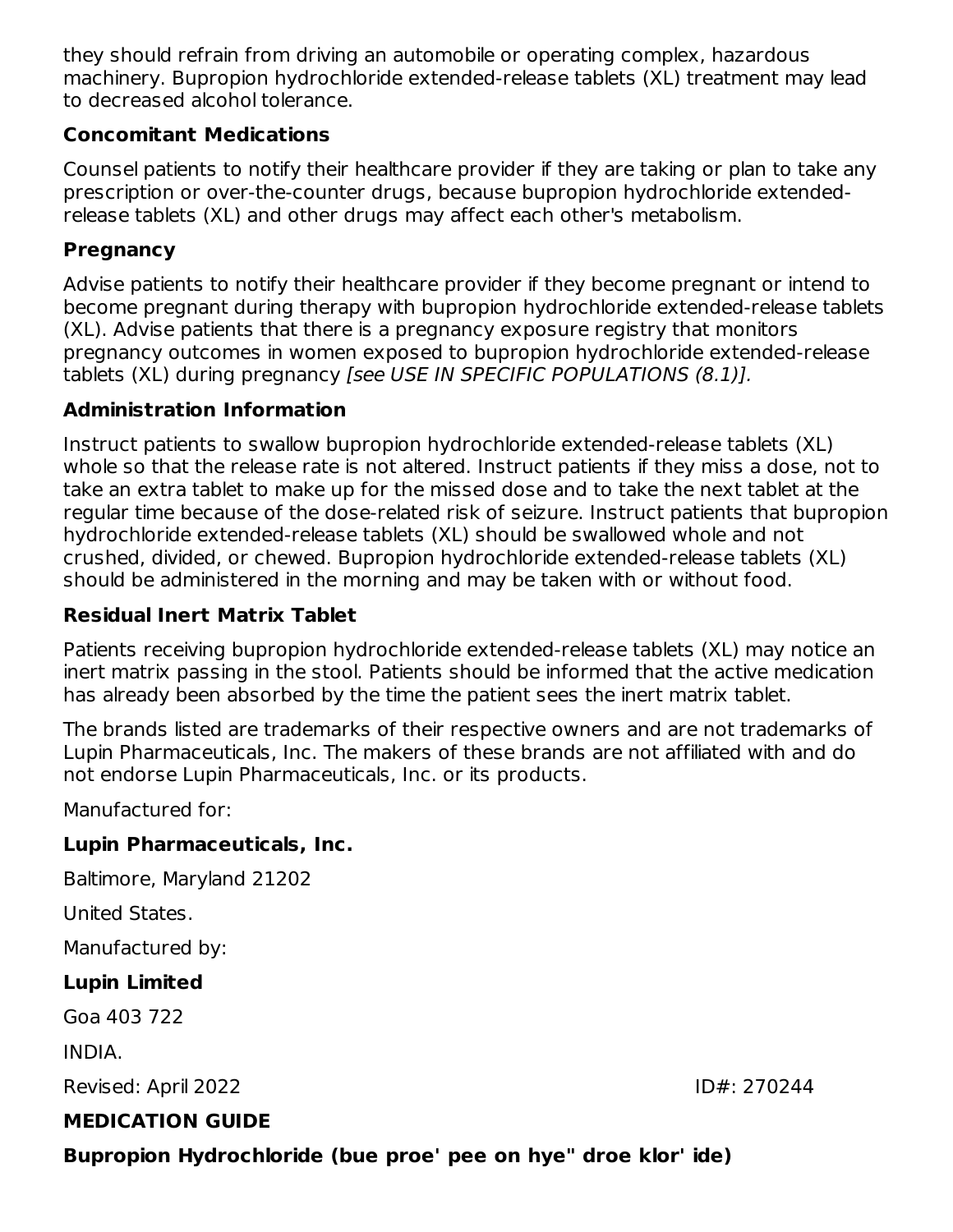they should refrain from driving an automobile or operating complex, hazardous machinery. Bupropion hydrochloride extended-release tablets (XL) treatment may lead to decreased alcohol tolerance.

**Concomitant Medications**

Counsel patients to notify their healthcare provider if they are taking or plan to take any prescription or over-the-counter drugs, because bupropion hydrochloride extended-release tablets (XL) and other drugs may affect each other's metabolism.

**Pregnancy**

Advise patients to notify their healthcare provider if they become pregnant or intend to become pregnant during therapy with bupropion hydrochloride extended-release tablets (XL). Advise patients that there is a pregnancy exposure registry that monitors pregnancy outcomes in women exposed to bupropion hydrochloride extended-release tablets (XL) during pregnancy *[see USE IN SPECIFIC POPULATIONS (8.1)].*

**Administration Information**

Instruct patients to swallow bupropion hydrochloride extended-release tablets (XL) whole so that the release rate is not altered. Instruct patients if they miss a dose, not to take an extra tablet to make up for the missed dose and to take the next tablet at the regular time because of the dose-related risk of seizure. Instruct patients that bupropion hydrochloride extended-release tablets (XL) should be swallowed whole and not crushed, divided, or chewed. Bupropion hydrochloride extended-release tablets (XL) should be administered in the morning and may be taken with or without food.

**Residual Inert Matrix Tablet**

Patients receiving bupropion hydrochloride extended-release tablets (XL) may notice an inert matrix passing in the stool. Patients should be informed that the active medication has already been absorbed by the time the patient sees the inert matrix tablet.

The brands listed are trademarks of their respective owners and are not trademarks of Lupin Pharmaceuticals, Inc. The makers of these brands are not affiliated with and do not endorse Lupin Pharmaceuticals, Inc. or its products.

Manufactured for:

**Lupin Pharmaceuticals, Inc.**

Baltimore, Maryland 21202

United States.

Manufactured by:

**Lupin Limited**

Goa 403 722

INDIA.

Revised: April 2022 ID#: 270244

**MEDICATION GUIDE**

**Bupropion Hydrochloride (bue proe' pee on hye" droe klor' ide)**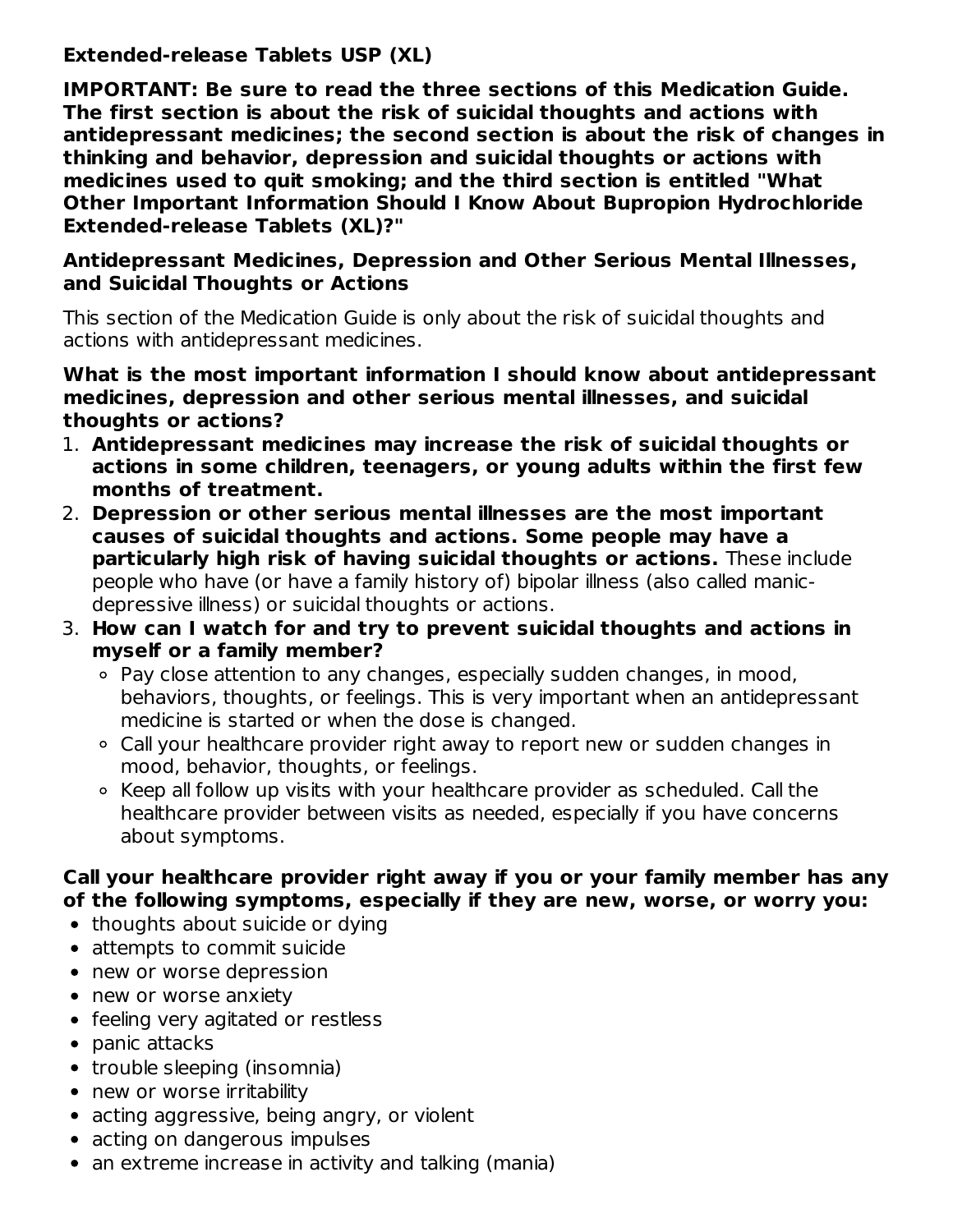**Extended-release Tablets USP (XL)**

**IMPORTANT: Be sure to read the three sections of this Medication Guide. The first section is about the risk of suicidal thoughts and actions with antidepressant medicines; the second section is about the risk of changes in thinking and behavior, depression and suicidal thoughts or actions with medicines used to quit smoking; and the third section is entitled "What Other Important Information Should I Know About Bupropion Hydrochloride Extended-release Tablets (XL)?"**

**Antidepressant Medicines, Depression and Other Serious Mental Illnesses, and Suicidal Thoughts or Actions**

This section of the Medication Guide is only about the risk of suicidal thoughts and actions with antidepressant medicines.

**What is the most important information I should know about antidepressant medicines, depression and other serious mental illnesses, and suicidal thoughts or actions?**

1. **Antidepressant medicines may increase the risk of suicidal thoughts or actions in some children, teenagers, or young adults within the first few months of treatment.**
2. **Depression or other serious mental illnesses are the most important causes of suicidal thoughts and actions. Some people may have a particularly high risk of having suicidal thoughts or actions.** These include people who have (or have a family history of) bipolar illness (also called manic-depressive illness) or suicidal thoughts or actions.
3. **How can I watch for and try to prevent suicidal thoughts and actions in myself or a family member?**
   - Pay close attention to any changes, especially sudden changes, in mood, behaviors, thoughts, or feelings. This is very important when an antidepressant medicine is started or when the dose is changed.
   - Call your healthcare provider right away to report new or sudden changes in mood, behavior, thoughts, or feelings.
   - Keep all follow up visits with your healthcare provider as scheduled. Call the healthcare provider between visits as needed, especially if you have concerns about symptoms.

**Call your healthcare provider right away if you or your family member has any of the following symptoms, especially if they are new, worse, or worry you:**

- thoughts about suicide or dying
- attempts to commit suicide
- new or worse depression
- new or worse anxiety
- feeling very agitated or restless
- panic attacks
- trouble sleeping (insomnia)
- new or worse irritability
- acting aggressive, being angry, or violent
- acting on dangerous impulses
- an extreme increase in activity and talking (mania)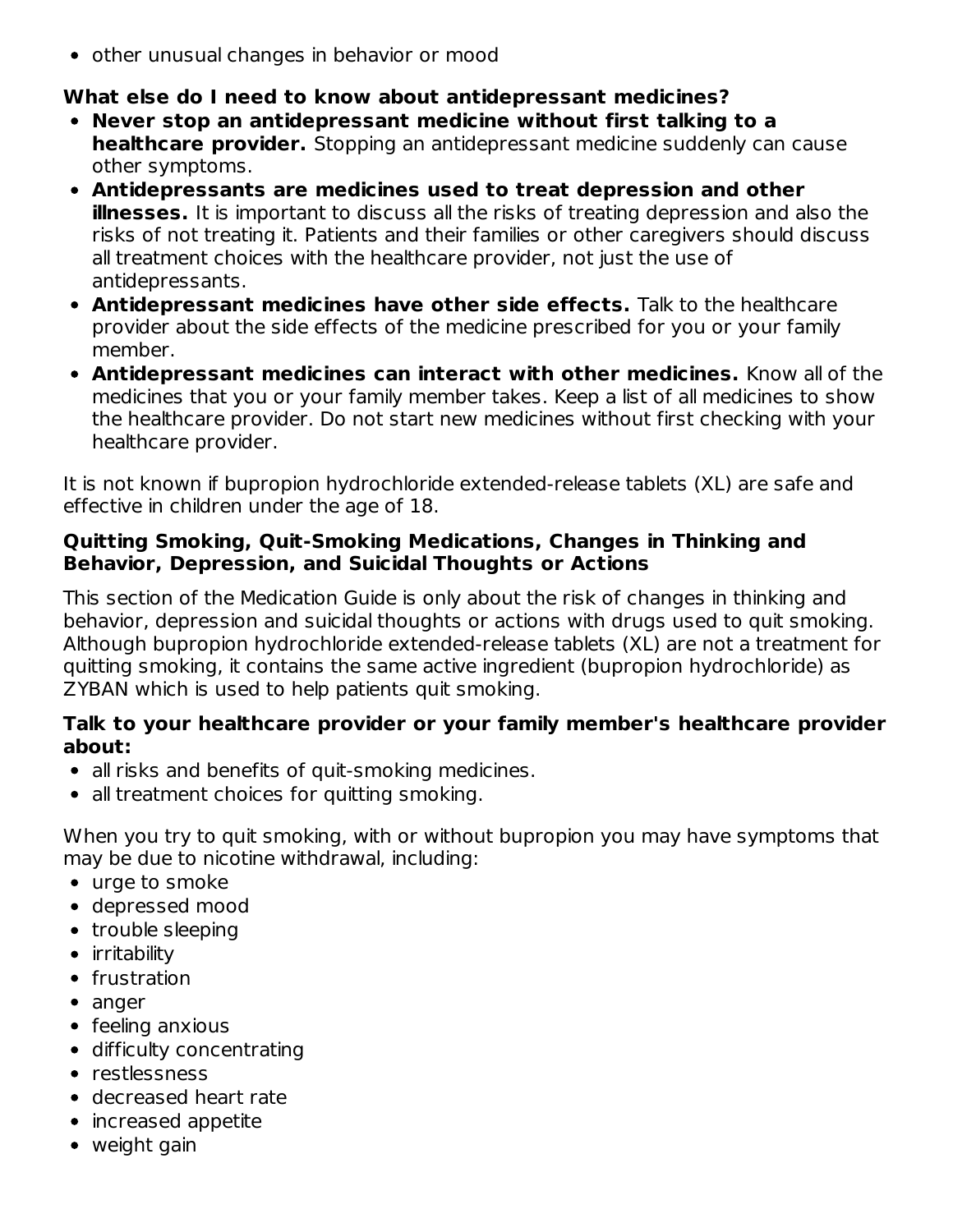- other unusual changes in behavior or mood

**What else do I need to know about antidepressant medicines?**

- **Never stop an antidepressant medicine without first talking to a healthcare provider.** Stopping an antidepressant medicine suddenly can cause other symptoms.
- **Antidepressants are medicines used to treat depression and other illnesses.** It is important to discuss all the risks of treating depression and also the risks of not treating it. Patients and their families or other caregivers should discuss all treatment choices with the healthcare provider, not just the use of antidepressants.
- **Antidepressant medicines have other side effects.** Talk to the healthcare provider about the side effects of the medicine prescribed for you or your family member.
- **Antidepressant medicines can interact with other medicines.** Know all of the medicines that you or your family member takes. Keep a list of all medicines to show the healthcare provider. Do not start new medicines without first checking with your healthcare provider.

It is not known if bupropion hydrochloride extended-release tablets (XL) are safe and effective in children under the age of 18.

**Quitting Smoking, Quit-Smoking Medications, Changes in Thinking and Behavior, Depression, and Suicidal Thoughts or Actions**

This section of the Medication Guide is only about the risk of changes in thinking and behavior, depression and suicidal thoughts or actions with drugs used to quit smoking. Although bupropion hydrochloride extended-release tablets (XL) are not a treatment for quitting smoking, it contains the same active ingredient (bupropion hydrochloride) as ZYBAN which is used to help patients quit smoking.

**Talk to your healthcare provider or your family member's healthcare provider about:**

- all risks and benefits of quit-smoking medicines.
- all treatment choices for quitting smoking.

When you try to quit smoking, with or without bupropion you may have symptoms that may be due to nicotine withdrawal, including:

- urge to smoke
- depressed mood
- trouble sleeping
- irritability
- frustration
- anger
- feeling anxious
- difficulty concentrating
- restlessness
- decreased heart rate
- increased appetite
- weight gain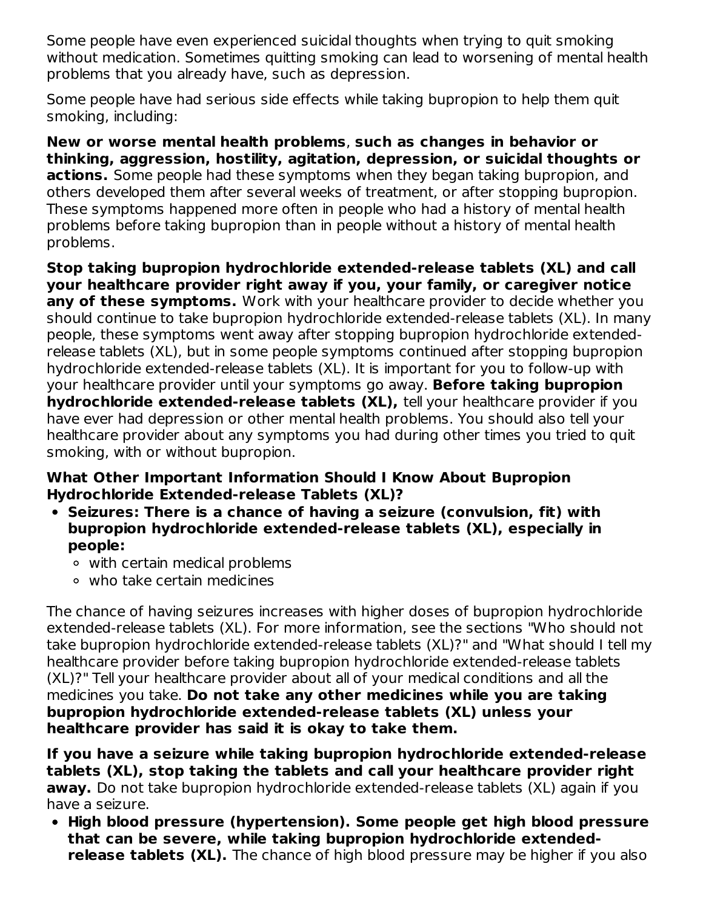Some people have even experienced suicidal thoughts when trying to quit smoking without medication. Sometimes quitting smoking can lead to worsening of mental health problems that you already have, such as depression.

Some people have had serious side effects while taking bupropion to help them quit smoking, including:

**New or worse mental health problems**, **such as changes in behavior or thinking, aggression, hostility, agitation, depression, or suicidal thoughts or actions.** Some people had these symptoms when they began taking bupropion, and others developed them after several weeks of treatment, or after stopping bupropion. These symptoms happened more often in people who had a history of mental health problems before taking bupropion than in people without a history of mental health problems.

**Stop taking bupropion hydrochloride extended-release tablets (XL) and call your healthcare provider right away if you, your family, or caregiver notice any of these symptoms.** Work with your healthcare provider to decide whether you should continue to take bupropion hydrochloride extended-release tablets (XL). In many people, these symptoms went away after stopping bupropion hydrochloride extended-release tablets (XL), but in some people symptoms continued after stopping bupropion hydrochloride extended-release tablets (XL). It is important for you to follow-up with your healthcare provider until your symptoms go away. **Before taking bupropion hydrochloride extended-release tablets (XL),** tell your healthcare provider if you have ever had depression or other mental health problems. You should also tell your healthcare provider about any symptoms you had during other times you tried to quit smoking, with or without bupropion.

**What Other Important Information Should I Know About Bupropion Hydrochloride Extended-release Tablets (XL)?**

- **Seizures: There is a chance of having a seizure (convulsion, fit) with bupropion hydrochloride extended-release tablets (XL), especially in people:**
  - with certain medical problems
  - who take certain medicines

The chance of having seizures increases with higher doses of bupropion hydrochloride extended-release tablets (XL). For more information, see the sections "Who should not take bupropion hydrochloride extended-release tablets (XL)?" and "What should I tell my healthcare provider before taking bupropion hydrochloride extended-release tablets (XL)?" Tell your healthcare provider about all of your medical conditions and all the medicines you take. **Do not take any other medicines while you are taking bupropion hydrochloride extended-release tablets (XL) unless your healthcare provider has said it is okay to take them.**

**If you have a seizure while taking bupropion hydrochloride extended-release tablets (XL), stop taking the tablets and call your healthcare provider right away.** Do not take bupropion hydrochloride extended-release tablets (XL) again if you have a seizure.

- **High blood pressure (hypertension). Some people get high blood pressure that can be severe, while taking bupropion hydrochloride extended-release tablets (XL).** The chance of high blood pressure may be higher if you also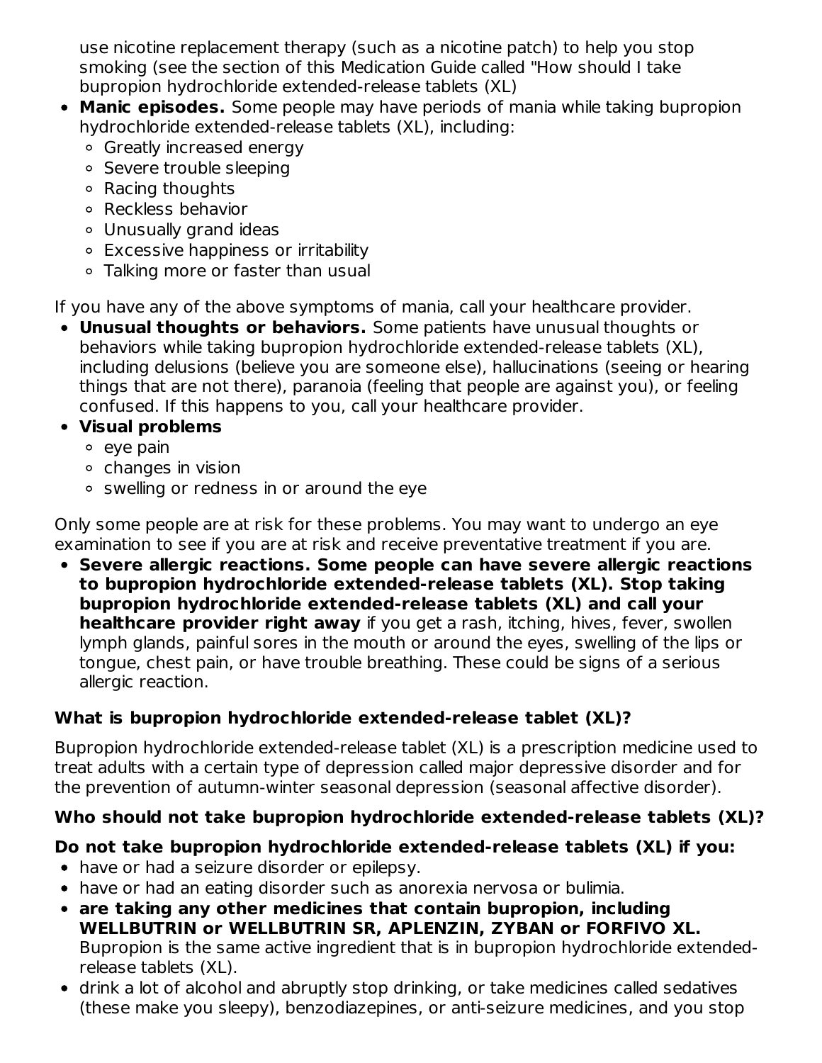use nicotine replacement therapy (such as a nicotine patch) to help you stop smoking (see the section of this Medication Guide called "How should I take bupropion hydrochloride extended-release tablets (XL)

- **Manic episodes.** Some people may have periods of mania while taking bupropion hydrochloride extended-release tablets (XL), including:
  - Greatly increased energy
  - Severe trouble sleeping
  - Racing thoughts
  - Reckless behavior
  - Unusually grand ideas
  - Excessive happiness or irritability
  - Talking more or faster than usual

If you have any of the above symptoms of mania, call your healthcare provider.

- **Unusual thoughts or behaviors.** Some patients have unusual thoughts or behaviors while taking bupropion hydrochloride extended-release tablets (XL), including delusions (believe you are someone else), hallucinations (seeing or hearing things that are not there), paranoia (feeling that people are against you), or feeling confused. If this happens to you, call your healthcare provider.
- **Visual problems**
  - eye pain
  - changes in vision
  - swelling or redness in or around the eye

Only some people are at risk for these problems. You may want to undergo an eye examination to see if you are at risk and receive preventative treatment if you are.

- **Severe allergic reactions. Some people can have severe allergic reactions to bupropion hydrochloride extended-release tablets (XL). Stop taking bupropion hydrochloride extended-release tablets (XL) and call your healthcare provider right away** if you get a rash, itching, hives, fever, swollen lymph glands, painful sores in the mouth or around the eyes, swelling of the lips or tongue, chest pain, or have trouble breathing. These could be signs of a serious allergic reaction.

### What is bupropion hydrochloride extended-release tablet (XL)?

Bupropion hydrochloride extended-release tablet (XL) is a prescription medicine used to treat adults with a certain type of depression called major depressive disorder and for the prevention of autumn-winter seasonal depression (seasonal affective disorder).

### Who should not take bupropion hydrochloride extended-release tablets (XL)?

**Do not take bupropion hydrochloride extended-release tablets (XL) if you:**

- have or had a seizure disorder or epilepsy.
- have or had an eating disorder such as anorexia nervosa or bulimia.
- **are taking any other medicines that contain bupropion, including WELLBUTRIN or WELLBUTRIN SR, APLENZIN, ZYBAN or FORFIVO XL.** Bupropion is the same active ingredient that is in bupropion hydrochloride extended-release tablets (XL).
- drink a lot of alcohol and abruptly stop drinking, or take medicines called sedatives (these make you sleepy), benzodiazepines, or anti-seizure medicines, and you stop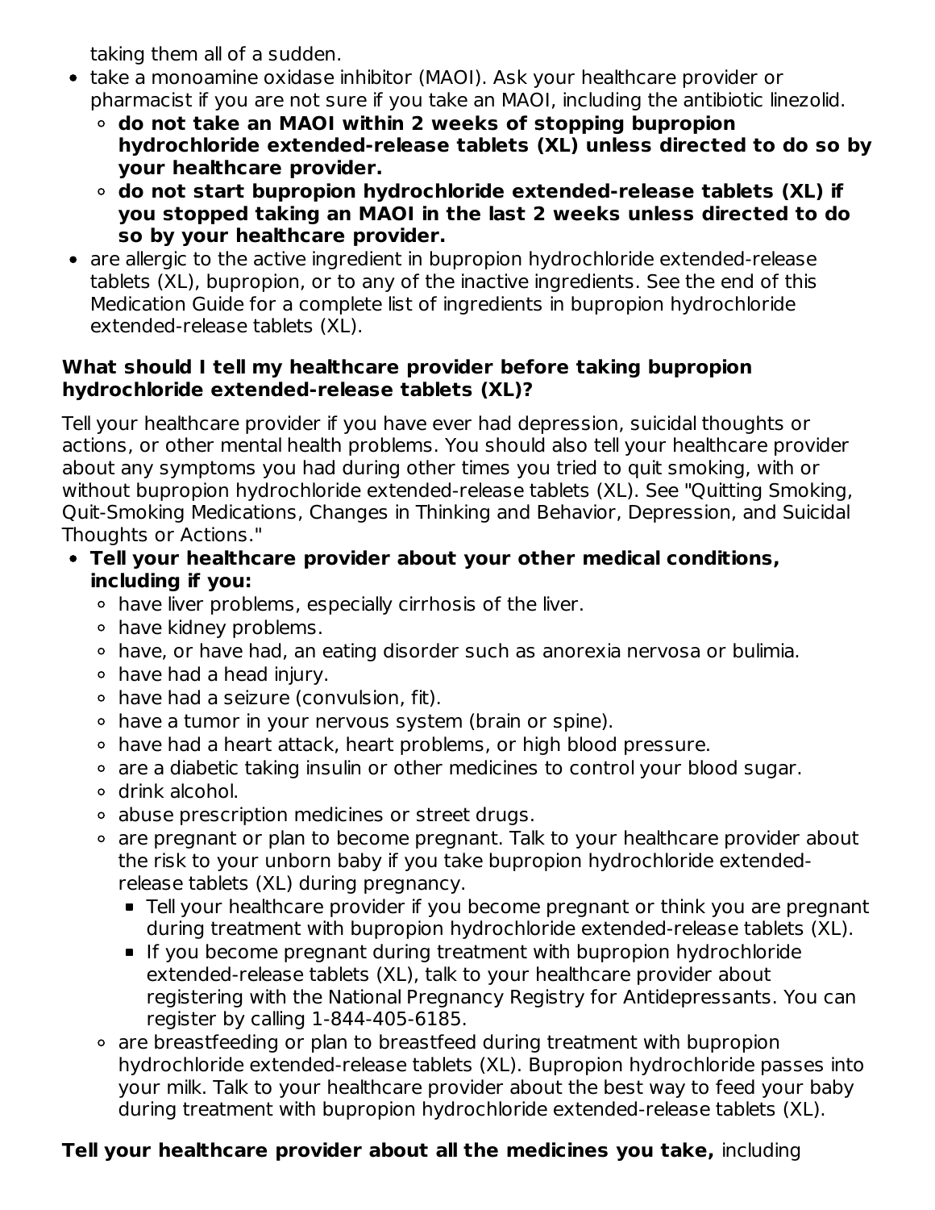taking them all of a sudden.

- take a monoamine oxidase inhibitor (MAOI). Ask your healthcare provider or pharmacist if you are not sure if you take an MAOI, including the antibiotic linezolid.
  - **do not take an MAOI within 2 weeks of stopping bupropion hydrochloride extended-release tablets (XL) unless directed to do so by your healthcare provider.**
  - **do not start bupropion hydrochloride extended-release tablets (XL) if you stopped taking an MAOI in the last 2 weeks unless directed to do so by your healthcare provider.**
- are allergic to the active ingredient in bupropion hydrochloride extended-release tablets (XL), bupropion, or to any of the inactive ingredients. See the end of this Medication Guide for a complete list of ingredients in bupropion hydrochloride extended-release tablets (XL).

**What should I tell my healthcare provider before taking bupropion hydrochloride extended-release tablets (XL)?**

Tell your healthcare provider if you have ever had depression, suicidal thoughts or actions, or other mental health problems. You should also tell your healthcare provider about any symptoms you had during other times you tried to quit smoking, with or without bupropion hydrochloride extended-release tablets (XL). See "Quitting Smoking, Quit-Smoking Medications, Changes in Thinking and Behavior, Depression, and Suicidal Thoughts or Actions."

- **Tell your healthcare provider about your other medical conditions, including if you:**
  - have liver problems, especially cirrhosis of the liver.
  - have kidney problems.
  - have, or have had, an eating disorder such as anorexia nervosa or bulimia.
  - have had a head injury.
  - have had a seizure (convulsion, fit).
  - have a tumor in your nervous system (brain or spine).
  - have had a heart attack, heart problems, or high blood pressure.
  - are a diabetic taking insulin or other medicines to control your blood sugar.
  - drink alcohol.
  - abuse prescription medicines or street drugs.
  - are pregnant or plan to become pregnant. Talk to your healthcare provider about the risk to your unborn baby if you take bupropion hydrochloride extended-release tablets (XL) during pregnancy.
    - Tell your healthcare provider if you become pregnant or think you are pregnant during treatment with bupropion hydrochloride extended-release tablets (XL).
    - If you become pregnant during treatment with bupropion hydrochloride extended-release tablets (XL), talk to your healthcare provider about registering with the National Pregnancy Registry for Antidepressants. You can register by calling 1-844-405-6185.
  - are breastfeeding or plan to breastfeed during treatment with bupropion hydrochloride extended-release tablets (XL). Bupropion hydrochloride passes into your milk. Talk to your healthcare provider about the best way to feed your baby during treatment with bupropion hydrochloride extended-release tablets (XL).

**Tell your healthcare provider about all the medicines you take,** including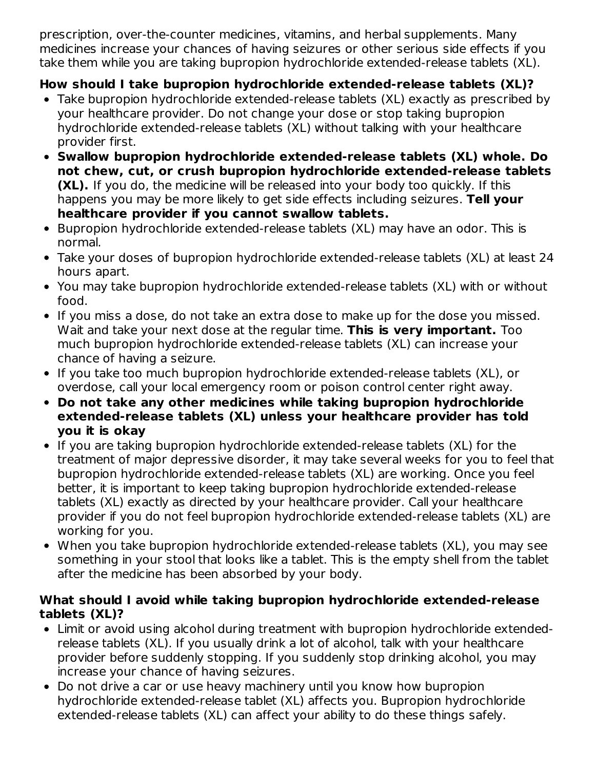prescription, over-the-counter medicines, vitamins, and herbal supplements. Many medicines increase your chances of having seizures or other serious side effects if you take them while you are taking bupropion hydrochloride extended-release tablets (XL).

**How should I take bupropion hydrochloride extended-release tablets (XL)?**

- Take bupropion hydrochloride extended-release tablets (XL) exactly as prescribed by your healthcare provider. Do not change your dose or stop taking bupropion hydrochloride extended-release tablets (XL) without talking with your healthcare provider first.
- **Swallow bupropion hydrochloride extended-release tablets (XL) whole. Do not chew, cut, or crush bupropion hydrochloride extended-release tablets (XL).** If you do, the medicine will be released into your body too quickly. If this happens you may be more likely to get side effects including seizures. **Tell your healthcare provider if you cannot swallow tablets.**
- Bupropion hydrochloride extended-release tablets (XL) may have an odor. This is normal.
- Take your doses of bupropion hydrochloride extended-release tablets (XL) at least 24 hours apart.
- You may take bupropion hydrochloride extended-release tablets (XL) with or without food.
- If you miss a dose, do not take an extra dose to make up for the dose you missed. Wait and take your next dose at the regular time. **This is very important.** Too much bupropion hydrochloride extended-release tablets (XL) can increase your chance of having a seizure.
- If you take too much bupropion hydrochloride extended-release tablets (XL), or overdose, call your local emergency room or poison control center right away.
- **Do not take any other medicines while taking bupropion hydrochloride extended-release tablets (XL) unless your healthcare provider has told you it is okay**
- If you are taking bupropion hydrochloride extended-release tablets (XL) for the treatment of major depressive disorder, it may take several weeks for you to feel that bupropion hydrochloride extended-release tablets (XL) are working. Once you feel better, it is important to keep taking bupropion hydrochloride extended-release tablets (XL) exactly as directed by your healthcare provider. Call your healthcare provider if you do not feel bupropion hydrochloride extended-release tablets (XL) are working for you.
- When you take bupropion hydrochloride extended-release tablets (XL), you may see something in your stool that looks like a tablet. This is the empty shell from the tablet after the medicine has been absorbed by your body.

**What should I avoid while taking bupropion hydrochloride extended-release tablets (XL)?**

- Limit or avoid using alcohol during treatment with bupropion hydrochloride extended-release tablets (XL). If you usually drink a lot of alcohol, talk with your healthcare provider before suddenly stopping. If you suddenly stop drinking alcohol, you may increase your chance of having seizures.
- Do not drive a car or use heavy machinery until you know how bupropion hydrochloride extended-release tablet (XL) affects you. Bupropion hydrochloride extended-release tablets (XL) can affect your ability to do these things safely.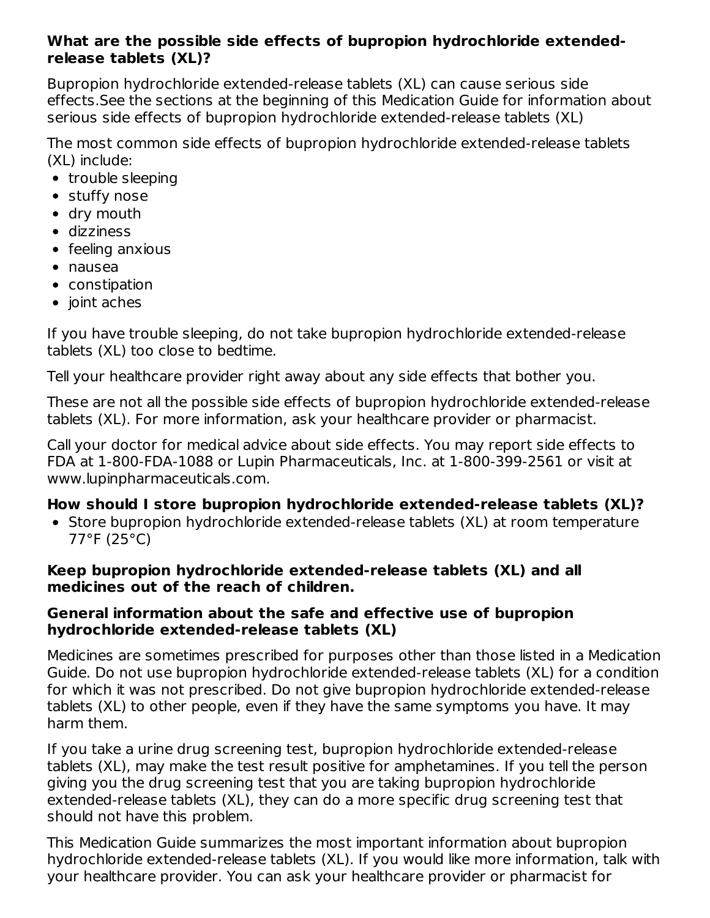**What are the possible side effects of bupropion hydrochloride extended-release tablets (XL)?**

Bupropion hydrochloride extended-release tablets (XL) can cause serious side effects.See the sections at the beginning of this Medication Guide for information about serious side effects of bupropion hydrochloride extended-release tablets (XL)

The most common side effects of bupropion hydrochloride extended-release tablets (XL) include:

- trouble sleeping
- stuffy nose
- dry mouth
- dizziness
- feeling anxious
- nausea
- constipation
- joint aches

If you have trouble sleeping, do not take bupropion hydrochloride extended-release tablets (XL) too close to bedtime.

Tell your healthcare provider right away about any side effects that bother you.

These are not all the possible side effects of bupropion hydrochloride extended-release tablets (XL). For more information, ask your healthcare provider or pharmacist.

Call your doctor for medical advice about side effects. You may report side effects to FDA at 1-800-FDA-1088 or Lupin Pharmaceuticals, Inc. at 1-800-399-2561 or visit at www.lupinpharmaceuticals.com.

**How should I store bupropion hydrochloride extended-release tablets (XL)?**

- Store bupropion hydrochloride extended-release tablets (XL) at room temperature 77°F (25°C)

**Keep bupropion hydrochloride extended-release tablets (XL) and all medicines out of the reach of children.**

**General information about the safe and effective use of bupropion hydrochloride extended-release tablets (XL)**

Medicines are sometimes prescribed for purposes other than those listed in a Medication Guide. Do not use bupropion hydrochloride extended-release tablets (XL) for a condition for which it was not prescribed. Do not give bupropion hydrochloride extended-release tablets (XL) to other people, even if they have the same symptoms you have. It may harm them.

If you take a urine drug screening test, bupropion hydrochloride extended-release tablets (XL), may make the test result positive for amphetamines. If you tell the person giving you the drug screening test that you are taking bupropion hydrochloride extended-release tablets (XL), they can do a more specific drug screening test that should not have this problem.

This Medication Guide summarizes the most important information about bupropion hydrochloride extended-release tablets (XL). If you would like more information, talk with your healthcare provider. You can ask your healthcare provider or pharmacist for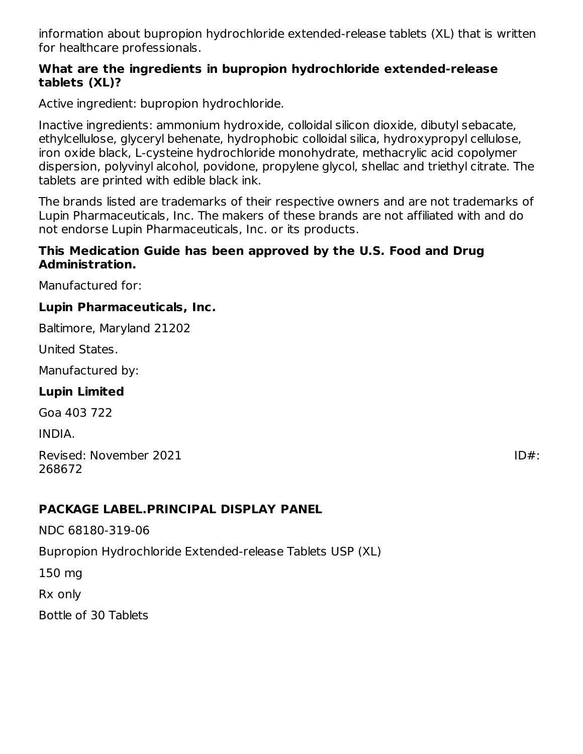information about bupropion hydrochloride extended-release tablets (XL) that is written for healthcare professionals.

### What are the ingredients in bupropion hydrochloride extended-release tablets (XL)?

Active ingredient: bupropion hydrochloride.

Inactive ingredients: ammonium hydroxide, colloidal silicon dioxide, dibutyl sebacate, ethylcellulose, glyceryl behenate, hydrophobic colloidal silica, hydroxypropyl cellulose, iron oxide black, L-cysteine hydrochloride monohydrate, methacrylic acid copolymer dispersion, polyvinyl alcohol, povidone, propylene glycol, shellac and triethyl citrate. The tablets are printed with edible black ink.

The brands listed are trademarks of their respective owners and are not trademarks of Lupin Pharmaceuticals, Inc. The makers of these brands are not affiliated with and do not endorse Lupin Pharmaceuticals, Inc. or its products.

**This Medication Guide has been approved by the U.S. Food and Drug Administration.**

Manufactured for:

**Lupin Pharmaceuticals, Inc.**

Baltimore, Maryland 21202

United States.

Manufactured by:

**Lupin Limited**

Goa 403 722

INDIA.

Revised: November 2021 ID#: 268672

## PACKAGE LABEL.PRINCIPAL DISPLAY PANEL

NDC 68180-319-06

Bupropion Hydrochloride Extended-release Tablets USP (XL)

150 mg

Rx only

Bottle of 30 Tablets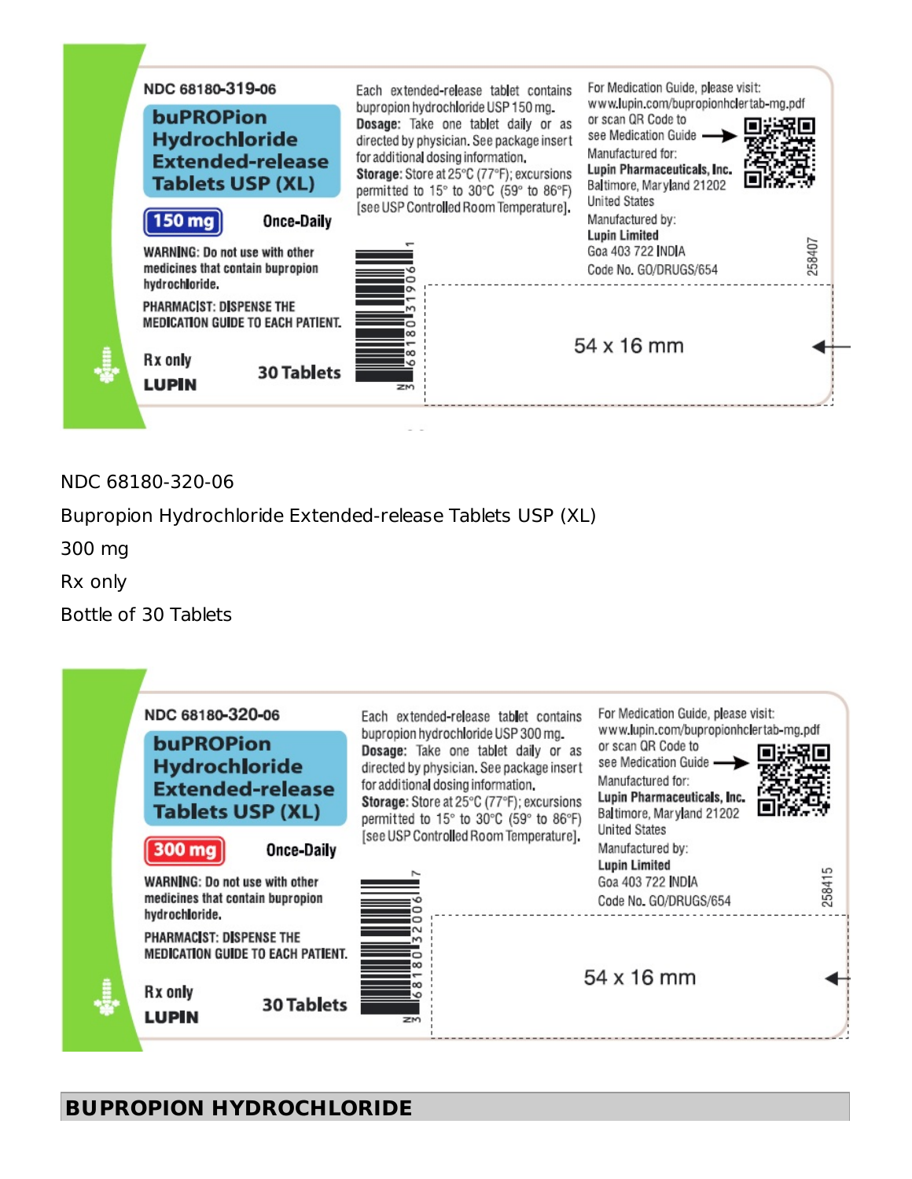NDC 68180-319-06

**buPROPion Hydrochloride Extended-release Tablets USP (XL)**

**150 mg** Once-Daily

WARNING: Do not use with other medicines that contain bupropion hydrochloride.

PHARMACIST: DISPENSE THE MEDICATION GUIDE TO EACH PATIENT.

Rx only

**LUPIN**

30 Tablets

Each extended-release tablet contains bupropion hydrochloride USP 150 mg.

**Dosage:** Take one tablet daily or as directed by physician. See package insert for additional dosing information.

**Storage:** Store at 25°C (77°F); excursions permitted to 15° to 30°C (59° to 86°F) [see USP Controlled Room Temperature].

N 3 68180 31906 1

For Medication Guide, please visit: www.lupin.com/bupropionhclertab-mg.pdf or scan QR Code to see Medication Guide

Manufactured for:
**Lupin Pharmaceuticals, Inc.**
Baltimore, Maryland 21202
United States

Manufactured by:
**Lupin Limited**
Goa 403 722 INDIA
Code No. GO/DRUGS/654

258407

54 x 16 mm

NDC 68180-320-06

Bupropion Hydrochloride Extended-release Tablets USP (XL)

300 mg

Rx only

Bottle of 30 Tablets

NDC 68180-320-06

**buPROPion Hydrochloride Extended-release Tablets USP (XL)**

**300 mg** Once-Daily

WARNING: Do not use with other medicines that contain bupropion hydrochloride.

PHARMACIST: DISPENSE THE MEDICATION GUIDE TO EACH PATIENT.

Rx only

**LUPIN**

30 Tablets

Each extended-release tablet contains bupropion hydrochloride USP 300 mg.

**Dosage:** Take one tablet daily or as directed by physician. See package insert for additional dosing information.

**Storage:** Store at 25°C (77°F); excursions permitted to 15° to 30°C (59° to 86°F) [see USP Controlled Room Temperature].

N 3 68180 32006 7

For Medication Guide, please visit: www.lupin.com/bupropionhclertab-mg.pdf or scan QR Code to see Medication Guide

Manufactured for:
**Lupin Pharmaceuticals, Inc.**
Baltimore, Maryland 21202
United States

Manufactured by:
**Lupin Limited**
Goa 403 722 INDIA
Code No. GO/DRUGS/654

258415

54 x 16 mm

## BUPROPION HYDROCHLORIDE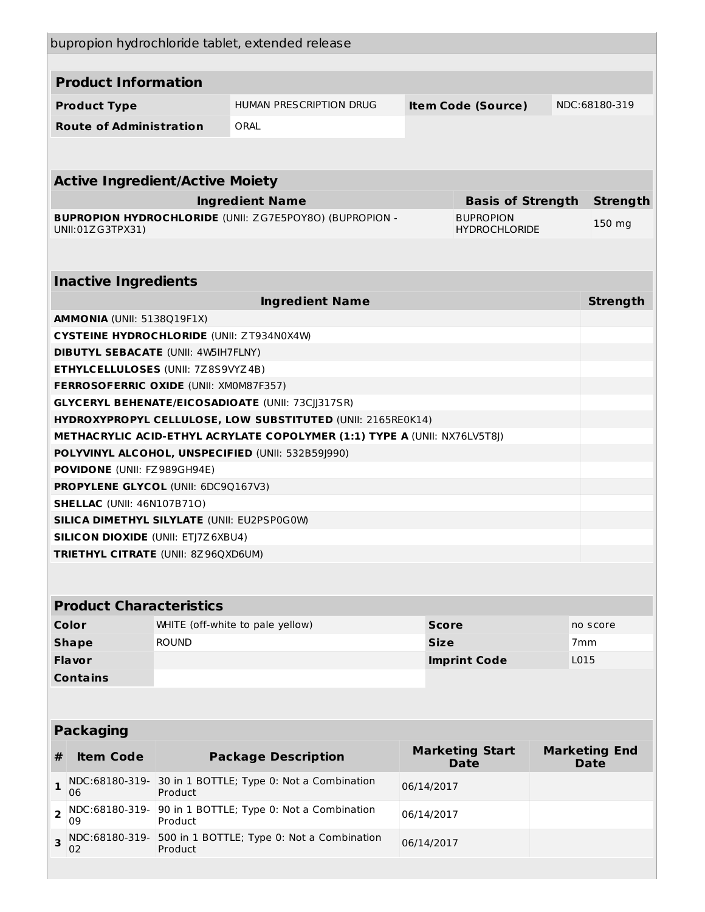bupropion hydrochloride tablet, extended release

## Product Information

| Product Type | HUMAN PRESCRIPTION DRUG | Item Code (Source) | NDC:68180-319 |
|---|---|---|---|
| Route of Administration | ORAL | | |

## Active Ingredient/Active Moiety

| Ingredient Name | Basis of Strength | Strength |
|---|---|---|
| **BUPROPION HYDROCHLORIDE** (UNII: ZG7E5POY8O) (BUPROPION - UNII:01ZG3TPX31) | BUPROPION HYDROCHLORIDE | 150 mg |

## Inactive Ingredients

| Ingredient Name | Strength |
|---|---|
| **AMMONIA** (UNII: 5138Q19F1X) | |
| **CYSTEINE HYDROCHLORIDE** (UNII: ZT934N0X4W) | |
| **DIBUTYL SEBACATE** (UNII: 4W5IH7FLNY) | |
| **ETHYLCELLULOSES** (UNII: 7Z8S9VYZ4B) | |
| **FERROSOFERRIC OXIDE** (UNII: XM0M87F357) | |
| **GLYCERYL BEHENATE/EICOSADIOATE** (UNII: 73CJJ317SR) | |
| **HYDROXYPROPYL CELLULOSE, LOW SUBSTITUTED** (UNII: 2165RE0K14) | |
| **METHACRYLIC ACID-ETHYL ACRYLATE COPOLYMER (1:1) TYPE A** (UNII: NX76LV5T8J) | |
| **POLYVINYL ALCOHOL, UNSPECIFIED** (UNII: 532B59J990) | |
| **POVIDONE** (UNII: FZ989GH94E) | |
| **PROPYLENE GLYCOL** (UNII: 6DC9Q167V3) | |
| **SHELLAC** (UNII: 46N107B71O) | |
| **SILICA DIMETHYL SILYLATE** (UNII: EU2PSP0G0W) | |
| **SILICON DIOXIDE** (UNII: ETJ7Z6XBU4) | |
| **TRIETHYL CITRATE** (UNII: 8Z96QXD6UM) | |

## Product Characteristics

| Color | WHITE (off-white to pale yellow) | Score | no score |
|---|---|---|---|
| Shape | ROUND | Size | 7mm |
| Flavor | | Imprint Code | L015 |
| Contains | | | |

## Packaging

| # | Item Code | Package Description | Marketing Start Date | Marketing End Date |
|---|---|---|---|---|
| 1 | NDC:68180-319-06 | 30 in 1 BOTTLE; Type 0: Not a Combination Product | 06/14/2017 | |
| 2 | NDC:68180-319-09 | 90 in 1 BOTTLE; Type 0: Not a Combination Product | 06/14/2017 | |
| 3 | NDC:68180-319-02 | 500 in 1 BOTTLE; Type 0: Not a Combination Product | 06/14/2017 | |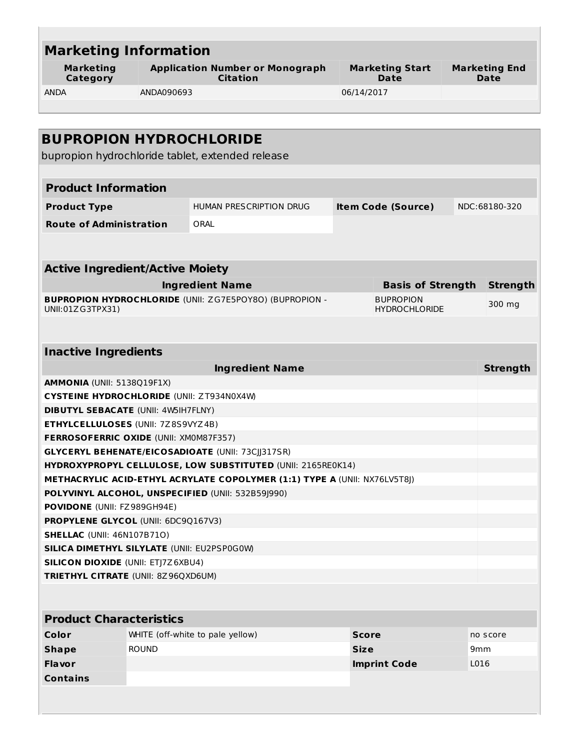## Marketing Information

| Marketing Category | Application Number or Monograph Citation | Marketing Start Date | Marketing End Date |
|---|---|---|---|
| ANDA | ANDA090693 | 06/14/2017 | |

## BUPROPION HYDROCHLORIDE

bupropion hydrochloride tablet, extended release

### Product Information

| | | | |
|---|---|---|---|
| **Product Type** | HUMAN PRESCRIPTION DRUG | **Item Code (Source)** | NDC:68180-320 |
| **Route of Administration** | ORAL | | |

### Active Ingredient/Active Moiety

| Ingredient Name | Basis of Strength | Strength |
|---|---|---|
| **BUPROPION HYDROCHLORIDE** (UNII: ZG7E5POY8O) (BUPROPION - UNII:01ZG3TPX31) | BUPROPION HYDROCHLORIDE | 300 mg |

### Inactive Ingredients

| Ingredient Name | Strength |
|---|---|
| **AMMONIA** (UNII: 5138Q19F1X) | |
| **CYSTEINE HYDROCHLORIDE** (UNII: ZT934N0X4W) | |
| **DIBUTYL SEBACATE** (UNII: 4W5IH7FLNY) | |
| **ETHYLCELLULOSES** (UNII: 7Z8S9VYZ4B) | |
| **FERROSOFERRIC OXIDE** (UNII: XM0M87F357) | |
| **GLYCERYL BEHENATE/EICOSADIOATE** (UNII: 73CJJ317SR) | |
| **HYDROXYPROPYL CELLULOSE, LOW SUBSTITUTED** (UNII: 2165RE0K14) | |
| **METHACRYLIC ACID-ETHYL ACRYLATE COPOLYMER (1:1) TYPE A** (UNII: NX76LV5T8J) | |
| **POLYVINYL ALCOHOL, UNSPECIFIED** (UNII: 532B59J990) | |
| **POVIDONE** (UNII: FZ989GH94E) | |
| **PROPYLENE GLYCOL** (UNII: 6DC9Q167V3) | |
| **SHELLAC** (UNII: 46N107B71O) | |
| **SILICA DIMETHYL SILYLATE** (UNII: EU2PSP0G0W) | |
| **SILICON DIOXIDE** (UNII: ETJ7Z6XBU4) | |
| **TRIETHYL CITRATE** (UNII: 8Z96QXD6UM) | |

### Product Characteristics

| | | | |
|---|---|---|---|
| **Color** | WHITE (off-white to pale yellow) | **Score** | no score |
| **Shape** | ROUND | **Size** | 9mm |
| **Flavor** | | **Imprint Code** | L016 |
| **Contains** | | | |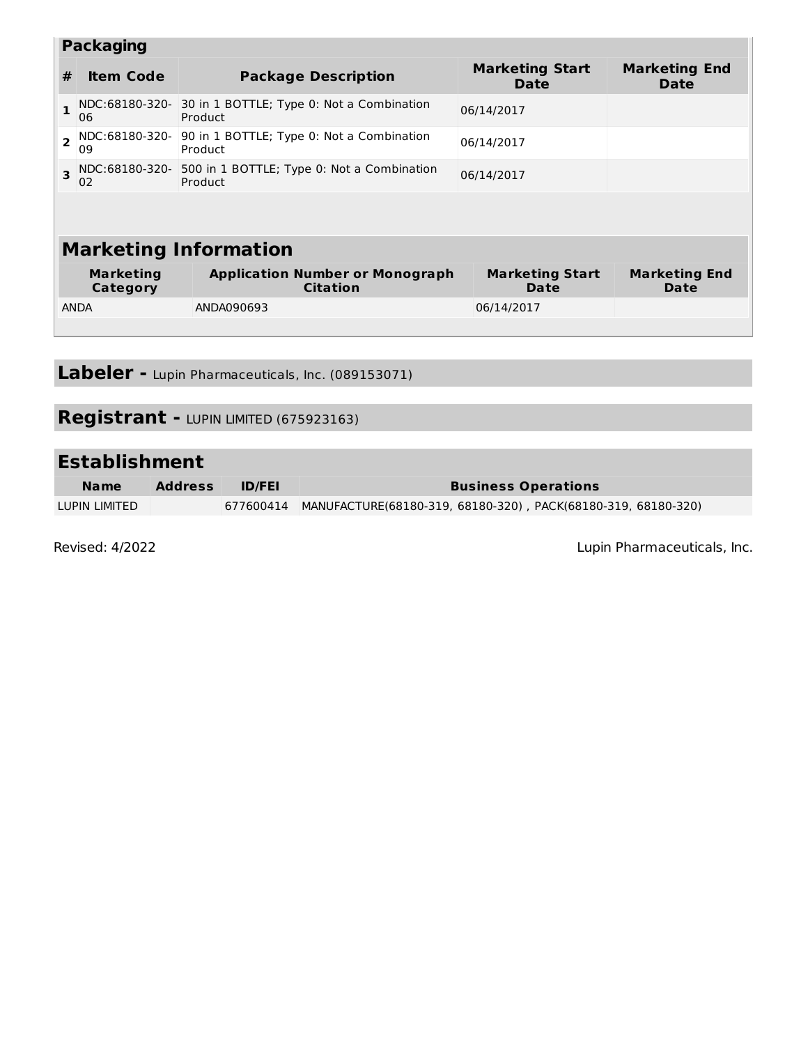**Packaging**

| # | Item Code | Package Description | Marketing Start Date | Marketing End Date |
|---|---|---|---|---|
| 1 | NDC:68180-320-06 | 30 in 1 BOTTLE; Type 0: Not a Combination Product | 06/14/2017 | |
| 2 | NDC:68180-320-09 | 90 in 1 BOTTLE; Type 0: Not a Combination Product | 06/14/2017 | |
| 3 | NDC:68180-320-02 | 500 in 1 BOTTLE; Type 0: Not a Combination Product | 06/14/2017 | |

## Marketing Information

| Marketing Category | Application Number or Monograph Citation | Marketing Start Date | Marketing End Date |
|---|---|---|---|
| ANDA | ANDA090693 | 06/14/2017 | |

## Labeler - Lupin Pharmaceuticals, Inc. (089153071)

## Registrant - LUPIN LIMITED (675923163)

## Establishment

| Name | Address | ID/FEI | Business Operations |
|---|---|---|---|
| LUPIN LIMITED | | 677600414 | MANUFACTURE(68180-319, 68180-320) , PACK(68180-319, 68180-320) |

Revised: 4/2022

Lupin Pharmaceuticals, Inc.